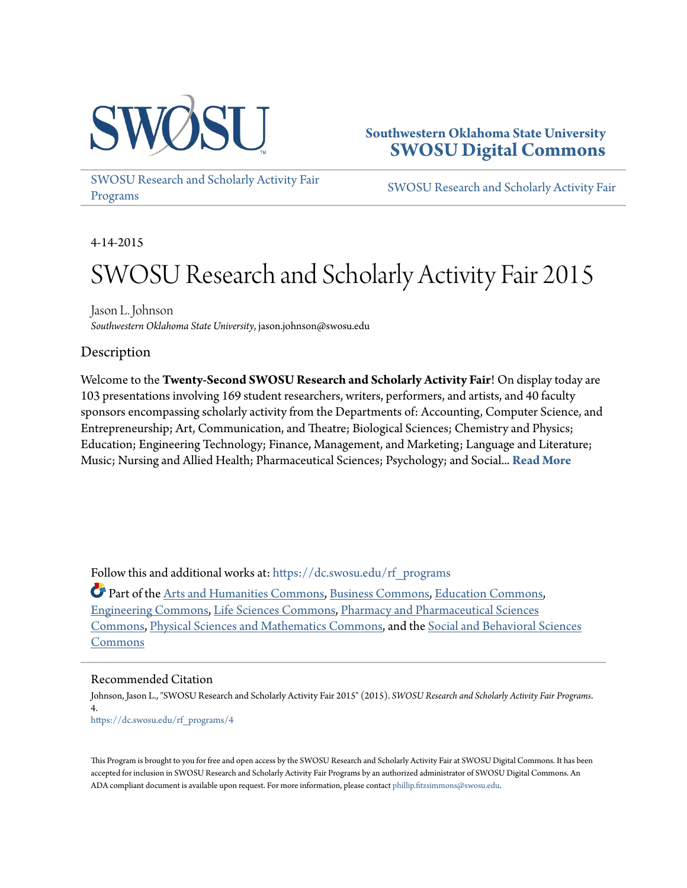SWOSU

**Southwestern Oklahoma State University**
**SWOSU Digital Commons**

SWOSU Research and Scholarly Activity Fair Programs | SWOSU Research and Scholarly Activity Fair

4-14-2015

# SWOSU Research and Scholarly Activity Fair 2015

Jason L. Johnson
*Southwestern Oklahoma State University*, jason.johnson@swosu.edu

## Description

Welcome to the **Twenty-Second SWOSU Research and Scholarly Activity Fair**! On display today are 103 presentations involving 169 student researchers, writers, performers, and artists, and 40 faculty sponsors encompassing scholarly activity from the Departments of: Accounting, Computer Science, and Entrepreneurship; Art, Communication, and Theatre; Biological Sciences; Chemistry and Physics; Education; Engineering Technology; Finance, Management, and Marketing; Language and Literature; Music; Nursing and Allied Health; Pharmaceutical Sciences; Psychology; and Social... **Read More**

Follow this and additional works at: https://dc.swosu.edu/rf_programs

Part of the Arts and Humanities Commons, Business Commons, Education Commons, Engineering Commons, Life Sciences Commons, Pharmacy and Pharmaceutical Sciences Commons, Physical Sciences and Mathematics Commons, and the Social and Behavioral Sciences Commons

## Recommended Citation

Johnson, Jason L., "SWOSU Research and Scholarly Activity Fair 2015" (2015). *SWOSU Research and Scholarly Activity Fair Programs*. 4.
https://dc.swosu.edu/rf_programs/4

This Program is brought to you for free and open access by the SWOSU Research and Scholarly Activity Fair at SWOSU Digital Commons. It has been accepted for inclusion in SWOSU Research and Scholarly Activity Fair Programs by an authorized administrator of SWOSU Digital Commons. An ADA compliant document is available upon request. For more information, please contact phillip.fitzsimmons@swosu.edu.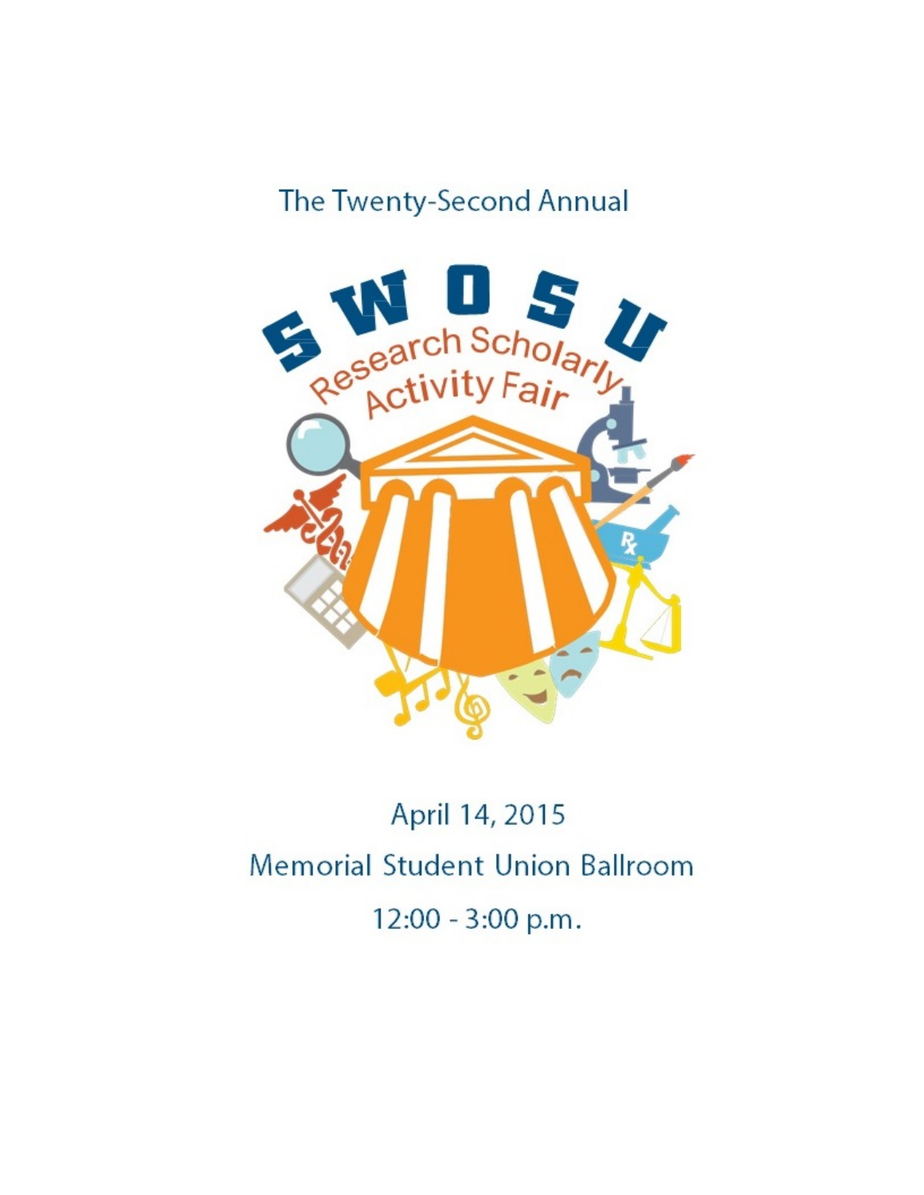The Twenty-Second Annual

# SWOSU Research Scholarly Activity Fair

April 14, 2015

Memorial Student Union Ballroom

12:00 - 3:00 p.m.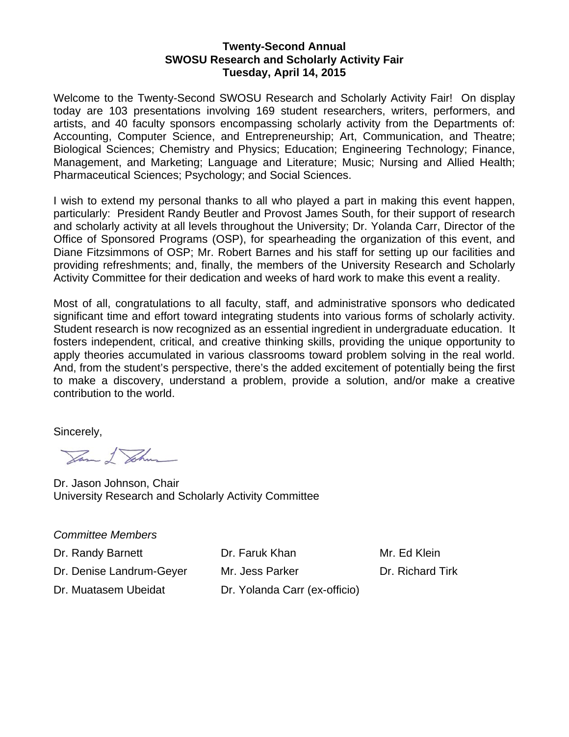**Twenty-Second Annual**
**SWOSU Research and Scholarly Activity Fair**
**Tuesday, April 14, 2015**

Welcome to the Twenty-Second SWOSU Research and Scholarly Activity Fair! On display today are 103 presentations involving 169 student researchers, writers, performers, and artists, and 40 faculty sponsors encompassing scholarly activity from the Departments of: Accounting, Computer Science, and Entrepreneurship; Art, Communication, and Theatre; Biological Sciences; Chemistry and Physics; Education; Engineering Technology; Finance, Management, and Marketing; Language and Literature; Music; Nursing and Allied Health; Pharmaceutical Sciences; Psychology; and Social Sciences.

I wish to extend my personal thanks to all who played a part in making this event happen, particularly: President Randy Beutler and Provost James South, for their support of research and scholarly activity at all levels throughout the University; Dr. Yolanda Carr, Director of the Office of Sponsored Programs (OSP), for spearheading the organization of this event, and Diane Fitzsimmons of OSP; Mr. Robert Barnes and his staff for setting up our facilities and providing refreshments; and, finally, the members of the University Research and Scholarly Activity Committee for their dedication and weeks of hard work to make this event a reality.

Most of all, congratulations to all faculty, staff, and administrative sponsors who dedicated significant time and effort toward integrating students into various forms of scholarly activity. Student research is now recognized as an essential ingredient in undergraduate education. It fosters independent, critical, and creative thinking skills, providing the unique opportunity to apply theories accumulated in various classrooms toward problem solving in the real world. And, from the student's perspective, there's the added excitement of potentially being the first to make a discovery, understand a problem, provide a solution, and/or make a creative contribution to the world.

Sincerely,

Dr. Jason Johnson, Chair
University Research and Scholarly Activity Committee

*Committee Members*

Dr. Randy Barnett
Dr. Faruk Khan
Mr. Ed Klein
Dr. Denise Landrum-Geyer
Mr. Jess Parker
Dr. Richard Tirk
Dr. Muatasem Ubeidat
Dr. Yolanda Carr (ex-officio)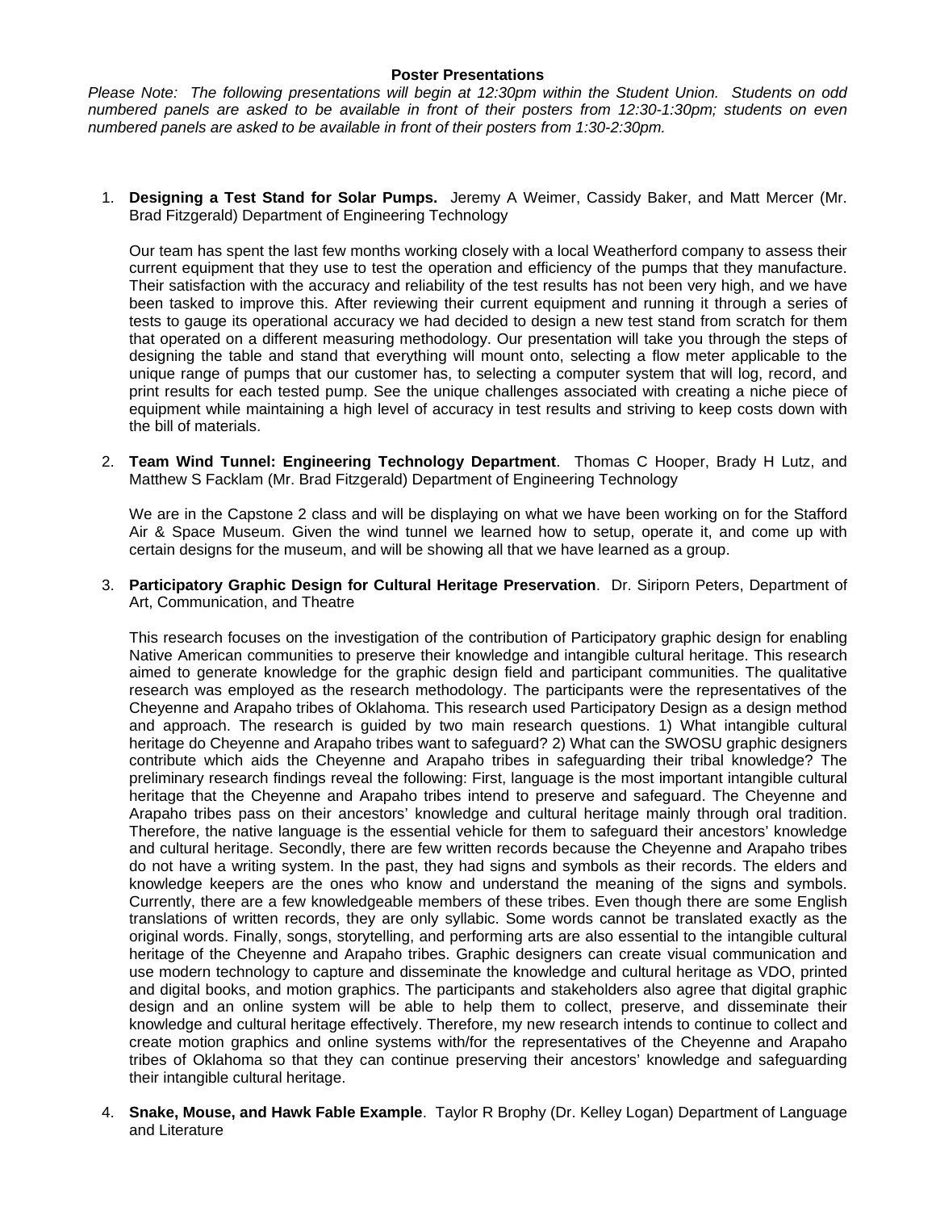**Poster Presentations**

*Please Note: The following presentations will begin at 12:30pm within the Student Union. Students on odd numbered panels are asked to be available in front of their posters from 12:30-1:30pm; students on even numbered panels are asked to be available in front of their posters from 1:30-2:30pm.*

1. **Designing a Test Stand for Solar Pumps.** Jeremy A Weimer, Cassidy Baker, and Matt Mercer (Mr. Brad Fitzgerald) Department of Engineering Technology

   Our team has spent the last few months working closely with a local Weatherford company to assess their current equipment that they use to test the operation and efficiency of the pumps that they manufacture. Their satisfaction with the accuracy and reliability of the test results has not been very high, and we have been tasked to improve this. After reviewing their current equipment and running it through a series of tests to gauge its operational accuracy we had decided to design a new test stand from scratch for them that operated on a different measuring methodology. Our presentation will take you through the steps of designing the table and stand that everything will mount onto, selecting a flow meter applicable to the unique range of pumps that our customer has, to selecting a computer system that will log, record, and print results for each tested pump. See the unique challenges associated with creating a niche piece of equipment while maintaining a high level of accuracy in test results and striving to keep costs down with the bill of materials.

2. **Team Wind Tunnel: Engineering Technology Department**. Thomas C Hooper, Brady H Lutz, and Matthew S Facklam (Mr. Brad Fitzgerald) Department of Engineering Technology

   We are in the Capstone 2 class and will be displaying on what we have been working on for the Stafford Air & Space Museum. Given the wind tunnel we learned how to setup, operate it, and come up with certain designs for the museum, and will be showing all that we have learned as a group.

3. **Participatory Graphic Design for Cultural Heritage Preservation**. Dr. Siriporn Peters, Department of Art, Communication, and Theatre

   This research focuses on the investigation of the contribution of Participatory graphic design for enabling Native American communities to preserve their knowledge and intangible cultural heritage. This research aimed to generate knowledge for the graphic design field and participant communities. The qualitative research was employed as the research methodology. The participants were the representatives of the Cheyenne and Arapaho tribes of Oklahoma. This research used Participatory Design as a design method and approach. The research is guided by two main research questions. 1) What intangible cultural heritage do Cheyenne and Arapaho tribes want to safeguard? 2) What can the SWOSU graphic designers contribute which aids the Cheyenne and Arapaho tribes in safeguarding their tribal knowledge? The preliminary research findings reveal the following: First, language is the most important intangible cultural heritage that the Cheyenne and Arapaho tribes intend to preserve and safeguard. The Cheyenne and Arapaho tribes pass on their ancestors' knowledge and cultural heritage mainly through oral tradition. Therefore, the native language is the essential vehicle for them to safeguard their ancestors' knowledge and cultural heritage. Secondly, there are few written records because the Cheyenne and Arapaho tribes do not have a writing system. In the past, they had signs and symbols as their records. The elders and knowledge keepers are the ones who know and understand the meaning of the signs and symbols. Currently, there are a few knowledgeable members of these tribes. Even though there are some English translations of written records, they are only syllabic. Some words cannot be translated exactly as the original words. Finally, songs, storytelling, and performing arts are also essential to the intangible cultural heritage of the Cheyenne and Arapaho tribes. Graphic designers can create visual communication and use modern technology to capture and disseminate the knowledge and cultural heritage as VDO, printed and digital books, and motion graphics. The participants and stakeholders also agree that digital graphic design and an online system will be able to help them to collect, preserve, and disseminate their knowledge and cultural heritage effectively. Therefore, my new research intends to continue to collect and create motion graphics and online systems with/for the representatives of the Cheyenne and Arapaho tribes of Oklahoma so that they can continue preserving their ancestors' knowledge and safeguarding their intangible cultural heritage.

4. **Snake, Mouse, and Hawk Fable Example**. Taylor R Brophy (Dr. Kelley Logan) Department of Language and Literature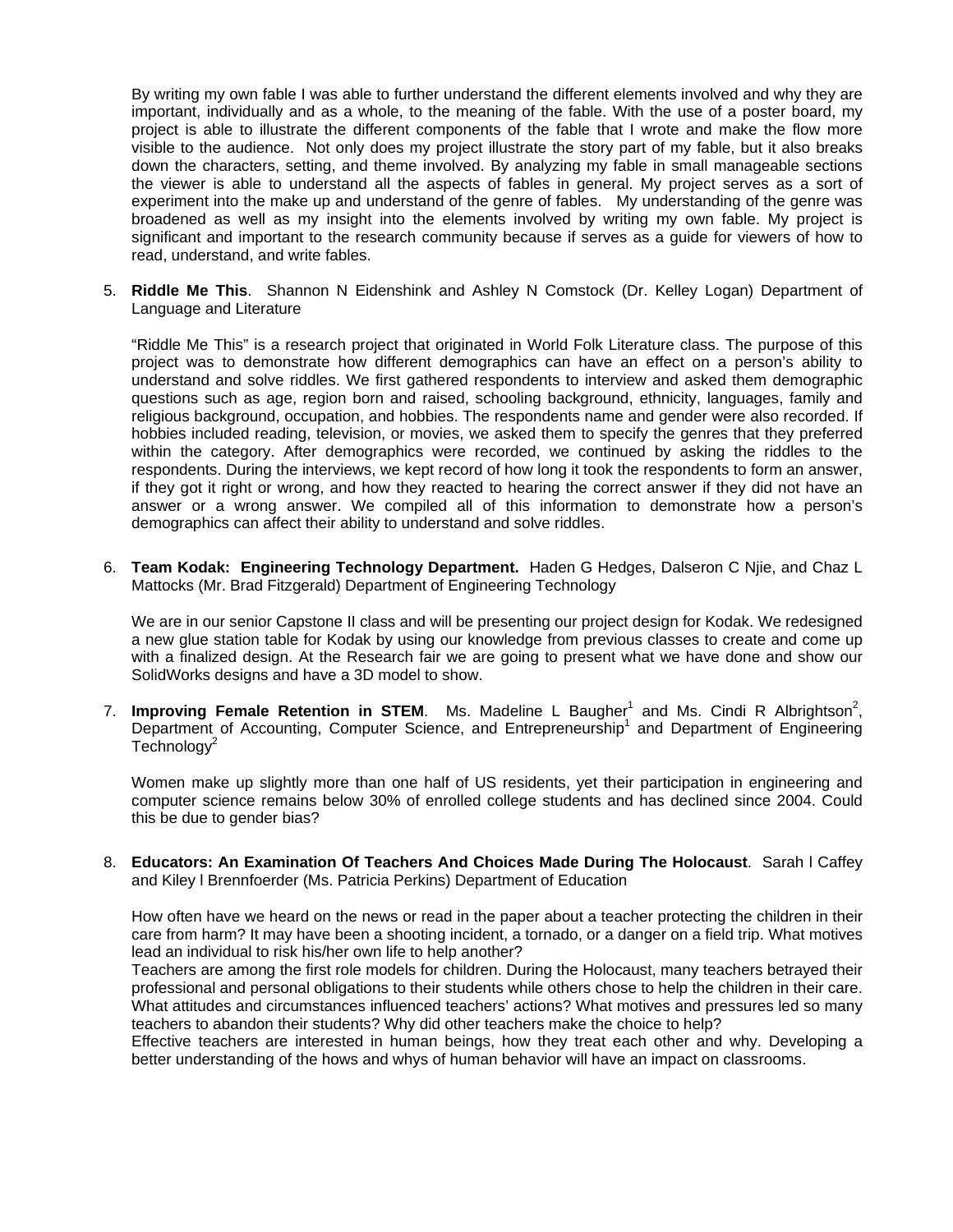By writing my own fable I was able to further understand the different elements involved and why they are important, individually and as a whole, to the meaning of the fable. With the use of a poster board, my project is able to illustrate the different components of the fable that I wrote and make the flow more visible to the audience. Not only does my project illustrate the story part of my fable, but it also breaks down the characters, setting, and theme involved. By analyzing my fable in small manageable sections the viewer is able to understand all the aspects of fables in general. My project serves as a sort of experiment into the make up and understand of the genre of fables. My understanding of the genre was broadened as well as my insight into the elements involved by writing my own fable. My project is significant and important to the research community because if serves as a guide for viewers of how to read, understand, and write fables.

5. **Riddle Me This**. Shannon N Eidenshink and Ashley N Comstock (Dr. Kelley Logan) Department of Language and Literature

   "Riddle Me This" is a research project that originated in World Folk Literature class. The purpose of this project was to demonstrate how different demographics can have an effect on a person's ability to understand and solve riddles. We first gathered respondents to interview and asked them demographic questions such as age, region born and raised, schooling background, ethnicity, languages, family and religious background, occupation, and hobbies. The respondents name and gender were also recorded. If hobbies included reading, television, or movies, we asked them to specify the genres that they preferred within the category. After demographics were recorded, we continued by asking the riddles to the respondents. During the interviews, we kept record of how long it took the respondents to form an answer, if they got it right or wrong, and how they reacted to hearing the correct answer if they did not have an answer or a wrong answer. We compiled all of this information to demonstrate how a person's demographics can affect their ability to understand and solve riddles.

6. **Team Kodak: Engineering Technology Department.** Haden G Hedges, Dalseron C Njie, and Chaz L Mattocks (Mr. Brad Fitzgerald) Department of Engineering Technology

   We are in our senior Capstone II class and will be presenting our project design for Kodak. We redesigned a new glue station table for Kodak by using our knowledge from previous classes to create and come up with a finalized design. At the Research fair we are going to present what we have done and show our SolidWorks designs and have a 3D model to show.

7. **Improving Female Retention in STEM**. Ms. Madeline L Baugher[1] and Ms. Cindi R Albrightson[2], Department of Accounting, Computer Science, and Entrepreneurship[1] and Department of Engineering Technology[2]

   Women make up slightly more than one half of US residents, yet their participation in engineering and computer science remains below 30% of enrolled college students and has declined since 2004. Could this be due to gender bias?

8. **Educators: An Examination Of Teachers And Choices Made During The Holocaust**. Sarah l Caffey and Kiley l Brennfoerder (Ms. Patricia Perkins) Department of Education

   How often have we heard on the news or read in the paper about a teacher protecting the children in their care from harm? It may have been a shooting incident, a tornado, or a danger on a field trip. What motives lead an individual to risk his/her own life to help another?
   Teachers are among the first role models for children. During the Holocaust, many teachers betrayed their professional and personal obligations to their students while others chose to help the children in their care. What attitudes and circumstances influenced teachers' actions? What motives and pressures led so many teachers to abandon their students? Why did other teachers make the choice to help?
   Effective teachers are interested in human beings, how they treat each other and why. Developing a better understanding of the hows and whys of human behavior will have an impact on classrooms.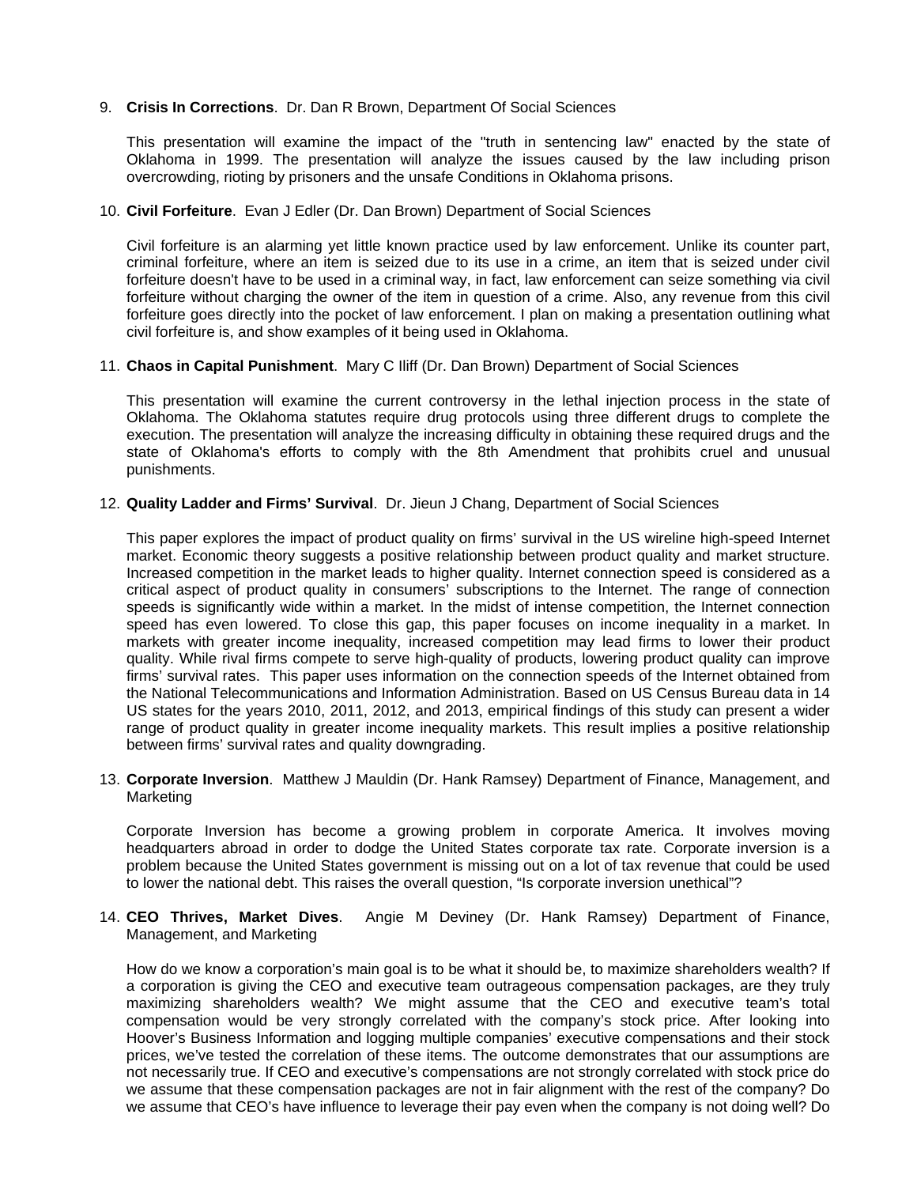9. **Crisis In Corrections**. Dr. Dan R Brown, Department Of Social Sciences

   This presentation will examine the impact of the "truth in sentencing law" enacted by the state of Oklahoma in 1999. The presentation will analyze the issues caused by the law including prison overcrowding, rioting by prisoners and the unsafe Conditions in Oklahoma prisons.

10. **Civil Forfeiture**. Evan J Edler (Dr. Dan Brown) Department of Social Sciences

    Civil forfeiture is an alarming yet little known practice used by law enforcement. Unlike its counter part, criminal forfeiture, where an item is seized due to its use in a crime, an item that is seized under civil forfeiture doesn't have to be used in a criminal way, in fact, law enforcement can seize something via civil forfeiture without charging the owner of the item in question of a crime. Also, any revenue from this civil forfeiture goes directly into the pocket of law enforcement. I plan on making a presentation outlining what civil forfeiture is, and show examples of it being used in Oklahoma.

11. **Chaos in Capital Punishment**. Mary C Iliff (Dr. Dan Brown) Department of Social Sciences

    This presentation will examine the current controversy in the lethal injection process in the state of Oklahoma. The Oklahoma statutes require drug protocols using three different drugs to complete the execution. The presentation will analyze the increasing difficulty in obtaining these required drugs and the state of Oklahoma's efforts to comply with the 8th Amendment that prohibits cruel and unusual punishments.

12. **Quality Ladder and Firms' Survival**. Dr. Jieun J Chang, Department of Social Sciences

    This paper explores the impact of product quality on firms' survival in the US wireline high-speed Internet market. Economic theory suggests a positive relationship between product quality and market structure. Increased competition in the market leads to higher quality. Internet connection speed is considered as a critical aspect of product quality in consumers' subscriptions to the Internet. The range of connection speeds is significantly wide within a market. In the midst of intense competition, the Internet connection speed has even lowered. To close this gap, this paper focuses on income inequality in a market. In markets with greater income inequality, increased competition may lead firms to lower their product quality. While rival firms compete to serve high-quality of products, lowering product quality can improve firms' survival rates. This paper uses information on the connection speeds of the Internet obtained from the National Telecommunications and Information Administration. Based on US Census Bureau data in 14 US states for the years 2010, 2011, 2012, and 2013, empirical findings of this study can present a wider range of product quality in greater income inequality markets. This result implies a positive relationship between firms' survival rates and quality downgrading.

13. **Corporate Inversion**. Matthew J Mauldin (Dr. Hank Ramsey) Department of Finance, Management, and Marketing

    Corporate Inversion has become a growing problem in corporate America. It involves moving headquarters abroad in order to dodge the United States corporate tax rate. Corporate inversion is a problem because the United States government is missing out on a lot of tax revenue that could be used to lower the national debt. This raises the overall question, "Is corporate inversion unethical"?

14. **CEO Thrives, Market Dives**. Angie M Deviney (Dr. Hank Ramsey) Department of Finance, Management, and Marketing

    How do we know a corporation's main goal is to be what it should be, to maximize shareholders wealth? If a corporation is giving the CEO and executive team outrageous compensation packages, are they truly maximizing shareholders wealth? We might assume that the CEO and executive team's total compensation would be very strongly correlated with the company's stock price. After looking into Hoover's Business Information and logging multiple companies' executive compensations and their stock prices, we've tested the correlation of these items. The outcome demonstrates that our assumptions are not necessarily true. If CEO and executive's compensations are not strongly correlated with stock price do we assume that these compensation packages are not in fair alignment with the rest of the company? Do we assume that CEO's have influence to leverage their pay even when the company is not doing well? Do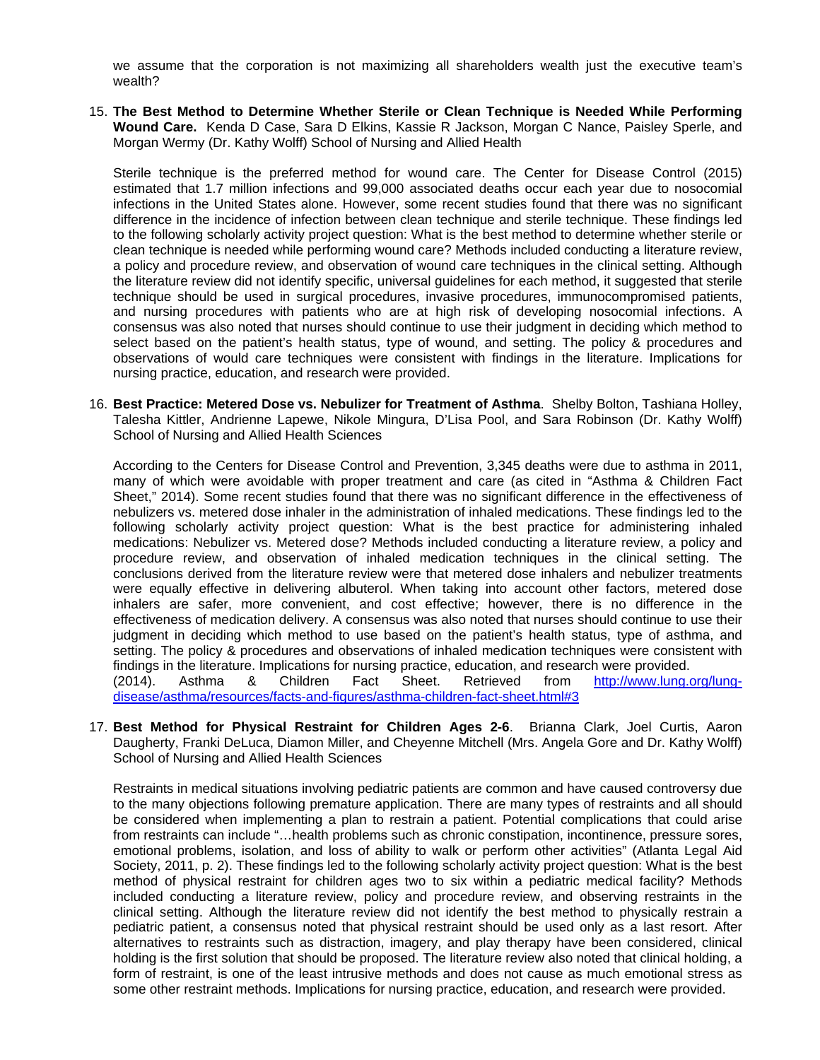we assume that the corporation is not maximizing all shareholders wealth just the executive team's wealth?

15. **The Best Method to Determine Whether Sterile or Clean Technique is Needed While Performing Wound Care.** Kenda D Case, Sara D Elkins, Kassie R Jackson, Morgan C Nance, Paisley Sperle, and Morgan Wermy (Dr. Kathy Wolff) School of Nursing and Allied Health

    Sterile technique is the preferred method for wound care. The Center for Disease Control (2015) estimated that 1.7 million infections and 99,000 associated deaths occur each year due to nosocomial infections in the United States alone. However, some recent studies found that there was no significant difference in the incidence of infection between clean technique and sterile technique. These findings led to the following scholarly activity project question: What is the best method to determine whether sterile or clean technique is needed while performing wound care? Methods included conducting a literature review, a policy and procedure review, and observation of wound care techniques in the clinical setting. Although the literature review did not identify specific, universal guidelines for each method, it suggested that sterile technique should be used in surgical procedures, invasive procedures, immunocompromised patients, and nursing procedures with patients who are at high risk of developing nosocomial infections. A consensus was also noted that nurses should continue to use their judgment in deciding which method to select based on the patient's health status, type of wound, and setting. The policy & procedures and observations of would care techniques were consistent with findings in the literature. Implications for nursing practice, education, and research were provided.

16. **Best Practice: Metered Dose vs. Nebulizer for Treatment of Asthma**. Shelby Bolton, Tashiana Holley, Talesha Kittler, Andrienne Lapewe, Nikole Mingura, D'Lisa Pool, and Sara Robinson (Dr. Kathy Wolff) School of Nursing and Allied Health Sciences

    According to the Centers for Disease Control and Prevention, 3,345 deaths were due to asthma in 2011, many of which were avoidable with proper treatment and care (as cited in "Asthma & Children Fact Sheet," 2014). Some recent studies found that there was no significant difference in the effectiveness of nebulizers vs. metered dose inhaler in the administration of inhaled medications. These findings led to the following scholarly activity project question: What is the best practice for administering inhaled medications: Nebulizer vs. Metered dose? Methods included conducting a literature review, a policy and procedure review, and observation of inhaled medication techniques in the clinical setting. The conclusions derived from the literature review were that metered dose inhalers and nebulizer treatments were equally effective in delivering albuterol. When taking into account other factors, metered dose inhalers are safer, more convenient, and cost effective; however, there is no difference in the effectiveness of medication delivery. A consensus was also noted that nurses should continue to use their judgment in deciding which method to use based on the patient's health status, type of asthma, and setting. The policy & procedures and observations of inhaled medication techniques were consistent with findings in the literature. Implications for nursing practice, education, and research were provided.
    (2014). Asthma & Children Fact Sheet. Retrieved from [http://www.lung.org/lung-disease/asthma/resources/facts-and-figures/asthma-children-fact-sheet.html#3](http://www.lung.org/lung-disease/asthma/resources/facts-and-figures/asthma-children-fact-sheet.html#3)

17. **Best Method for Physical Restraint for Children Ages 2-6**. Brianna Clark, Joel Curtis, Aaron Daugherty, Franki DeLuca, Diamon Miller, and Cheyenne Mitchell (Mrs. Angela Gore and Dr. Kathy Wolff) School of Nursing and Allied Health Sciences

    Restraints in medical situations involving pediatric patients are common and have caused controversy due to the many objections following premature application. There are many types of restraints and all should be considered when implementing a plan to restrain a patient. Potential complications that could arise from restraints can include "…health problems such as chronic constipation, incontinence, pressure sores, emotional problems, isolation, and loss of ability to walk or perform other activities" (Atlanta Legal Aid Society, 2011, p. 2). These findings led to the following scholarly activity project question: What is the best method of physical restraint for children ages two to six within a pediatric medical facility? Methods included conducting a literature review, policy and procedure review, and observing restraints in the clinical setting. Although the literature review did not identify the best method to physically restrain a pediatric patient, a consensus noted that physical restraint should be used only as a last resort. After alternatives to restraints such as distraction, imagery, and play therapy have been considered, clinical holding is the first solution that should be proposed. The literature review also noted that clinical holding, a form of restraint, is one of the least intrusive methods and does not cause as much emotional stress as some other restraint methods. Implications for nursing practice, education, and research were provided.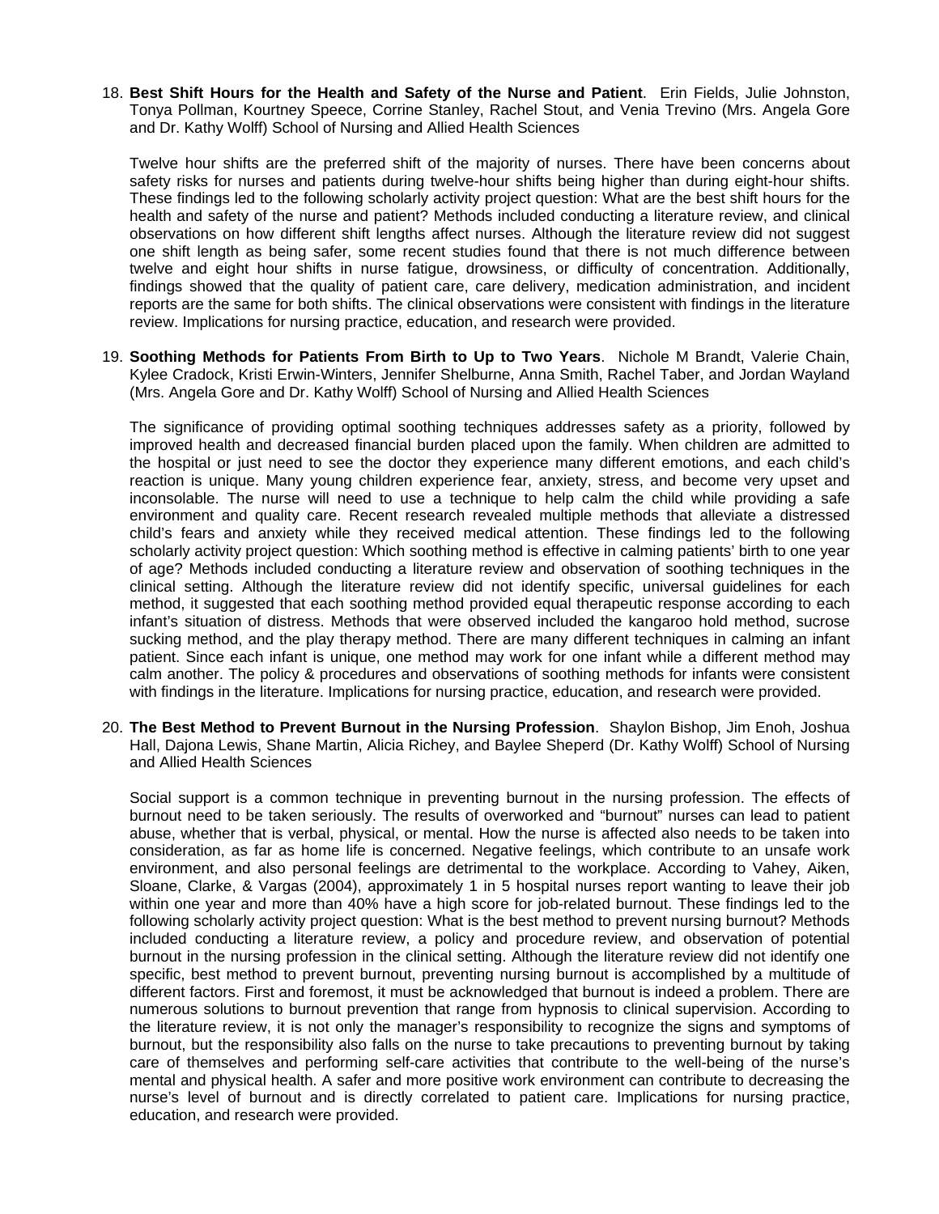18. **Best Shift Hours for the Health and Safety of the Nurse and Patient**. Erin Fields, Julie Johnston, Tonya Pollman, Kourtney Speece, Corrine Stanley, Rachel Stout, and Venia Trevino (Mrs. Angela Gore and Dr. Kathy Wolff) School of Nursing and Allied Health Sciences

    Twelve hour shifts are the preferred shift of the majority of nurses. There have been concerns about safety risks for nurses and patients during twelve-hour shifts being higher than during eight-hour shifts. These findings led to the following scholarly activity project question: What are the best shift hours for the health and safety of the nurse and patient? Methods included conducting a literature review, and clinical observations on how different shift lengths affect nurses. Although the literature review did not suggest one shift length as being safer, some recent studies found that there is not much difference between twelve and eight hour shifts in nurse fatigue, drowsiness, or difficulty of concentration. Additionally, findings showed that the quality of patient care, care delivery, medication administration, and incident reports are the same for both shifts. The clinical observations were consistent with findings in the literature review. Implications for nursing practice, education, and research were provided.

19. **Soothing Methods for Patients From Birth to Up to Two Years**. Nichole M Brandt, Valerie Chain, Kylee Cradock, Kristi Erwin-Winters, Jennifer Shelburne, Anna Smith, Rachel Taber, and Jordan Wayland (Mrs. Angela Gore and Dr. Kathy Wolff) School of Nursing and Allied Health Sciences

    The significance of providing optimal soothing techniques addresses safety as a priority, followed by improved health and decreased financial burden placed upon the family. When children are admitted to the hospital or just need to see the doctor they experience many different emotions, and each child's reaction is unique. Many young children experience fear, anxiety, stress, and become very upset and inconsolable. The nurse will need to use a technique to help calm the child while providing a safe environment and quality care. Recent research revealed multiple methods that alleviate a distressed child's fears and anxiety while they received medical attention. These findings led to the following scholarly activity project question: Which soothing method is effective in calming patients' birth to one year of age? Methods included conducting a literature review and observation of soothing techniques in the clinical setting. Although the literature review did not identify specific, universal guidelines for each method, it suggested that each soothing method provided equal therapeutic response according to each infant's situation of distress. Methods that were observed included the kangaroo hold method, sucrose sucking method, and the play therapy method. There are many different techniques in calming an infant patient. Since each infant is unique, one method may work for one infant while a different method may calm another. The policy & procedures and observations of soothing methods for infants were consistent with findings in the literature. Implications for nursing practice, education, and research were provided.

20. **The Best Method to Prevent Burnout in the Nursing Profession**. Shaylon Bishop, Jim Enoh, Joshua Hall, Dajona Lewis, Shane Martin, Alicia Richey, and Baylee Sheperd (Dr. Kathy Wolff) School of Nursing and Allied Health Sciences

    Social support is a common technique in preventing burnout in the nursing profession. The effects of burnout need to be taken seriously. The results of overworked and "burnout" nurses can lead to patient abuse, whether that is verbal, physical, or mental. How the nurse is affected also needs to be taken into consideration, as far as home life is concerned. Negative feelings, which contribute to an unsafe work environment, and also personal feelings are detrimental to the workplace. According to Vahey, Aiken, Sloane, Clarke, & Vargas (2004), approximately 1 in 5 hospital nurses report wanting to leave their job within one year and more than 40% have a high score for job-related burnout. These findings led to the following scholarly activity project question: What is the best method to prevent nursing burnout? Methods included conducting a literature review, a policy and procedure review, and observation of potential burnout in the nursing profession in the clinical setting. Although the literature review did not identify one specific, best method to prevent burnout, preventing nursing burnout is accomplished by a multitude of different factors. First and foremost, it must be acknowledged that burnout is indeed a problem. There are numerous solutions to burnout prevention that range from hypnosis to clinical supervision. According to the literature review, it is not only the manager's responsibility to recognize the signs and symptoms of burnout, but the responsibility also falls on the nurse to take precautions to preventing burnout by taking care of themselves and performing self-care activities that contribute to the well-being of the nurse's mental and physical health. A safer and more positive work environment can contribute to decreasing the nurse's level of burnout and is directly correlated to patient care. Implications for nursing practice, education, and research were provided.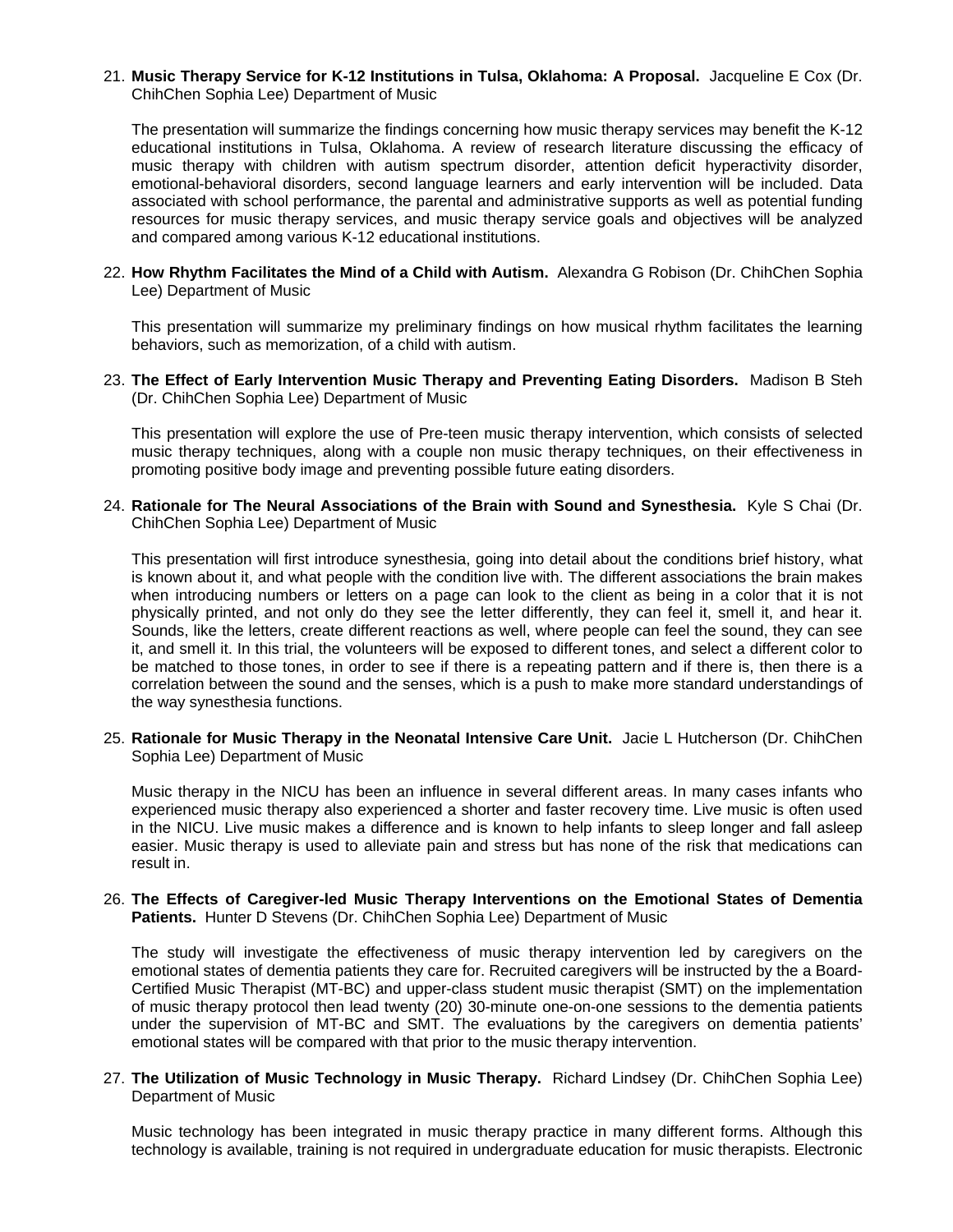21. **Music Therapy Service for K-12 Institutions in Tulsa, Oklahoma: A Proposal.** Jacqueline E Cox (Dr. ChihChen Sophia Lee) Department of Music

    The presentation will summarize the findings concerning how music therapy services may benefit the K-12 educational institutions in Tulsa, Oklahoma. A review of research literature discussing the efficacy of music therapy with children with autism spectrum disorder, attention deficit hyperactivity disorder, emotional-behavioral disorders, second language learners and early intervention will be included. Data associated with school performance, the parental and administrative supports as well as potential funding resources for music therapy services, and music therapy service goals and objectives will be analyzed and compared among various K-12 educational institutions.

22. **How Rhythm Facilitates the Mind of a Child with Autism.** Alexandra G Robison (Dr. ChihChen Sophia Lee) Department of Music

    This presentation will summarize my preliminary findings on how musical rhythm facilitates the learning behaviors, such as memorization, of a child with autism.

23. **The Effect of Early Intervention Music Therapy and Preventing Eating Disorders.** Madison B Steh (Dr. ChihChen Sophia Lee) Department of Music

    This presentation will explore the use of Pre-teen music therapy intervention, which consists of selected music therapy techniques, along with a couple non music therapy techniques, on their effectiveness in promoting positive body image and preventing possible future eating disorders.

24. **Rationale for The Neural Associations of the Brain with Sound and Synesthesia.** Kyle S Chai (Dr. ChihChen Sophia Lee) Department of Music

    This presentation will first introduce synesthesia, going into detail about the conditions brief history, what is known about it, and what people with the condition live with. The different associations the brain makes when introducing numbers or letters on a page can look to the client as being in a color that it is not physically printed, and not only do they see the letter differently, they can feel it, smell it, and hear it. Sounds, like the letters, create different reactions as well, where people can feel the sound, they can see it, and smell it. In this trial, the volunteers will be exposed to different tones, and select a different color to be matched to those tones, in order to see if there is a repeating pattern and if there is, then there is a correlation between the sound and the senses, which is a push to make more standard understandings of the way synesthesia functions.

25. **Rationale for Music Therapy in the Neonatal Intensive Care Unit.** Jacie L Hutcherson (Dr. ChihChen Sophia Lee) Department of Music

    Music therapy in the NICU has been an influence in several different areas. In many cases infants who experienced music therapy also experienced a shorter and faster recovery time. Live music is often used in the NICU. Live music makes a difference and is known to help infants to sleep longer and fall asleep easier. Music therapy is used to alleviate pain and stress but has none of the risk that medications can result in.

26. **The Effects of Caregiver-led Music Therapy Interventions on the Emotional States of Dementia Patients.** Hunter D Stevens (Dr. ChihChen Sophia Lee) Department of Music

    The study will investigate the effectiveness of music therapy intervention led by caregivers on the emotional states of dementia patients they care for. Recruited caregivers will be instructed by the a Board-Certified Music Therapist (MT-BC) and upper-class student music therapist (SMT) on the implementation of music therapy protocol then lead twenty (20) 30-minute one-on-one sessions to the dementia patients under the supervision of MT-BC and SMT. The evaluations by the caregivers on dementia patients' emotional states will be compared with that prior to the music therapy intervention.

27. **The Utilization of Music Technology in Music Therapy.** Richard Lindsey (Dr. ChihChen Sophia Lee) Department of Music

    Music technology has been integrated in music therapy practice in many different forms. Although this technology is available, training is not required in undergraduate education for music therapists. Electronic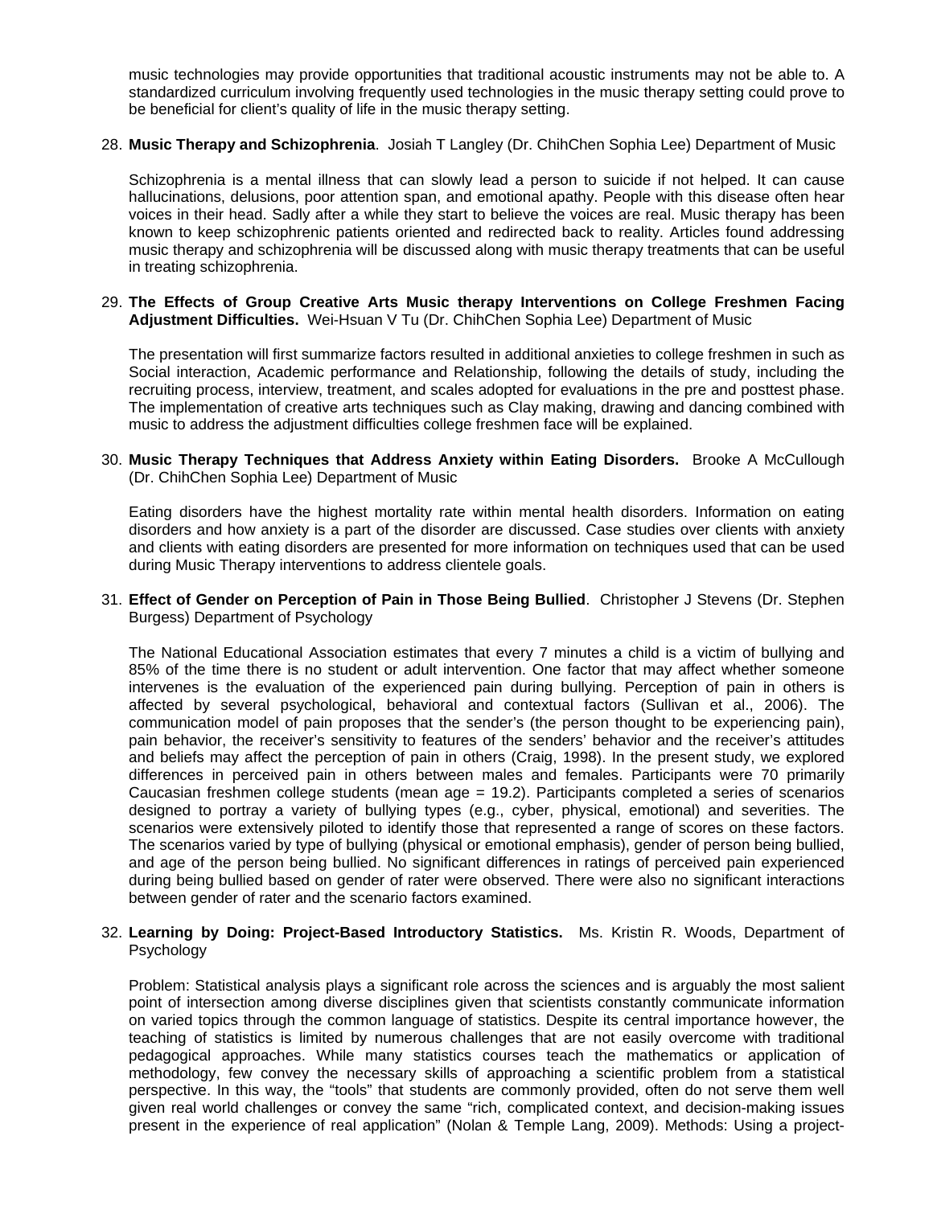music technologies may provide opportunities that traditional acoustic instruments may not be able to. A standardized curriculum involving frequently used technologies in the music therapy setting could prove to be beneficial for client's quality of life in the music therapy setting.

28. **Music Therapy and Schizophrenia**. Josiah T Langley (Dr. ChihChen Sophia Lee) Department of Music

    Schizophrenia is a mental illness that can slowly lead a person to suicide if not helped. It can cause hallucinations, delusions, poor attention span, and emotional apathy. People with this disease often hear voices in their head. Sadly after a while they start to believe the voices are real. Music therapy has been known to keep schizophrenic patients oriented and redirected back to reality. Articles found addressing music therapy and schizophrenia will be discussed along with music therapy treatments that can be useful in treating schizophrenia.

29. **The Effects of Group Creative Arts Music therapy Interventions on College Freshmen Facing Adjustment Difficulties.** Wei-Hsuan V Tu (Dr. ChihChen Sophia Lee) Department of Music

    The presentation will first summarize factors resulted in additional anxieties to college freshmen in such as Social interaction, Academic performance and Relationship, following the details of study, including the recruiting process, interview, treatment, and scales adopted for evaluations in the pre and posttest phase. The implementation of creative arts techniques such as Clay making, drawing and dancing combined with music to address the adjustment difficulties college freshmen face will be explained.

30. **Music Therapy Techniques that Address Anxiety within Eating Disorders.** Brooke A McCullough (Dr. ChihChen Sophia Lee) Department of Music

    Eating disorders have the highest mortality rate within mental health disorders. Information on eating disorders and how anxiety is a part of the disorder are discussed. Case studies over clients with anxiety and clients with eating disorders are presented for more information on techniques used that can be used during Music Therapy interventions to address clientele goals.

31. **Effect of Gender on Perception of Pain in Those Being Bullied**. Christopher J Stevens (Dr. Stephen Burgess) Department of Psychology

    The National Educational Association estimates that every 7 minutes a child is a victim of bullying and 85% of the time there is no student or adult intervention. One factor that may affect whether someone intervenes is the evaluation of the experienced pain during bullying. Perception of pain in others is affected by several psychological, behavioral and contextual factors (Sullivan et al., 2006). The communication model of pain proposes that the sender's (the person thought to be experiencing pain), pain behavior, the receiver's sensitivity to features of the senders' behavior and the receiver's attitudes and beliefs may affect the perception of pain in others (Craig, 1998). In the present study, we explored differences in perceived pain in others between males and females. Participants were 70 primarily Caucasian freshmen college students (mean age = 19.2). Participants completed a series of scenarios designed to portray a variety of bullying types (e.g., cyber, physical, emotional) and severities. The scenarios were extensively piloted to identify those that represented a range of scores on these factors. The scenarios varied by type of bullying (physical or emotional emphasis), gender of person being bullied, and age of the person being bullied. No significant differences in ratings of perceived pain experienced during being bullied based on gender of rater were observed. There were also no significant interactions between gender of rater and the scenario factors examined.

32. **Learning by Doing: Project-Based Introductory Statistics.** Ms. Kristin R. Woods, Department of Psychology

    Problem: Statistical analysis plays a significant role across the sciences and is arguably the most salient point of intersection among diverse disciplines given that scientists constantly communicate information on varied topics through the common language of statistics. Despite its central importance however, the teaching of statistics is limited by numerous challenges that are not easily overcome with traditional pedagogical approaches. While many statistics courses teach the mathematics or application of methodology, few convey the necessary skills of approaching a scientific problem from a statistical perspective. In this way, the "tools" that students are commonly provided, often do not serve them well given real world challenges or convey the same "rich, complicated context, and decision-making issues present in the experience of real application" (Nolan & Temple Lang, 2009). Methods: Using a project-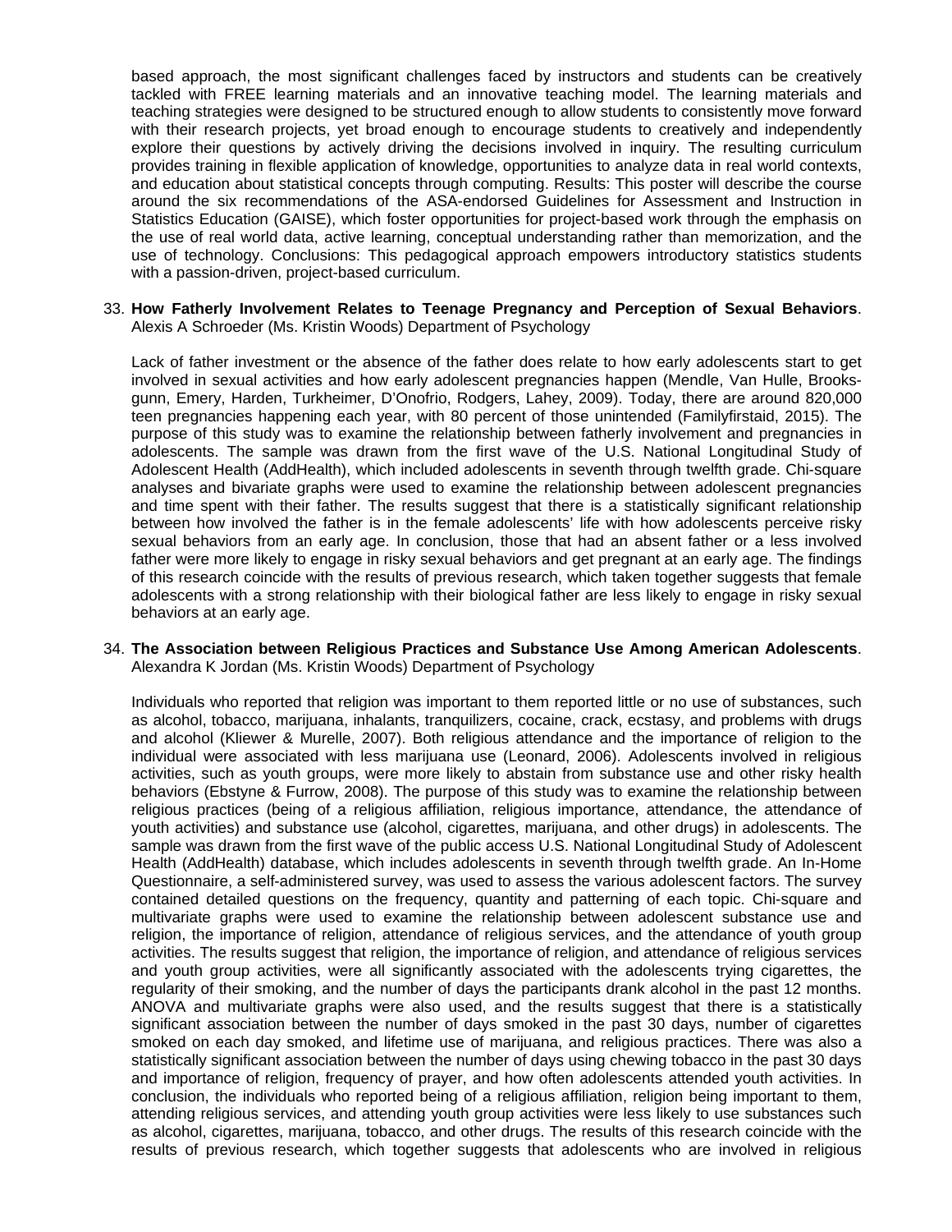based approach, the most significant challenges faced by instructors and students can be creatively tackled with FREE learning materials and an innovative teaching model. The learning materials and teaching strategies were designed to be structured enough to allow students to consistently move forward with their research projects, yet broad enough to encourage students to creatively and independently explore their questions by actively driving the decisions involved in inquiry. The resulting curriculum provides training in flexible application of knowledge, opportunities to analyze data in real world contexts, and education about statistical concepts through computing. Results: This poster will describe the course around the six recommendations of the ASA-endorsed Guidelines for Assessment and Instruction in Statistics Education (GAISE), which foster opportunities for project-based work through the emphasis on the use of real world data, active learning, conceptual understanding rather than memorization, and the use of technology. Conclusions: This pedagogical approach empowers introductory statistics students with a passion-driven, project-based curriculum.

33. **How Fatherly Involvement Relates to Teenage Pregnancy and Perception of Sexual Behaviors**. Alexis A Schroeder (Ms. Kristin Woods) Department of Psychology

    Lack of father investment or the absence of the father does relate to how early adolescents start to get involved in sexual activities and how early adolescent pregnancies happen (Mendle, Van Hulle, Brooks-gunn, Emery, Harden, Turkheimer, D'Onofrio, Rodgers, Lahey, 2009). Today, there are around 820,000 teen pregnancies happening each year, with 80 percent of those unintended (Familyfirstaid, 2015). The purpose of this study was to examine the relationship between fatherly involvement and pregnancies in adolescents. The sample was drawn from the first wave of the U.S. National Longitudinal Study of Adolescent Health (AddHealth), which included adolescents in seventh through twelfth grade. Chi-square analyses and bivariate graphs were used to examine the relationship between adolescent pregnancies and time spent with their father. The results suggest that there is a statistically significant relationship between how involved the father is in the female adolescents' life with how adolescents perceive risky sexual behaviors from an early age. In conclusion, those that had an absent father or a less involved father were more likely to engage in risky sexual behaviors and get pregnant at an early age. The findings of this research coincide with the results of previous research, which taken together suggests that female adolescents with a strong relationship with their biological father are less likely to engage in risky sexual behaviors at an early age.

34. **The Association between Religious Practices and Substance Use Among American Adolescents**. Alexandra K Jordan (Ms. Kristin Woods) Department of Psychology

    Individuals who reported that religion was important to them reported little or no use of substances, such as alcohol, tobacco, marijuana, inhalants, tranquilizers, cocaine, crack, ecstasy, and problems with drugs and alcohol (Kliewer & Murelle, 2007). Both religious attendance and the importance of religion to the individual were associated with less marijuana use (Leonard, 2006). Adolescents involved in religious activities, such as youth groups, were more likely to abstain from substance use and other risky health behaviors (Ebstyne & Furrow, 2008). The purpose of this study was to examine the relationship between religious practices (being of a religious affiliation, religious importance, attendance, the attendance of youth activities) and substance use (alcohol, cigarettes, marijuana, and other drugs) in adolescents. The sample was drawn from the first wave of the public access U.S. National Longitudinal Study of Adolescent Health (AddHealth) database, which includes adolescents in seventh through twelfth grade. An In-Home Questionnaire, a self-administered survey, was used to assess the various adolescent factors. The survey contained detailed questions on the frequency, quantity and patterning of each topic. Chi-square and multivariate graphs were used to examine the relationship between adolescent substance use and religion, the importance of religion, attendance of religious services, and the attendance of youth group activities. The results suggest that religion, the importance of religion, and attendance of religious services and youth group activities, were all significantly associated with the adolescents trying cigarettes, the regularity of their smoking, and the number of days the participants drank alcohol in the past 12 months. ANOVA and multivariate graphs were also used, and the results suggest that there is a statistically significant association between the number of days smoked in the past 30 days, number of cigarettes smoked on each day smoked, and lifetime use of marijuana, and religious practices. There was also a statistically significant association between the number of days using chewing tobacco in the past 30 days and importance of religion, frequency of prayer, and how often adolescents attended youth activities. In conclusion, the individuals who reported being of a religious affiliation, religion being important to them, attending religious services, and attending youth group activities were less likely to use substances such as alcohol, cigarettes, marijuana, tobacco, and other drugs. The results of this research coincide with the results of previous research, which together suggests that adolescents who are involved in religious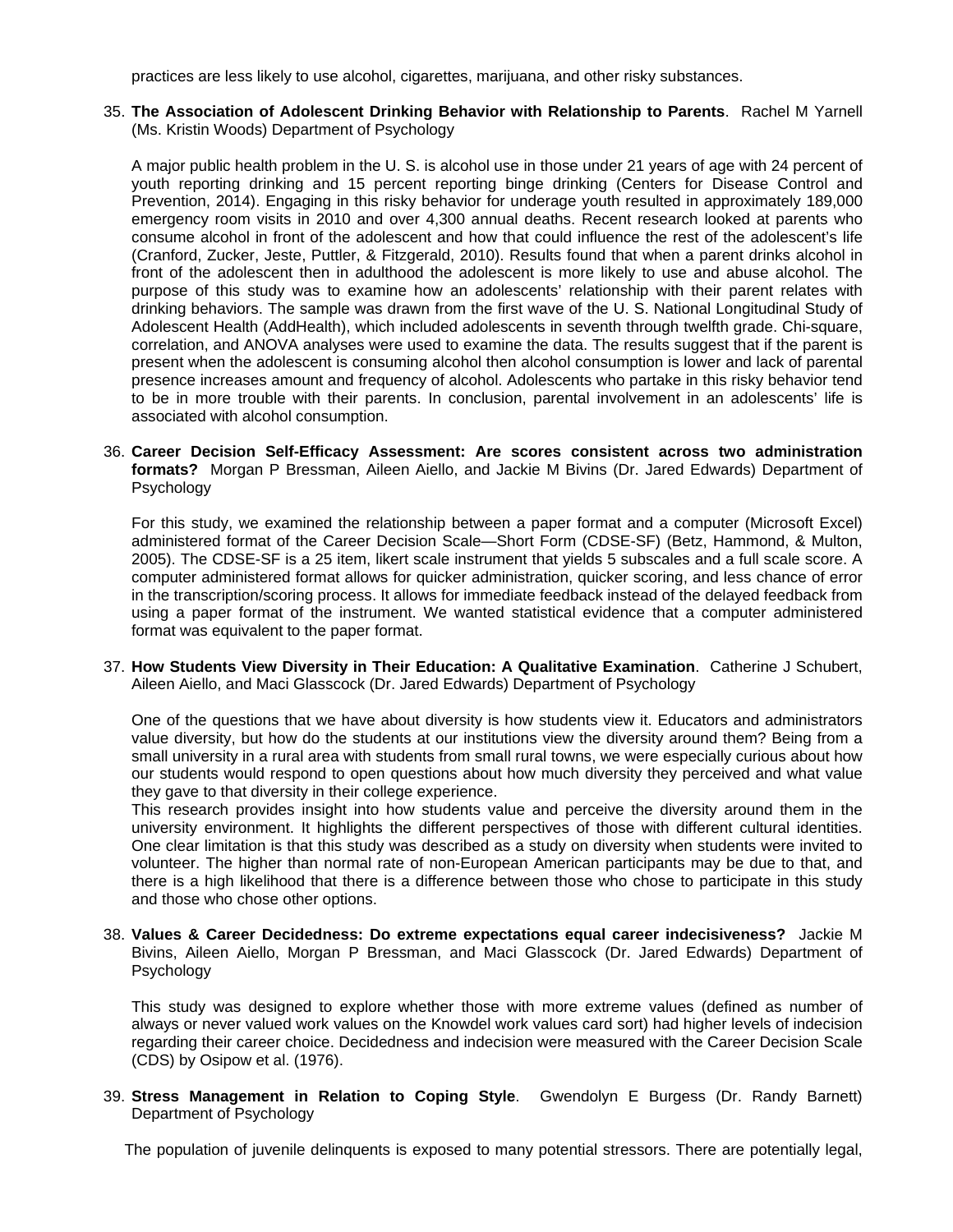practices are less likely to use alcohol, cigarettes, marijuana, and other risky substances.

35. **The Association of Adolescent Drinking Behavior with Relationship to Parents**. Rachel M Yarnell (Ms. Kristin Woods) Department of Psychology

    A major public health problem in the U. S. is alcohol use in those under 21 years of age with 24 percent of youth reporting drinking and 15 percent reporting binge drinking (Centers for Disease Control and Prevention, 2014). Engaging in this risky behavior for underage youth resulted in approximately 189,000 emergency room visits in 2010 and over 4,300 annual deaths. Recent research looked at parents who consume alcohol in front of the adolescent and how that could influence the rest of the adolescent's life (Cranford, Zucker, Jeste, Puttler, & Fitzgerald, 2010). Results found that when a parent drinks alcohol in front of the adolescent then in adulthood the adolescent is more likely to use and abuse alcohol. The purpose of this study was to examine how an adolescents' relationship with their parent relates with drinking behaviors. The sample was drawn from the first wave of the U. S. National Longitudinal Study of Adolescent Health (AddHealth), which included adolescents in seventh through twelfth grade. Chi-square, correlation, and ANOVA analyses were used to examine the data. The results suggest that if the parent is present when the adolescent is consuming alcohol then alcohol consumption is lower and lack of parental presence increases amount and frequency of alcohol. Adolescents who partake in this risky behavior tend to be in more trouble with their parents. In conclusion, parental involvement in an adolescents' life is associated with alcohol consumption.

36. **Career Decision Self-Efficacy Assessment: Are scores consistent across two administration formats?** Morgan P Bressman, Aileen Aiello, and Jackie M Bivins (Dr. Jared Edwards) Department of Psychology

    For this study, we examined the relationship between a paper format and a computer (Microsoft Excel) administered format of the Career Decision Scale—Short Form (CDSE-SF) (Betz, Hammond, & Multon, 2005). The CDSE-SF is a 25 item, likert scale instrument that yields 5 subscales and a full scale score. A computer administered format allows for quicker administration, quicker scoring, and less chance of error in the transcription/scoring process. It allows for immediate feedback instead of the delayed feedback from using a paper format of the instrument. We wanted statistical evidence that a computer administered format was equivalent to the paper format.

37. **How Students View Diversity in Their Education: A Qualitative Examination**. Catherine J Schubert, Aileen Aiello, and Maci Glasscock (Dr. Jared Edwards) Department of Psychology

    One of the questions that we have about diversity is how students view it. Educators and administrators value diversity, but how do the students at our institutions view the diversity around them? Being from a small university in a rural area with students from small rural towns, we were especially curious about how our students would respond to open questions about how much diversity they perceived and what value they gave to that diversity in their college experience.

    This research provides insight into how students value and perceive the diversity around them in the university environment. It highlights the different perspectives of those with different cultural identities. One clear limitation is that this study was described as a study on diversity when students were invited to volunteer. The higher than normal rate of non-European American participants may be due to that, and there is a high likelihood that there is a difference between those who chose to participate in this study and those who chose other options.

38. **Values & Career Decidedness: Do extreme expectations equal career indecisiveness?** Jackie M Bivins, Aileen Aiello, Morgan P Bressman, and Maci Glasscock (Dr. Jared Edwards) Department of Psychology

    This study was designed to explore whether those with more extreme values (defined as number of always or never valued work values on the Knowdel work values card sort) had higher levels of indecision regarding their career choice. Decidedness and indecision were measured with the Career Decision Scale (CDS) by Osipow et al. (1976).

39. **Stress Management in Relation to Coping Style**. Gwendolyn E Burgess (Dr. Randy Barnett) Department of Psychology

    The population of juvenile delinquents is exposed to many potential stressors. There are potentially legal,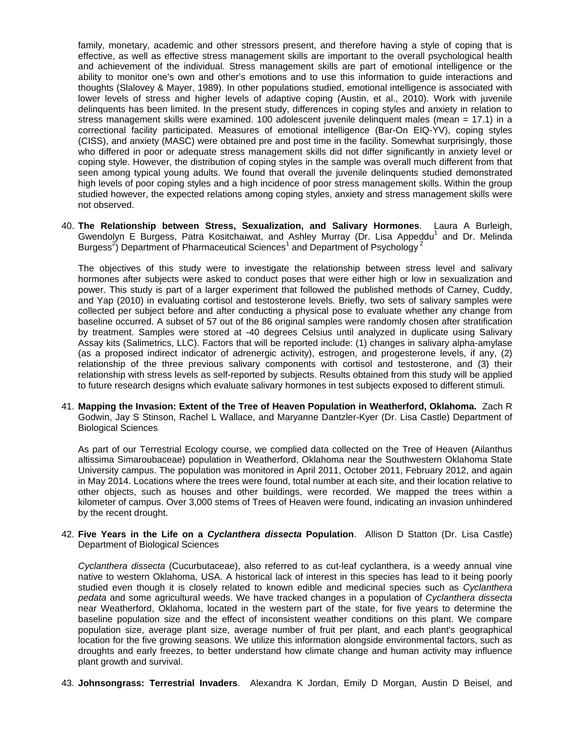family, monetary, academic and other stressors present, and therefore having a style of coping that is effective, as well as effective stress management skills are important to the overall psychological health and achievement of the individual. Stress management skills are part of emotional intelligence or the ability to monitor one's own and other's emotions and to use this information to guide interactions and thoughts (Slalovey & Mayer, 1989). In other populations studied, emotional intelligence is associated with lower levels of stress and higher levels of adaptive coping (Austin, et al., 2010). Work with juvenile delinquents has been limited. In the present study, differences in coping styles and anxiety in relation to stress management skills were examined. 100 adolescent juvenile delinquent males (mean = 17.1) in a correctional facility participated. Measures of emotional intelligence (Bar-On EIQ-YV), coping styles (CISS), and anxiety (MASC) were obtained pre and post time in the facility. Somewhat surprisingly, those who differed in poor or adequate stress management skills did not differ significantly in anxiety level or coping style. However, the distribution of coping styles in the sample was overall much different from that seen among typical young adults. We found that overall the juvenile delinquents studied demonstrated high levels of poor coping styles and a high incidence of poor stress management skills. Within the group studied however, the expected relations among coping styles, anxiety and stress management skills were not observed.

40. **The Relationship between Stress, Sexualization, and Salivary Hormones**. Laura A Burleigh, Gwendolyn E Burgess, Patra Kositchaiwat, and Ashley Murray (Dr. Lisa Appeddu[1] and Dr. Melinda Burgess[2]) Department of Pharmaceutical Sciences[1] and Department of Psychology[2]

    The objectives of this study were to investigate the relationship between stress level and salivary hormones after subjects were asked to conduct poses that were either high or low in sexualization and power. This study is part of a larger experiment that followed the published methods of Carney, Cuddy, and Yap (2010) in evaluating cortisol and testosterone levels. Briefly, two sets of salivary samples were collected per subject before and after conducting a physical pose to evaluate whether any change from baseline occurred. A subset of 57 out of the 86 original samples were randomly chosen after stratification by treatment. Samples were stored at -40 degrees Celsius until analyzed in duplicate using Salivary Assay kits (Salimetrics, LLC). Factors that will be reported include: (1) changes in salivary alpha-amylase (as a proposed indirect indicator of adrenergic activity), estrogen, and progesterone levels, if any, (2) relationship of the three previous salivary components with cortisol and testosterone, and (3) their relationship with stress levels as self-reported by subjects. Results obtained from this study will be applied to future research designs which evaluate salivary hormones in test subjects exposed to different stimuli.

41. **Mapping the Invasion: Extent of the Tree of Heaven Population in Weatherford, Oklahoma.** Zach R Godwin, Jay S Stinson, Rachel L Wallace, and Maryanne Dantzler-Kyer (Dr. Lisa Castle) Department of Biological Sciences

    As part of our Terrestrial Ecology course, we complied data collected on the Tree of Heaven (Ailanthus altissima Simaroubaceae) population in Weatherford, Oklahoma near the Southwestern Oklahoma State University campus. The population was monitored in April 2011, October 2011, February 2012, and again in May 2014. Locations where the trees were found, total number at each site, and their location relative to other objects, such as houses and other buildings, were recorded. We mapped the trees within a kilometer of campus. Over 3,000 stems of Trees of Heaven were found, indicating an invasion unhindered by the recent drought.

42. **Five Years in the Life on a *Cyclanthera dissecta* Population**. Allison D Statton (Dr. Lisa Castle) Department of Biological Sciences

    *Cyclanthera dissecta* (Cucurbutaceae), also referred to as cut-leaf cyclanthera, is a weedy annual vine native to western Oklahoma, USA. A historical lack of interest in this species has lead to it being poorly studied even though it is closely related to known edible and medicinal species such as *Cyclanthera pedata* and some agricultural weeds. We have tracked changes in a population of *Cyclanthera dissecta* near Weatherford, Oklahoma, located in the western part of the state, for five years to determine the baseline population size and the effect of inconsistent weather conditions on this plant. We compare population size, average plant size, average number of fruit per plant, and each plant's geographical location for the five growing seasons. We utilize this information alongside environmental factors, such as droughts and early freezes, to better understand how climate change and human activity may influence plant growth and survival.

43. **Johnsongrass: Terrestrial Invaders**. Alexandra K Jordan, Emily D Morgan, Austin D Beisel, and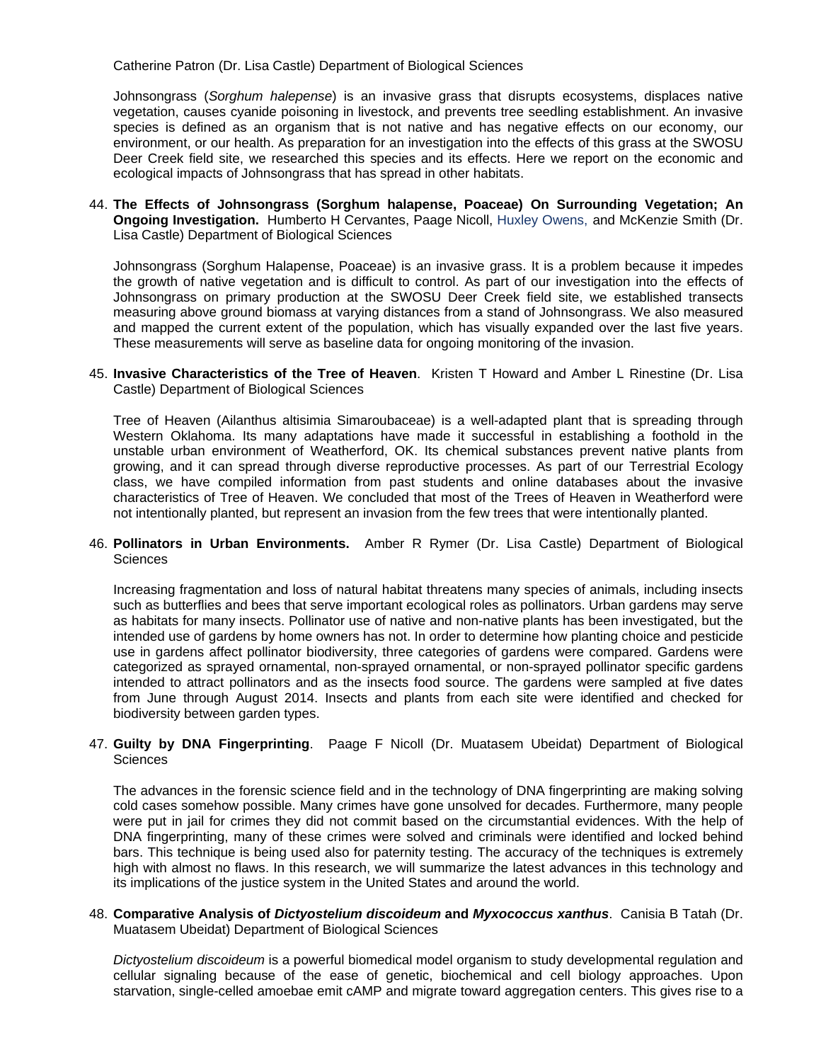Catherine Patron (Dr. Lisa Castle) Department of Biological Sciences

Johnsongrass (*Sorghum halepense*) is an invasive grass that disrupts ecosystems, displaces native vegetation, causes cyanide poisoning in livestock, and prevents tree seedling establishment. An invasive species is defined as an organism that is not native and has negative effects on our economy, our environment, or our health. As preparation for an investigation into the effects of this grass at the SWOSU Deer Creek field site, we researched this species and its effects. Here we report on the economic and ecological impacts of Johnsongrass that has spread in other habitats.

44. **The Effects of Johnsongrass (Sorghum halapense, Poaceae) On Surrounding Vegetation; An Ongoing Investigation.** Humberto H Cervantes, Paage Nicoll, Huxley Owens, and McKenzie Smith (Dr. Lisa Castle) Department of Biological Sciences

    Johnsongrass (Sorghum Halapense, Poaceae) is an invasive grass. It is a problem because it impedes the growth of native vegetation and is difficult to control. As part of our investigation into the effects of Johnsongrass on primary production at the SWOSU Deer Creek field site, we established transects measuring above ground biomass at varying distances from a stand of Johnsongrass. We also measured and mapped the current extent of the population, which has visually expanded over the last five years. These measurements will serve as baseline data for ongoing monitoring of the invasion.

45. **Invasive Characteristics of the Tree of Heaven**. Kristen T Howard and Amber L Rinestine (Dr. Lisa Castle) Department of Biological Sciences

    Tree of Heaven (Ailanthus altisimia Simaroubaceae) is a well-adapted plant that is spreading through Western Oklahoma. Its many adaptations have made it successful in establishing a foothold in the unstable urban environment of Weatherford, OK. Its chemical substances prevent native plants from growing, and it can spread through diverse reproductive processes. As part of our Terrestrial Ecology class, we have compiled information from past students and online databases about the invasive characteristics of Tree of Heaven. We concluded that most of the Trees of Heaven in Weatherford were not intentionally planted, but represent an invasion from the few trees that were intentionally planted.

46. **Pollinators in Urban Environments.** Amber R Rymer (Dr. Lisa Castle) Department of Biological Sciences

    Increasing fragmentation and loss of natural habitat threatens many species of animals, including insects such as butterflies and bees that serve important ecological roles as pollinators. Urban gardens may serve as habitats for many insects. Pollinator use of native and non-native plants has been investigated, but the intended use of gardens by home owners has not. In order to determine how planting choice and pesticide use in gardens affect pollinator biodiversity, three categories of gardens were compared. Gardens were categorized as sprayed ornamental, non-sprayed ornamental, or non-sprayed pollinator specific gardens intended to attract pollinators and as the insects food source. The gardens were sampled at five dates from June through August 2014. Insects and plants from each site were identified and checked for biodiversity between garden types.

47. **Guilty by DNA Fingerprinting**. Paage F Nicoll (Dr. Muatasem Ubeidat) Department of Biological Sciences

    The advances in the forensic science field and in the technology of DNA fingerprinting are making solving cold cases somehow possible. Many crimes have gone unsolved for decades. Furthermore, many people were put in jail for crimes they did not commit based on the circumstantial evidences. With the help of DNA fingerprinting, many of these crimes were solved and criminals were identified and locked behind bars. This technique is being used also for paternity testing. The accuracy of the techniques is extremely high with almost no flaws. In this research, we will summarize the latest advances in this technology and its implications of the justice system in the United States and around the world.

48. **Comparative Analysis of *Dictyostelium discoideum* and *Myxococcus xanthus***. Canisia B Tatah (Dr. Muatasem Ubeidat) Department of Biological Sciences

    *Dictyostelium discoideum* is a powerful biomedical model organism to study developmental regulation and cellular signaling because of the ease of genetic, biochemical and cell biology approaches. Upon starvation, single-celled amoebae emit cAMP and migrate toward aggregation centers. This gives rise to a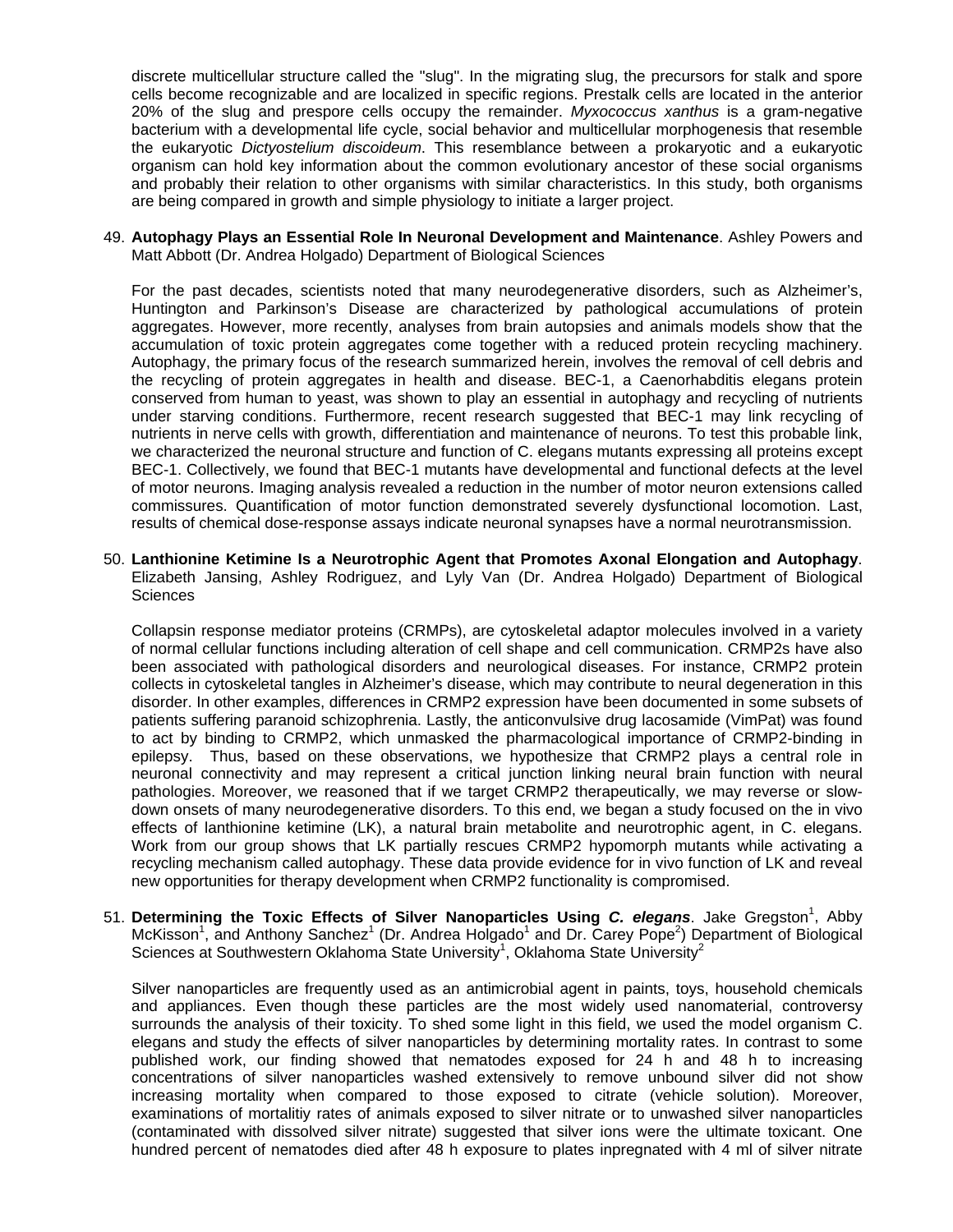discrete multicellular structure called the "slug". In the migrating slug, the precursors for stalk and spore cells become recognizable and are localized in specific regions. Prestalk cells are located in the anterior 20% of the slug and prespore cells occupy the remainder. *Myxococcus xanthus* is a gram-negative bacterium with a developmental life cycle, social behavior and multicellular morphogenesis that resemble the eukaryotic *Dictyostelium discoideum*. This resemblance between a prokaryotic and a eukaryotic organism can hold key information about the common evolutionary ancestor of these social organisms and probably their relation to other organisms with similar characteristics. In this study, both organisms are being compared in growth and simple physiology to initiate a larger project.

49. **Autophagy Plays an Essential Role In Neuronal Development and Maintenance**. Ashley Powers and Matt Abbott (Dr. Andrea Holgado) Department of Biological Sciences

    For the past decades, scientists noted that many neurodegenerative disorders, such as Alzheimer's, Huntington and Parkinson's Disease are characterized by pathological accumulations of protein aggregates. However, more recently, analyses from brain autopsies and animals models show that the accumulation of toxic protein aggregates come together with a reduced protein recycling machinery. Autophagy, the primary focus of the research summarized herein, involves the removal of cell debris and the recycling of protein aggregates in health and disease. BEC-1, a Caenorhabditis elegans protein conserved from human to yeast, was shown to play an essential in autophagy and recycling of nutrients under starving conditions. Furthermore, recent research suggested that BEC-1 may link recycling of nutrients in nerve cells with growth, differentiation and maintenance of neurons. To test this probable link, we characterized the neuronal structure and function of C. elegans mutants expressing all proteins except BEC-1. Collectively, we found that BEC-1 mutants have developmental and functional defects at the level of motor neurons. Imaging analysis revealed a reduction in the number of motor neuron extensions called commissures. Quantification of motor function demonstrated severely dysfunctional locomotion. Last, results of chemical dose-response assays indicate neuronal synapses have a normal neurotransmission.

50. **Lanthionine Ketimine Is a Neurotrophic Agent that Promotes Axonal Elongation and Autophagy**. Elizabeth Jansing, Ashley Rodriguez, and Lyly Van (Dr. Andrea Holgado) Department of Biological Sciences

    Collapsin response mediator proteins (CRMPs), are cytoskeletal adaptor molecules involved in a variety of normal cellular functions including alteration of cell shape and cell communication. CRMP2s have also been associated with pathological disorders and neurological diseases. For instance, CRMP2 protein collects in cytoskeletal tangles in Alzheimer's disease, which may contribute to neural degeneration in this disorder. In other examples, differences in CRMP2 expression have been documented in some subsets of patients suffering paranoid schizophrenia. Lastly, the anticonvulsive drug lacosamide (VimPat) was found to act by binding to CRMP2, which unmasked the pharmacological importance of CRMP2-binding in epilepsy. Thus, based on these observations, we hypothesize that CRMP2 plays a central role in neuronal connectivity and may represent a critical junction linking neural brain function with neural pathologies. Moreover, we reasoned that if we target CRMP2 therapeutically, we may reverse or slow-down onsets of many neurodegenerative disorders. To this end, we began a study focused on the in vivo effects of lanthionine ketimine (LK), a natural brain metabolite and neurotrophic agent, in C. elegans. Work from our group shows that LK partially rescues CRMP2 hypomorph mutants while activating a recycling mechanism called autophagy. These data provide evidence for in vivo function of LK and reveal new opportunities for therapy development when CRMP2 functionality is compromised.

51. **Determining the Toxic Effects of Silver Nanoparticles Using *C. elegans***. Jake Gregston[1], Abby McKisson[1], and Anthony Sanchez[1] (Dr. Andrea Holgado[1] and Dr. Carey Pope[2]) Department of Biological Sciences at Southwestern Oklahoma State University[1], Oklahoma State University[2]

    Silver nanoparticles are frequently used as an antimicrobial agent in paints, toys, household chemicals and appliances. Even though these particles are the most widely used nanomaterial, controversy surrounds the analysis of their toxicity. To shed some light in this field, we used the model organism C. elegans and study the effects of silver nanoparticles by determining mortality rates. In contrast to some published work, our finding showed that nematodes exposed for 24 h and 48 h to increasing concentrations of silver nanoparticles washed extensively to remove unbound silver did not show increasing mortality when compared to those exposed to citrate (vehicle solution). Moreover, examinations of mortalitiy rates of animals exposed to silver nitrate or to unwashed silver nanoparticles (contaminated with dissolved silver nitrate) suggested that silver ions were the ultimate toxicant. One hundred percent of nematodes died after 48 h exposure to plates inpregnated with 4 ml of silver nitrate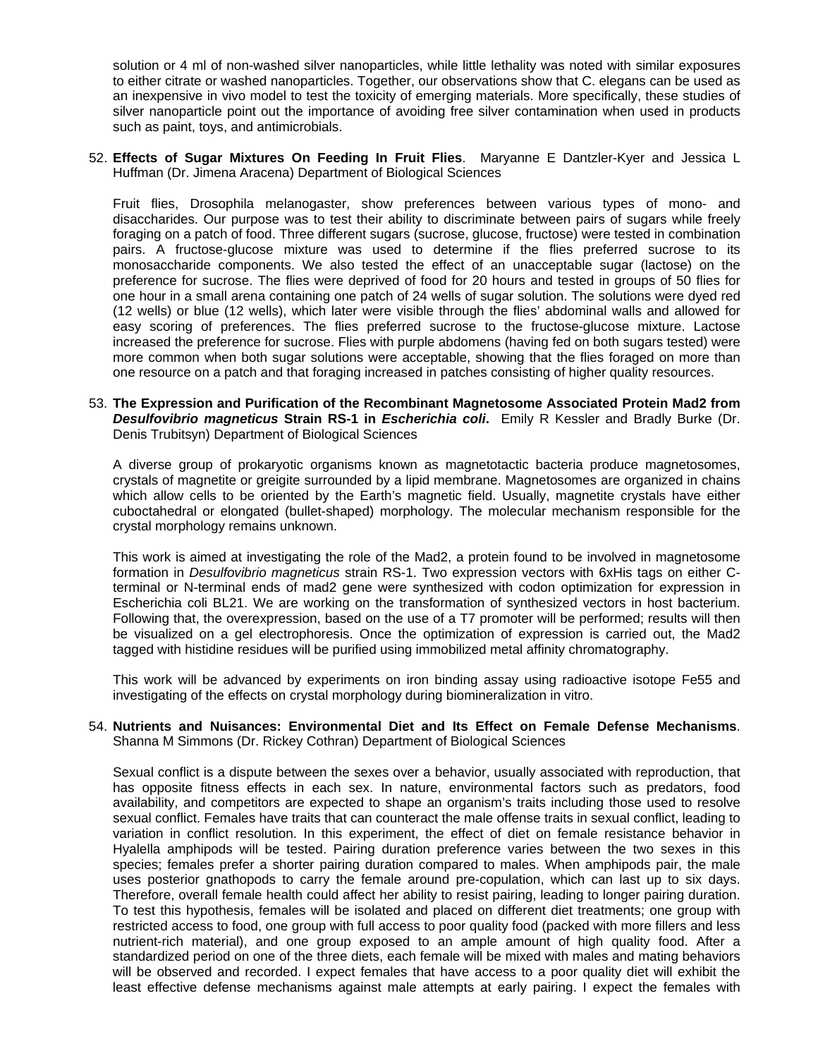solution or 4 ml of non-washed silver nanoparticles, while little lethality was noted with similar exposures to either citrate or washed nanoparticles. Together, our observations show that C. elegans can be used as an inexpensive in vivo model to test the toxicity of emerging materials. More specifically, these studies of silver nanoparticle point out the importance of avoiding free silver contamination when used in products such as paint, toys, and antimicrobials.

52. **Effects of Sugar Mixtures On Feeding In Fruit Flies**. Maryanne E Dantzler-Kyer and Jessica L Huffman (Dr. Jimena Aracena) Department of Biological Sciences

Fruit flies, Drosophila melanogaster, show preferences between various types of mono- and disaccharides. Our purpose was to test their ability to discriminate between pairs of sugars while freely foraging on a patch of food. Three different sugars (sucrose, glucose, fructose) were tested in combination pairs. A fructose-glucose mixture was used to determine if the flies preferred sucrose to its monosaccharide components. We also tested the effect of an unacceptable sugar (lactose) on the preference for sucrose. The flies were deprived of food for 20 hours and tested in groups of 50 flies for one hour in a small arena containing one patch of 24 wells of sugar solution. The solutions were dyed red (12 wells) or blue (12 wells), which later were visible through the flies' abdominal walls and allowed for easy scoring of preferences. The flies preferred sucrose to the fructose-glucose mixture. Lactose increased the preference for sucrose. Flies with purple abdomens (having fed on both sugars tested) were more common when both sugar solutions were acceptable, showing that the flies foraged on more than one resource on a patch and that foraging increased in patches consisting of higher quality resources.

53. **The Expression and Purification of the Recombinant Magnetosome Associated Protein Mad2 from *Desulfovibrio magneticus* Strain RS-1 in *Escherichia coli*.** Emily R Kessler and Bradly Burke (Dr. Denis Trubitsyn) Department of Biological Sciences

A diverse group of prokaryotic organisms known as magnetotactic bacteria produce magnetosomes, crystals of magnetite or greigite surrounded by a lipid membrane. Magnetosomes are organized in chains which allow cells to be oriented by the Earth's magnetic field. Usually, magnetite crystals have either cuboctahedral or elongated (bullet-shaped) morphology. The molecular mechanism responsible for the crystal morphology remains unknown.

This work is aimed at investigating the role of the Mad2, a protein found to be involved in magnetosome formation in *Desulfovibrio magneticus* strain RS-1. Two expression vectors with 6xHis tags on either C-terminal or N-terminal ends of mad2 gene were synthesized with codon optimization for expression in Escherichia coli BL21. We are working on the transformation of synthesized vectors in host bacterium. Following that, the overexpression, based on the use of a T7 promoter will be performed; results will then be visualized on a gel electrophoresis. Once the optimization of expression is carried out, the Mad2 tagged with histidine residues will be purified using immobilized metal affinity chromatography.

This work will be advanced by experiments on iron binding assay using radioactive isotope Fe55 and investigating of the effects on crystal morphology during biomineralization in vitro.

54. **Nutrients and Nuisances: Environmental Diet and Its Effect on Female Defense Mechanisms**. Shanna M Simmons (Dr. Rickey Cothran) Department of Biological Sciences

Sexual conflict is a dispute between the sexes over a behavior, usually associated with reproduction, that has opposite fitness effects in each sex. In nature, environmental factors such as predators, food availability, and competitors are expected to shape an organism's traits including those used to resolve sexual conflict. Females have traits that can counteract the male offense traits in sexual conflict, leading to variation in conflict resolution. In this experiment, the effect of diet on female resistance behavior in Hyalella amphipods will be tested. Pairing duration preference varies between the two sexes in this species; females prefer a shorter pairing duration compared to males. When amphipods pair, the male uses posterior gnathopods to carry the female around pre-copulation, which can last up to six days. Therefore, overall female health could affect her ability to resist pairing, leading to longer pairing duration. To test this hypothesis, females will be isolated and placed on different diet treatments; one group with restricted access to food, one group with full access to poor quality food (packed with more fillers and less nutrient-rich material), and one group exposed to an ample amount of high quality food. After a standardized period on one of the three diets, each female will be mixed with males and mating behaviors will be observed and recorded. I expect females that have access to a poor quality diet will exhibit the least effective defense mechanisms against male attempts at early pairing. I expect the females with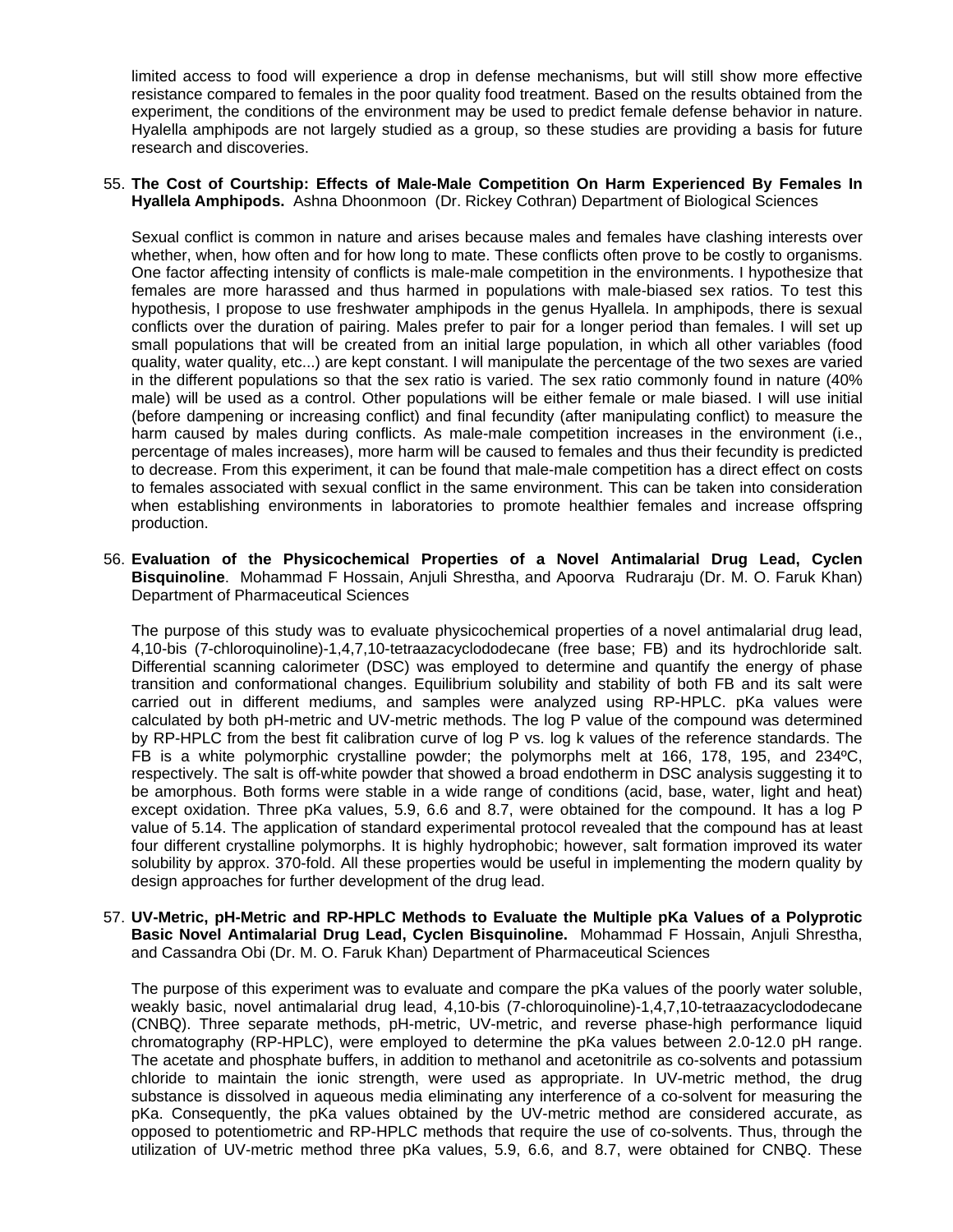limited access to food will experience a drop in defense mechanisms, but will still show more effective resistance compared to females in the poor quality food treatment. Based on the results obtained from the experiment, the conditions of the environment may be used to predict female defense behavior in nature. Hyalella amphipods are not largely studied as a group, so these studies are providing a basis for future research and discoveries.

55. **The Cost of Courtship: Effects of Male-Male Competition On Harm Experienced By Females In Hyallela Amphipods.** Ashna Dhoonmoon (Dr. Rickey Cothran) Department of Biological Sciences

    Sexual conflict is common in nature and arises because males and females have clashing interests over whether, when, how often and for how long to mate. These conflicts often prove to be costly to organisms. One factor affecting intensity of conflicts is male-male competition in the environments. I hypothesize that females are more harassed and thus harmed in populations with male-biased sex ratios. To test this hypothesis, I propose to use freshwater amphipods in the genus Hyallela. In amphipods, there is sexual conflicts over the duration of pairing. Males prefer to pair for a longer period than females. I will set up small populations that will be created from an initial large population, in which all other variables (food quality, water quality, etc...) are kept constant. I will manipulate the percentage of the two sexes are varied in the different populations so that the sex ratio is varied. The sex ratio commonly found in nature (40% male) will be used as a control. Other populations will be either female or male biased. I will use initial (before dampening or increasing conflict) and final fecundity (after manipulating conflict) to measure the harm caused by males during conflicts. As male-male competition increases in the environment (i.e., percentage of males increases), more harm will be caused to females and thus their fecundity is predicted to decrease. From this experiment, it can be found that male-male competition has a direct effect on costs to females associated with sexual conflict in the same environment. This can be taken into consideration when establishing environments in laboratories to promote healthier females and increase offspring production.

56. **Evaluation of the Physicochemical Properties of a Novel Antimalarial Drug Lead, Cyclen Bisquinoline**. Mohammad F Hossain, Anjuli Shrestha, and Apoorva Rudraraju (Dr. M. O. Faruk Khan) Department of Pharmaceutical Sciences

    The purpose of this study was to evaluate physicochemical properties of a novel antimalarial drug lead, 4,10-bis (7-chloroquinoline)-1,4,7,10-tetraazacyclododecane (free base; FB) and its hydrochloride salt. Differential scanning calorimeter (DSC) was employed to determine and quantify the energy of phase transition and conformational changes. Equilibrium solubility and stability of both FB and its salt were carried out in different mediums, and samples were analyzed using RP-HPLC. pKa values were calculated by both pH-metric and UV-metric methods. The log P value of the compound was determined by RP-HPLC from the best fit calibration curve of log P vs. log k values of the reference standards. The FB is a white polymorphic crystalline powder; the polymorphs melt at 166, 178, 195, and 234ºC, respectively. The salt is off-white powder that showed a broad endotherm in DSC analysis suggesting it to be amorphous. Both forms were stable in a wide range of conditions (acid, base, water, light and heat) except oxidation. Three pKa values, 5.9, 6.6 and 8.7, were obtained for the compound. It has a log P value of 5.14. The application of standard experimental protocol revealed that the compound has at least four different crystalline polymorphs. It is highly hydrophobic; however, salt formation improved its water solubility by approx. 370-fold. All these properties would be useful in implementing the modern quality by design approaches for further development of the drug lead.

57. **UV-Metric, pH-Metric and RP-HPLC Methods to Evaluate the Multiple pKa Values of a Polyprotic Basic Novel Antimalarial Drug Lead, Cyclen Bisquinoline.** Mohammad F Hossain, Anjuli Shrestha, and Cassandra Obi (Dr. M. O. Faruk Khan) Department of Pharmaceutical Sciences

    The purpose of this experiment was to evaluate and compare the pKa values of the poorly water soluble, weakly basic, novel antimalarial drug lead, 4,10-bis (7-chloroquinoline)-1,4,7,10-tetraazacyclododecane (CNBQ). Three separate methods, pH-metric, UV-metric, and reverse phase-high performance liquid chromatography (RP-HPLC), were employed to determine the pKa values between 2.0-12.0 pH range. The acetate and phosphate buffers, in addition to methanol and acetonitrile as co-solvents and potassium chloride to maintain the ionic strength, were used as appropriate. In UV-metric method, the drug substance is dissolved in aqueous media eliminating any interference of a co-solvent for measuring the pKa. Consequently, the pKa values obtained by the UV-metric method are considered accurate, as opposed to potentiometric and RP-HPLC methods that require the use of co-solvents. Thus, through the utilization of UV-metric method three pKa values, 5.9, 6.6, and 8.7, were obtained for CNBQ. These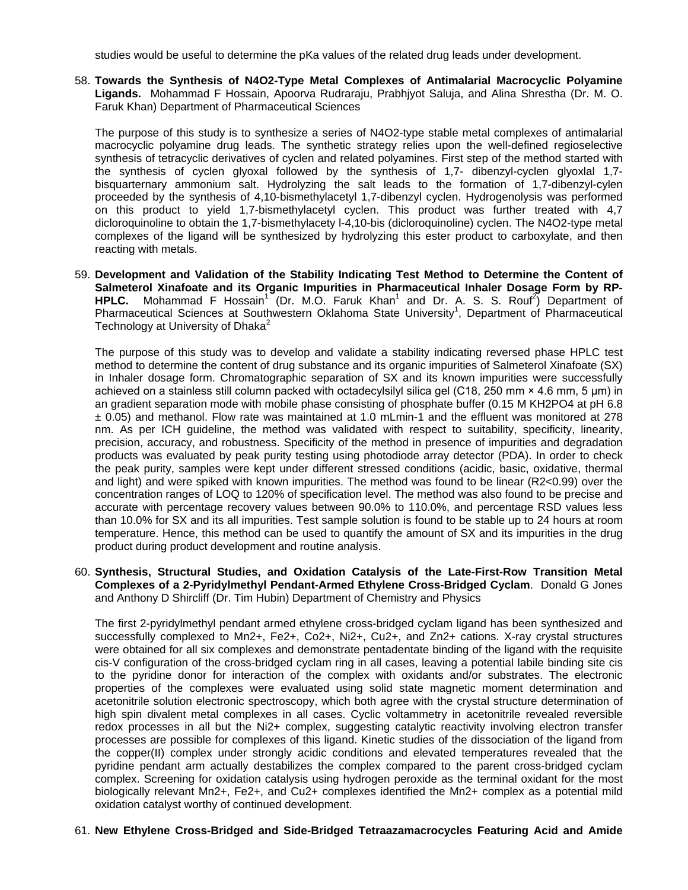studies would be useful to determine the pKa values of the related drug leads under development.

58. **Towards the Synthesis of N4O2-Type Metal Complexes of Antimalarial Macrocyclic Polyamine Ligands.** Mohammad F Hossain, Apoorva Rudraraju, Prabhjyot Saluja, and Alina Shrestha (Dr. M. O. Faruk Khan) Department of Pharmaceutical Sciences

   The purpose of this study is to synthesize a series of N4O2-type stable metal complexes of antimalarial macrocyclic polyamine drug leads. The synthetic strategy relies upon the well-defined regioselective synthesis of tetracyclic derivatives of cyclen and related polyamines. First step of the method started with the synthesis of cyclen glyoxal followed by the synthesis of 1,7- dibenzyl-cyclen glyoxlal 1,7-bisquarternary ammonium salt. Hydrolyzing the salt leads to the formation of 1,7-dibenzyl-cylen proceeded by the synthesis of 4,10-bismethylacetyl 1,7-dibenzyl cyclen. Hydrogenolysis was performed on this product to yield 1,7-bismethylacetyl cyclen. This product was further treated with 4,7 dicloroquinoline to obtain the 1,7-bismethylacety l-4,10-bis (dicloroquinoline) cyclen. The N4O2-type metal complexes of the ligand will be synthesized by hydrolyzing this ester product to carboxylate, and then reacting with metals.

59. **Development and Validation of the Stability Indicating Test Method to Determine the Content of Salmeterol Xinafoate and its Organic Impurities in Pharmaceutical Inhaler Dosage Form by RP-HPLC.** Mohammad F Hossain[1] (Dr. M.O. Faruk Khan[1] and Dr. A. S. S. Rouf[2]) Department of Pharmaceutical Sciences at Southwestern Oklahoma State University[1], Department of Pharmaceutical Technology at University of Dhaka[2]

   The purpose of this study was to develop and validate a stability indicating reversed phase HPLC test method to determine the content of drug substance and its organic impurities of Salmeterol Xinafoate (SX) in Inhaler dosage form. Chromatographic separation of SX and its known impurities were successfully achieved on a stainless still column packed with octadecylsilyl silica gel (C18, 250 mm × 4.6 mm, 5 µm) in an gradient separation mode with mobile phase consisting of phosphate buffer (0.15 M $KH_2PO_4$ at pH 6.8 ± 0.05) and methanol. Flow rate was maintained at 1.0 mLmin-1 and the effluent was monitored at 278 nm. As per ICH guideline, the method was validated with respect to suitability, specificity, linearity, precision, accuracy, and robustness. Specificity of the method in presence of impurities and degradation products was evaluated by peak purity testing using photodiode array detector (PDA). In order to check the peak purity, samples were kept under different stressed conditions (acidic, basic, oxidative, thermal and light) and were spiked with known impurities. The method was found to be linear ($R^2<0.99$) over the concentration ranges of LOQ to 120% of specification level. The method was also found to be precise and accurate with percentage recovery values between 90.0% to 110.0%, and percentage RSD values less than 10.0% for SX and its all impurities. Test sample solution is found to be stable up to 24 hours at room temperature. Hence, this method can be used to quantify the amount of SX and its impurities in the drug product during product development and routine analysis.

60. **Synthesis, Structural Studies, and Oxidation Catalysis of the Late-First-Row Transition Metal Complexes of a 2-Pyridylmethyl Pendant-Armed Ethylene Cross-Bridged Cyclam**. Donald G Jones and Anthony D Shircliff (Dr. Tim Hubin) Department of Chemistry and Physics

   The first 2-pyridylmethyl pendant armed ethylene cross-bridged cyclam ligand has been synthesized and successfully complexed to $Mn^{2+}$, $Fe^{2+}$, $Co^{2+}$, $Ni^{2+}$, $Cu^{2+}$, and $Zn^{2+}$ cations. X-ray crystal structures were obtained for all six complexes and demonstrate pentadentate binding of the ligand with the requisite cis-V configuration of the cross-bridged cyclam ring in all cases, leaving a potential labile binding site cis to the pyridine donor for interaction of the complex with oxidants and/or substrates. The electronic properties of the complexes were evaluated using solid state magnetic moment determination and acetonitrile solution electronic spectroscopy, which both agree with the crystal structure determination of high spin divalent metal complexes in all cases. Cyclic voltammetry in acetonitrile revealed reversible redox processes in all but the $Ni^{2+}$ complex, suggesting catalytic reactivity involving electron transfer processes are possible for complexes of this ligand. Kinetic studies of the dissociation of the ligand from the copper(II) complex under strongly acidic conditions and elevated temperatures revealed that the pyridine pendant arm actually destabilizes the complex compared to the parent cross-bridged cyclam complex. Screening for oxidation catalysis using hydrogen peroxide as the terminal oxidant for the most biologically relevant $Mn^{2+}$, $Fe^{2+}$, and $Cu^{2+}$ complexes identified the $Mn^{2+}$ complex as a potential mild oxidation catalyst worthy of continued development.

61. **New Ethylene Cross-Bridged and Side-Bridged Tetraazamacrocycles Featuring Acid and Amide**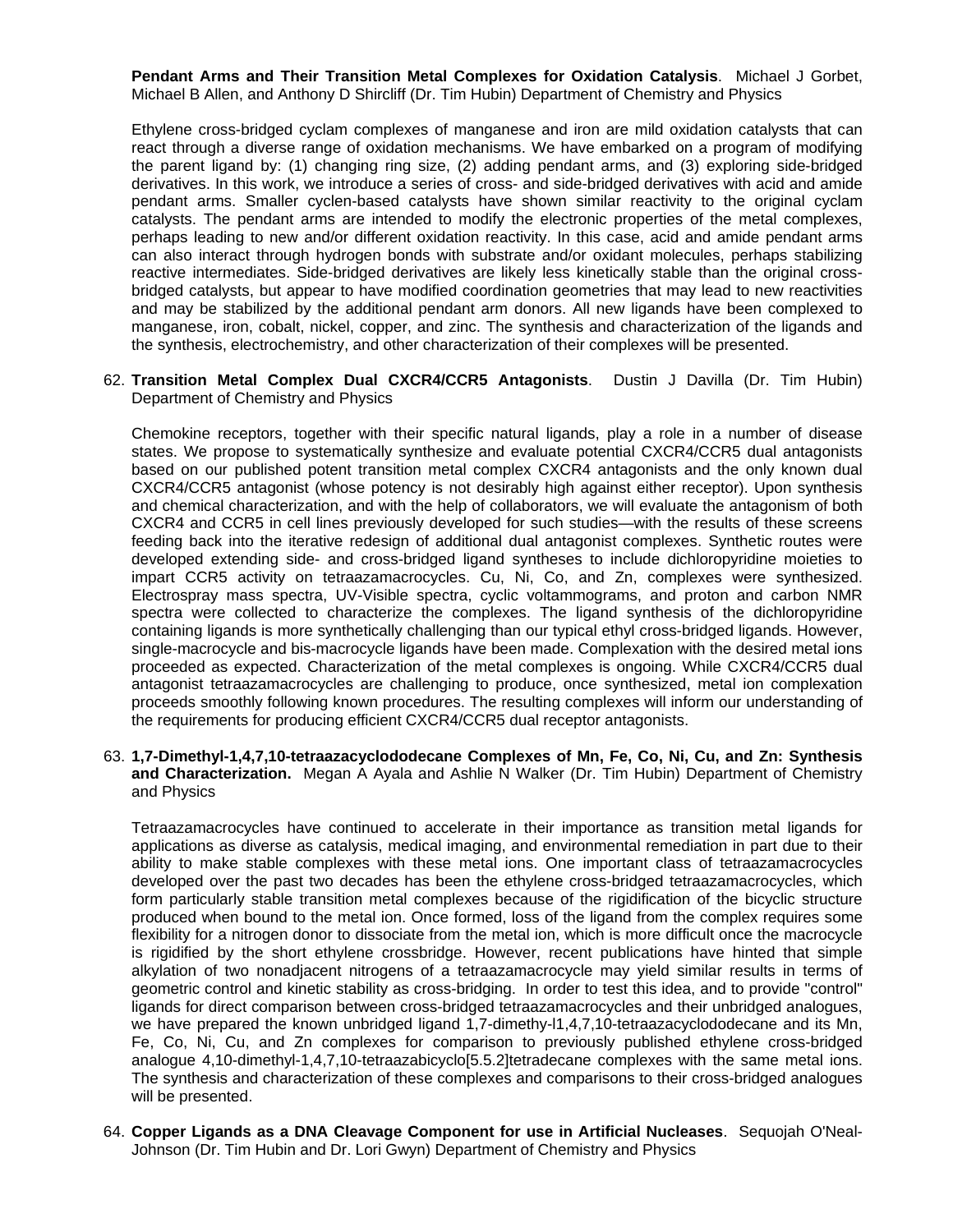**Pendant Arms and Their Transition Metal Complexes for Oxidation Catalysis**. Michael J Gorbet, Michael B Allen, and Anthony D Shircliff (Dr. Tim Hubin) Department of Chemistry and Physics

Ethylene cross-bridged cyclam complexes of manganese and iron are mild oxidation catalysts that can react through a diverse range of oxidation mechanisms. We have embarked on a program of modifying the parent ligand by: (1) changing ring size, (2) adding pendant arms, and (3) exploring side-bridged derivatives. In this work, we introduce a series of cross- and side-bridged derivatives with acid and amide pendant arms. Smaller cyclen-based catalysts have shown similar reactivity to the original cyclam catalysts. The pendant arms are intended to modify the electronic properties of the metal complexes, perhaps leading to new and/or different oxidation reactivity. In this case, acid and amide pendant arms can also interact through hydrogen bonds with substrate and/or oxidant molecules, perhaps stabilizing reactive intermediates. Side-bridged derivatives are likely less kinetically stable than the original cross-bridged catalysts, but appear to have modified coordination geometries that may lead to new reactivities and may be stabilized by the additional pendant arm donors. All new ligands have been complexed to manganese, iron, cobalt, nickel, copper, and zinc. The synthesis and characterization of the ligands and the synthesis, electrochemistry, and other characterization of their complexes will be presented.

62. **Transition Metal Complex Dual CXCR4/CCR5 Antagonists**. Dustin J Davilla (Dr. Tim Hubin) Department of Chemistry and Physics

    Chemokine receptors, together with their specific natural ligands, play a role in a number of disease states. We propose to systematically synthesize and evaluate potential CXCR4/CCR5 dual antagonists based on our published potent transition metal complex CXCR4 antagonists and the only known dual CXCR4/CCR5 antagonist (whose potency is not desirably high against either receptor). Upon synthesis and chemical characterization, and with the help of collaborators, we will evaluate the antagonism of both CXCR4 and CCR5 in cell lines previously developed for such studies—with the results of these screens feeding back into the iterative redesign of additional dual antagonist complexes. Synthetic routes were developed extending side- and cross-bridged ligand syntheses to include dichloropyridine moieties to impart CCR5 activity on tetraazamacrocycles. Cu, Ni, Co, and Zn, complexes were synthesized. Electrospray mass spectra, UV-Visible spectra, cyclic voltammograms, and proton and carbon NMR spectra were collected to characterize the complexes. The ligand synthesis of the dichloropyridine containing ligands is more synthetically challenging than our typical ethyl cross-bridged ligands. However, single-macrocycle and bis-macrocycle ligands have been made. Complexation with the desired metal ions proceeded as expected. Characterization of the metal complexes is ongoing. While CXCR4/CCR5 dual antagonist tetraazamacrocycles are challenging to produce, once synthesized, metal ion complexation proceeds smoothly following known procedures. The resulting complexes will inform our understanding of the requirements for producing efficient CXCR4/CCR5 dual receptor antagonists.

63. **1,7-Dimethyl-1,4,7,10-tetraazacyclododecane Complexes of Mn, Fe, Co, Ni, Cu, and Zn: Synthesis and Characterization.** Megan A Ayala and Ashlie N Walker (Dr. Tim Hubin) Department of Chemistry and Physics

    Tetraazamacrocycles have continued to accelerate in their importance as transition metal ligands for applications as diverse as catalysis, medical imaging, and environmental remediation in part due to their ability to make stable complexes with these metal ions. One important class of tetraazamacrocycles developed over the past two decades has been the ethylene cross-bridged tetraazamacrocycles, which form particularly stable transition metal complexes because of the rigidification of the bicyclic structure produced when bound to the metal ion. Once formed, loss of the ligand from the complex requires some flexibility for a nitrogen donor to dissociate from the metal ion, which is more difficult once the macrocycle is rigidified by the short ethylene crossbridge. However, recent publications have hinted that simple alkylation of two nonadjacent nitrogens of a tetraazamacrocycle may yield similar results in terms of geometric control and kinetic stability as cross-bridging. In order to test this idea, and to provide "control" ligands for direct comparison between cross-bridged tetraazamacrocycles and their unbridged analogues, we have prepared the known unbridged ligand 1,7-dimethy-l1,4,7,10-tetraazacyclododecane and its Mn, Fe, Co, Ni, Cu, and Zn complexes for comparison to previously published ethylene cross-bridged analogue 4,10-dimethyl-1,4,7,10-tetraazabicyclo[5.5.2]tetradecane complexes with the same metal ions. The synthesis and characterization of these complexes and comparisons to their cross-bridged analogues will be presented.

64. **Copper Ligands as a DNA Cleavage Component for use in Artificial Nucleases**. Sequojah O'Neal-Johnson (Dr. Tim Hubin and Dr. Lori Gwyn) Department of Chemistry and Physics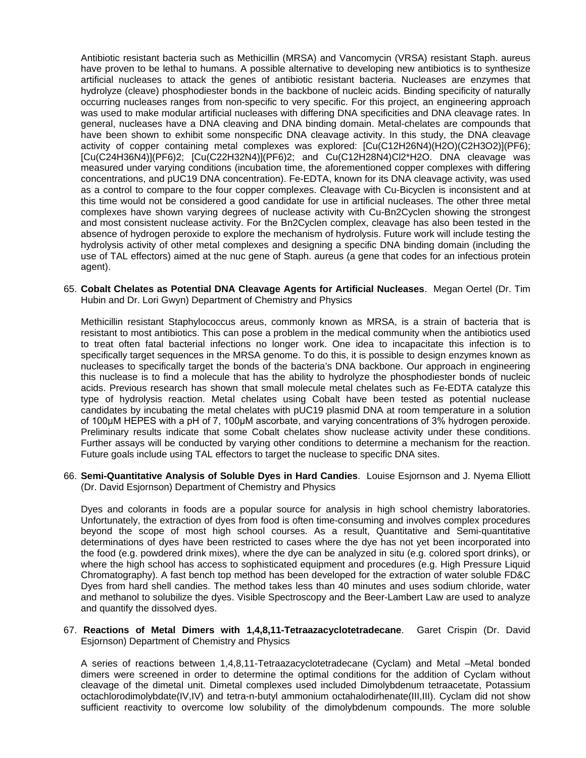Antibiotic resistant bacteria such as Methicillin (MRSA) and Vancomycin (VRSA) resistant Staph. aureus have proven to be lethal to humans. A possible alternative to developing new antibiotics is to synthesize artificial nucleases to attack the genes of antibiotic resistant bacteria. Nucleases are enzymes that hydrolyze (cleave) phosphodiester bonds in the backbone of nucleic acids. Binding specificity of naturally occurring nucleases ranges from non-specific to very specific. For this project, an engineering approach was used to make modular artificial nucleases with differing DNA specificities and DNA cleavage rates. In general, nucleases have a DNA cleaving and DNA binding domain. Metal-chelates are compounds that have been shown to exhibit some nonspecific DNA cleavage activity. In this study, the DNA cleavage activity of copper containing metal complexes was explored: $[Cu(C_{12}H_{26}N_4)(H_2O)(C_2H_3O_2)](PF_6)$; $[Cu(C_{24}H_{36}N_4)](PF_6)_2$; $[Cu(C_{22}H_{32}N_4)](PF_6)_2$; and $Cu(C_{12}H_{28}N_4)Cl_2 \cdot H_2O$. DNA cleavage was measured under varying conditions (incubation time, the aforementioned copper complexes with differing concentrations, and pUC19 DNA concentration). Fe-EDTA, known for its DNA cleavage activity, was used as a control to compare to the four copper complexes. Cleavage with Cu-Bicyclen is inconsistent and at this time would not be considered a good candidate for use in artificial nucleases. The other three metal complexes have shown varying degrees of nuclease activity with Cu-Bn2Cyclen showing the strongest and most consistent nuclease activity. For the Bn2Cyclen complex, cleavage has also been tested in the absence of hydrogen peroxide to explore the mechanism of hydrolysis. Future work will include testing the hydrolysis activity of other metal complexes and designing a specific DNA binding domain (including the use of TAL effectors) aimed at the nuc gene of Staph. aureus (a gene that codes for an infectious protein agent).

65. **Cobalt Chelates as Potential DNA Cleavage Agents for Artificial Nucleases**. Megan Oertel (Dr. Tim Hubin and Dr. Lori Gwyn) Department of Chemistry and Physics

Methicillin resistant Staphylococcus areus, commonly known as MRSA, is a strain of bacteria that is resistant to most antibiotics. This can pose a problem in the medical community when the antibiotics used to treat often fatal bacterial infections no longer work. One idea to incapacitate this infection is to specifically target sequences in the MRSA genome. To do this, it is possible to design enzymes known as nucleases to specifically target the bonds of the bacteria's DNA backbone. Our approach in engineering this nuclease is to find a molecule that has the ability to hydrolyze the phosphodiester bonds of nucleic acids. Previous research has shown that small molecule metal chelates such as Fe-EDTA catalyze this type of hydrolysis reaction. Metal chelates using Cobalt have been tested as potential nuclease candidates by incubating the metal chelates with pUC19 plasmid DNA at room temperature in a solution of 100μM HEPES with a pH of 7, 100μM ascorbate, and varying concentrations of 3% hydrogen peroxide. Preliminary results indicate that some Cobalt chelates show nuclease activity under these conditions. Further assays will be conducted by varying other conditions to determine a mechanism for the reaction. Future goals include using TAL effectors to target the nuclease to specific DNA sites.

66. **Semi-Quantitative Analysis of Soluble Dyes in Hard Candies**. Louise Esjornson and J. Nyema Elliott (Dr. David Esjornson) Department of Chemistry and Physics

Dyes and colorants in foods are a popular source for analysis in high school chemistry laboratories. Unfortunately, the extraction of dyes from food is often time-consuming and involves complex procedures beyond the scope of most high school courses. As a result, Quantitative and Semi-quantitative determinations of dyes have been restricted to cases where the dye has not yet been incorporated into the food (e.g. powdered drink mixes), where the dye can be analyzed in situ (e.g. colored sport drinks), or where the high school has access to sophisticated equipment and procedures (e.g. High Pressure Liquid Chromatography). A fast bench top method has been developed for the extraction of water soluble FD&C Dyes from hard shell candies. The method takes less than 40 minutes and uses sodium chloride, water and methanol to solubilize the dyes. Visible Spectroscopy and the Beer-Lambert Law are used to analyze and quantify the dissolved dyes.

67. **Reactions of Metal Dimers with 1,4,8,11-Tetraazacyclotetradecane**. Garet Crispin (Dr. David Esjornson) Department of Chemistry and Physics

A series of reactions between 1,4,8,11-Tetraazacyclotetradecane (Cyclam) and Metal –Metal bonded dimers were screened in order to determine the optimal conditions for the addition of Cyclam without cleavage of the dimetal unit. Dimetal complexes used included Dimolybdenum tetraacetate, Potassium octachlorodimolybdate(IV,IV) and tetra-n-butyl ammonium octahalodirhenate(III,III). Cyclam did not show sufficient reactivity to overcome low solubility of the dimolybdenum compounds. The more soluble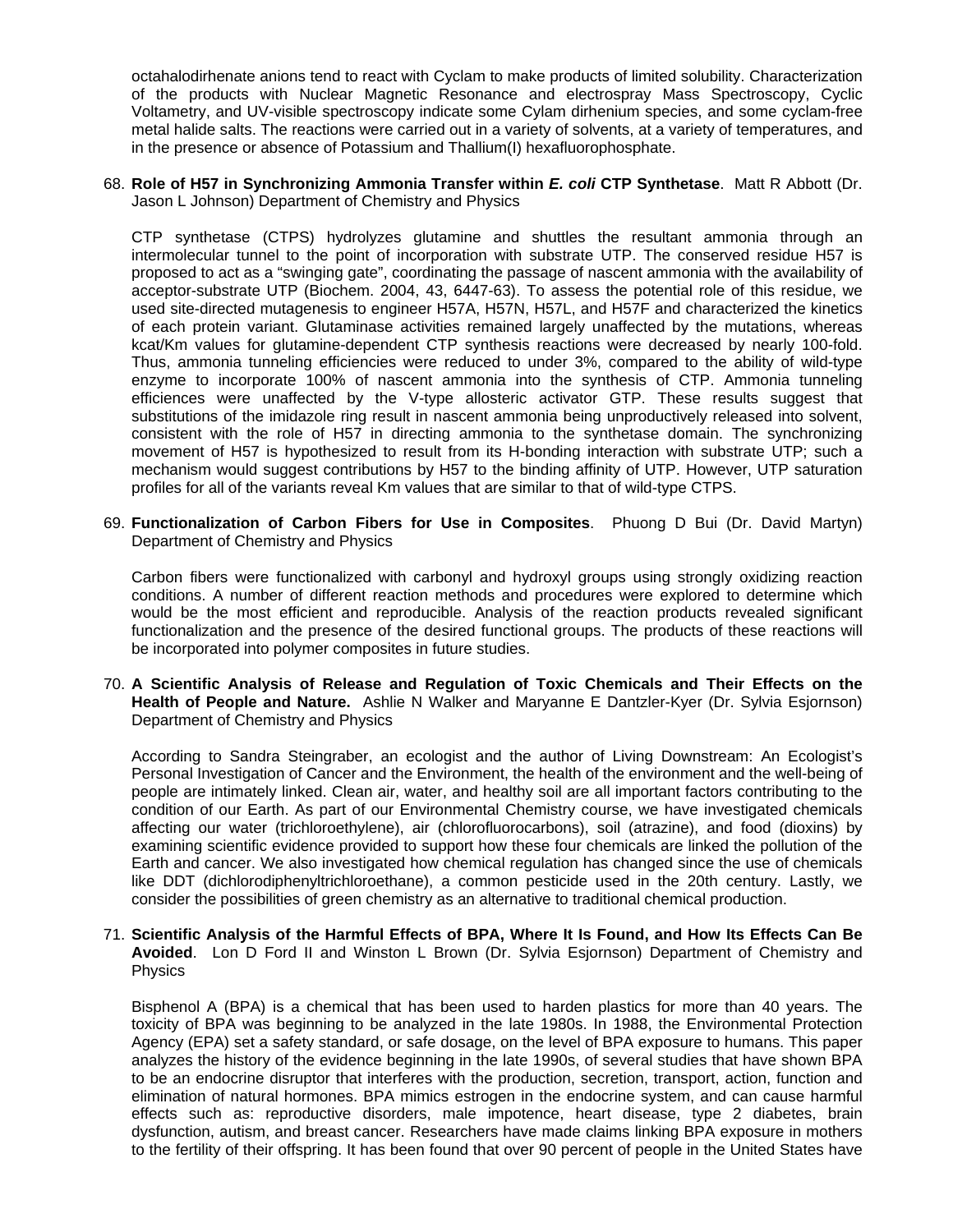octahalodirhenate anions tend to react with Cyclam to make products of limited solubility. Characterization of the products with Nuclear Magnetic Resonance and electrospray Mass Spectroscopy, Cyclic Voltametry, and UV-visible spectroscopy indicate some Cylam dirhenium species, and some cyclam-free metal halide salts. The reactions were carried out in a variety of solvents, at a variety of temperatures, and in the presence or absence of Potassium and Thallium(I) hexafluorophosphate.

68. **Role of H57 in Synchronizing Ammonia Transfer within *E. coli* CTP Synthetase**. Matt R Abbott (Dr. Jason L Johnson) Department of Chemistry and Physics

    CTP synthetase (CTPS) hydrolyzes glutamine and shuttles the resultant ammonia through an intermolecular tunnel to the point of incorporation with substrate UTP. The conserved residue H57 is proposed to act as a "swinging gate", coordinating the passage of nascent ammonia with the availability of acceptor-substrate UTP (Biochem. 2004, 43, 6447-63). To assess the potential role of this residue, we used site-directed mutagenesis to engineer H57A, H57N, H57L, and H57F and characterized the kinetics of each protein variant. Glutaminase activities remained largely unaffected by the mutations, whereas kcat/Km values for glutamine-dependent CTP synthesis reactions were decreased by nearly 100-fold. Thus, ammonia tunneling efficiencies were reduced to under 3%, compared to the ability of wild-type enzyme to incorporate 100% of nascent ammonia into the synthesis of CTP. Ammonia tunneling efficiences were unaffected by the V-type allosteric activator GTP. These results suggest that substitutions of the imidazole ring result in nascent ammonia being unproductively released into solvent, consistent with the role of H57 in directing ammonia to the synthetase domain. The synchronizing movement of H57 is hypothesized to result from its H-bonding interaction with substrate UTP; such a mechanism would suggest contributions by H57 to the binding affinity of UTP. However, UTP saturation profiles for all of the variants reveal Km values that are similar to that of wild-type CTPS.

69. **Functionalization of Carbon Fibers for Use in Composites**. Phuong D Bui (Dr. David Martyn) Department of Chemistry and Physics

    Carbon fibers were functionalized with carbonyl and hydroxyl groups using strongly oxidizing reaction conditions. A number of different reaction methods and procedures were explored to determine which would be the most efficient and reproducible. Analysis of the reaction products revealed significant functionalization and the presence of the desired functional groups. The products of these reactions will be incorporated into polymer composites in future studies.

70. **A Scientific Analysis of Release and Regulation of Toxic Chemicals and Their Effects on the Health of People and Nature.** Ashlie N Walker and Maryanne E Dantzler-Kyer (Dr. Sylvia Esjornson) Department of Chemistry and Physics

    According to Sandra Steingraber, an ecologist and the author of Living Downstream: An Ecologist's Personal Investigation of Cancer and the Environment, the health of the environment and the well-being of people are intimately linked. Clean air, water, and healthy soil are all important factors contributing to the condition of our Earth. As part of our Environmental Chemistry course, we have investigated chemicals affecting our water (trichloroethylene), air (chlorofluorocarbons), soil (atrazine), and food (dioxins) by examining scientific evidence provided to support how these four chemicals are linked the pollution of the Earth and cancer. We also investigated how chemical regulation has changed since the use of chemicals like DDT (dichlorodiphenyltrichloroethane), a common pesticide used in the 20th century. Lastly, we consider the possibilities of green chemistry as an alternative to traditional chemical production.

71. **Scientific Analysis of the Harmful Effects of BPA, Where It Is Found, and How Its Effects Can Be Avoided**. Lon D Ford II and Winston L Brown (Dr. Sylvia Esjornson) Department of Chemistry and Physics

    Bisphenol A (BPA) is a chemical that has been used to harden plastics for more than 40 years. The toxicity of BPA was beginning to be analyzed in the late 1980s. In 1988, the Environmental Protection Agency (EPA) set a safety standard, or safe dosage, on the level of BPA exposure to humans. This paper analyzes the history of the evidence beginning in the late 1990s, of several studies that have shown BPA to be an endocrine disruptor that interferes with the production, secretion, transport, action, function and elimination of natural hormones. BPA mimics estrogen in the endocrine system, and can cause harmful effects such as: reproductive disorders, male impotence, heart disease, type 2 diabetes, brain dysfunction, autism, and breast cancer. Researchers have made claims linking BPA exposure in mothers to the fertility of their offspring. It has been found that over 90 percent of people in the United States have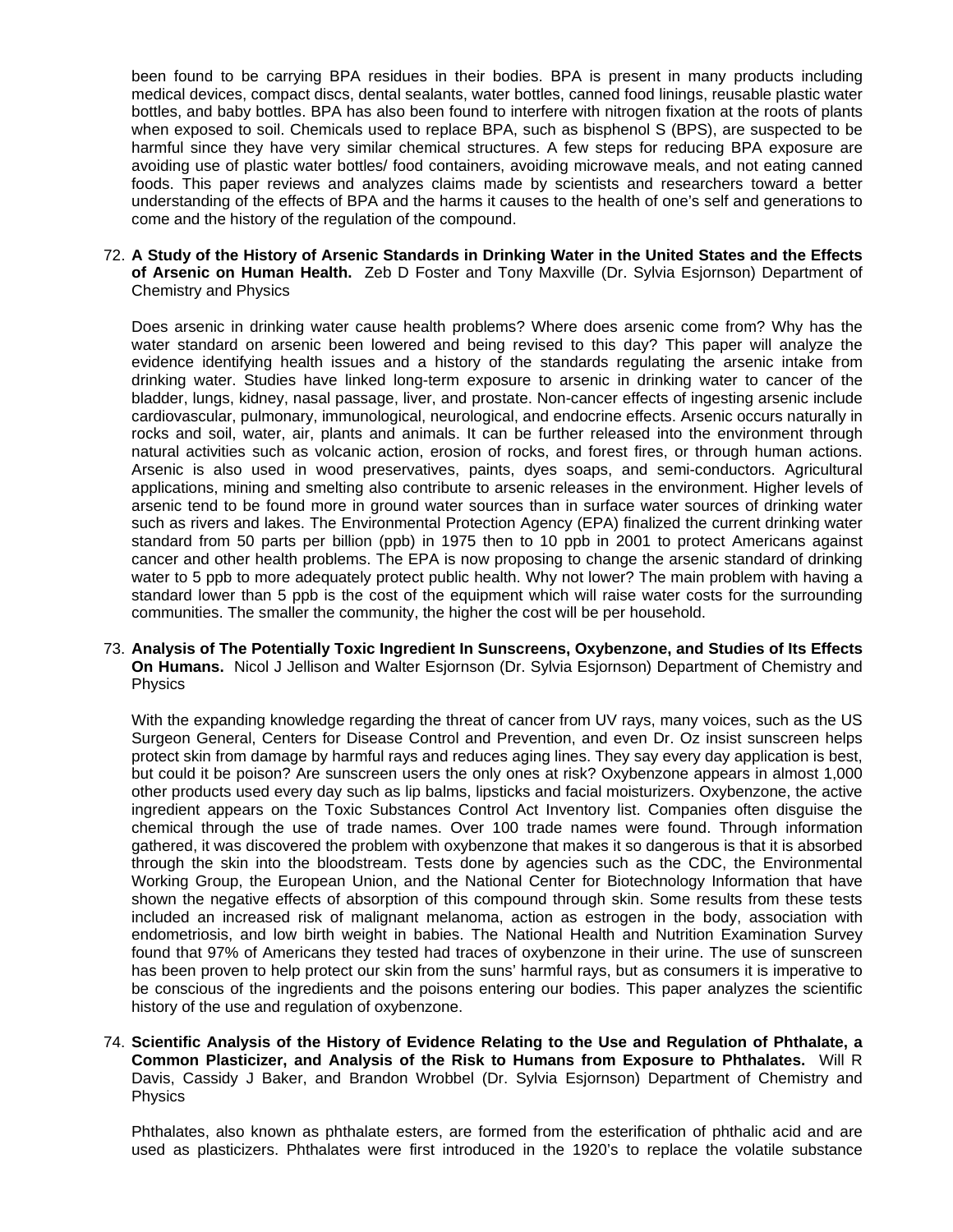been found to be carrying BPA residues in their bodies. BPA is present in many products including medical devices, compact discs, dental sealants, water bottles, canned food linings, reusable plastic water bottles, and baby bottles. BPA has also been found to interfere with nitrogen fixation at the roots of plants when exposed to soil. Chemicals used to replace BPA, such as bisphenol S (BPS), are suspected to be harmful since they have very similar chemical structures. A few steps for reducing BPA exposure are avoiding use of plastic water bottles/ food containers, avoiding microwave meals, and not eating canned foods. This paper reviews and analyzes claims made by scientists and researchers toward a better understanding of the effects of BPA and the harms it causes to the health of one's self and generations to come and the history of the regulation of the compound.

72. **A Study of the History of Arsenic Standards in Drinking Water in the United States and the Effects of Arsenic on Human Health.** Zeb D Foster and Tony Maxville (Dr. Sylvia Esjornson) Department of Chemistry and Physics

    Does arsenic in drinking water cause health problems? Where does arsenic come from? Why has the water standard on arsenic been lowered and being revised to this day? This paper will analyze the evidence identifying health issues and a history of the standards regulating the arsenic intake from drinking water. Studies have linked long-term exposure to arsenic in drinking water to cancer of the bladder, lungs, kidney, nasal passage, liver, and prostate. Non-cancer effects of ingesting arsenic include cardiovascular, pulmonary, immunological, neurological, and endocrine effects. Arsenic occurs naturally in rocks and soil, water, air, plants and animals. It can be further released into the environment through natural activities such as volcanic action, erosion of rocks, and forest fires, or through human actions. Arsenic is also used in wood preservatives, paints, dyes soaps, and semi-conductors. Agricultural applications, mining and smelting also contribute to arsenic releases in the environment. Higher levels of arsenic tend to be found more in ground water sources than in surface water sources of drinking water such as rivers and lakes. The Environmental Protection Agency (EPA) finalized the current drinking water standard from 50 parts per billion (ppb) in 1975 then to 10 ppb in 2001 to protect Americans against cancer and other health problems. The EPA is now proposing to change the arsenic standard of drinking water to 5 ppb to more adequately protect public health. Why not lower? The main problem with having a standard lower than 5 ppb is the cost of the equipment which will raise water costs for the surrounding communities. The smaller the community, the higher the cost will be per household.

73. **Analysis of The Potentially Toxic Ingredient In Sunscreens, Oxybenzone, and Studies of Its Effects On Humans.** Nicol J Jellison and Walter Esjornson (Dr. Sylvia Esjornson) Department of Chemistry and Physics

    With the expanding knowledge regarding the threat of cancer from UV rays, many voices, such as the US Surgeon General, Centers for Disease Control and Prevention, and even Dr. Oz insist sunscreen helps protect skin from damage by harmful rays and reduces aging lines. They say every day application is best, but could it be poison? Are sunscreen users the only ones at risk? Oxybenzone appears in almost 1,000 other products used every day such as lip balms, lipsticks and facial moisturizers. Oxybenzone, the active ingredient appears on the Toxic Substances Control Act Inventory list. Companies often disguise the chemical through the use of trade names. Over 100 trade names were found. Through information gathered, it was discovered the problem with oxybenzone that makes it so dangerous is that it is absorbed through the skin into the bloodstream. Tests done by agencies such as the CDC, the Environmental Working Group, the European Union, and the National Center for Biotechnology Information that have shown the negative effects of absorption of this compound through skin. Some results from these tests included an increased risk of malignant melanoma, action as estrogen in the body, association with endometriosis, and low birth weight in babies. The National Health and Nutrition Examination Survey found that 97% of Americans they tested had traces of oxybenzone in their urine. The use of sunscreen has been proven to help protect our skin from the suns' harmful rays, but as consumers it is imperative to be conscious of the ingredients and the poisons entering our bodies. This paper analyzes the scientific history of the use and regulation of oxybenzone.

74. **Scientific Analysis of the History of Evidence Relating to the Use and Regulation of Phthalate, a Common Plasticizer, and Analysis of the Risk to Humans from Exposure to Phthalates.** Will R Davis, Cassidy J Baker, and Brandon Wrobbel (Dr. Sylvia Esjornson) Department of Chemistry and Physics

    Phthalates, also known as phthalate esters, are formed from the esterification of phthalic acid and are used as plasticizers. Phthalates were first introduced in the 1920's to replace the volatile substance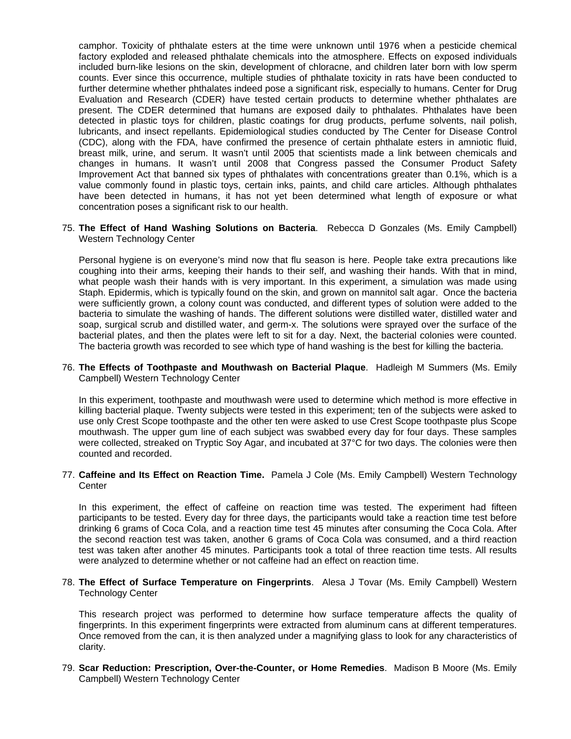camphor. Toxicity of phthalate esters at the time were unknown until 1976 when a pesticide chemical factory exploded and released phthalate chemicals into the atmosphere. Effects on exposed individuals included burn-like lesions on the skin, development of chloracne, and children later born with low sperm counts. Ever since this occurrence, multiple studies of phthalate toxicity in rats have been conducted to further determine whether phthalates indeed pose a significant risk, especially to humans. Center for Drug Evaluation and Research (CDER) have tested certain products to determine whether phthalates are present. The CDER determined that humans are exposed daily to phthalates. Phthalates have been detected in plastic toys for children, plastic coatings for drug products, perfume solvents, nail polish, lubricants, and insect repellants. Epidemiological studies conducted by The Center for Disease Control (CDC), along with the FDA, have confirmed the presence of certain phthalate esters in amniotic fluid, breast milk, urine, and serum. It wasn't until 2005 that scientists made a link between chemicals and changes in humans. It wasn't until 2008 that Congress passed the Consumer Product Safety Improvement Act that banned six types of phthalates with concentrations greater than 0.1%, which is a value commonly found in plastic toys, certain inks, paints, and child care articles. Although phthalates have been detected in humans, it has not yet been determined what length of exposure or what concentration poses a significant risk to our health.

75. **The Effect of Hand Washing Solutions on Bacteria**. Rebecca D Gonzales (Ms. Emily Campbell) Western Technology Center

    Personal hygiene is on everyone's mind now that flu season is here. People take extra precautions like coughing into their arms, keeping their hands to their self, and washing their hands. With that in mind, what people wash their hands with is very important. In this experiment, a simulation was made using Staph. Epidermis, which is typically found on the skin, and grown on mannitol salt agar. Once the bacteria were sufficiently grown, a colony count was conducted, and different types of solution were added to the bacteria to simulate the washing of hands. The different solutions were distilled water, distilled water and soap, surgical scrub and distilled water, and germ-x. The solutions were sprayed over the surface of the bacterial plates, and then the plates were left to sit for a day. Next, the bacterial colonies were counted. The bacteria growth was recorded to see which type of hand washing is the best for killing the bacteria.

76. **The Effects of Toothpaste and Mouthwash on Bacterial Plaque**. Hadleigh M Summers (Ms. Emily Campbell) Western Technology Center

    In this experiment, toothpaste and mouthwash were used to determine which method is more effective in killing bacterial plaque. Twenty subjects were tested in this experiment; ten of the subjects were asked to use only Crest Scope toothpaste and the other ten were asked to use Crest Scope toothpaste plus Scope mouthwash. The upper gum line of each subject was swabbed every day for four days. These samples were collected, streaked on Tryptic Soy Agar, and incubated at 37°C for two days. The colonies were then counted and recorded.

77. **Caffeine and Its Effect on Reaction Time.** Pamela J Cole (Ms. Emily Campbell) Western Technology Center

    In this experiment, the effect of caffeine on reaction time was tested. The experiment had fifteen participants to be tested. Every day for three days, the participants would take a reaction time test before drinking 6 grams of Coca Cola, and a reaction time test 45 minutes after consuming the Coca Cola. After the second reaction test was taken, another 6 grams of Coca Cola was consumed, and a third reaction test was taken after another 45 minutes. Participants took a total of three reaction time tests. All results were analyzed to determine whether or not caffeine had an effect on reaction time.

78. **The Effect of Surface Temperature on Fingerprints**. Alesa J Tovar (Ms. Emily Campbell) Western Technology Center

    This research project was performed to determine how surface temperature affects the quality of fingerprints. In this experiment fingerprints were extracted from aluminum cans at different temperatures. Once removed from the can, it is then analyzed under a magnifying glass to look for any characteristics of clarity.

79. **Scar Reduction: Prescription, Over-the-Counter, or Home Remedies**. Madison B Moore (Ms. Emily Campbell) Western Technology Center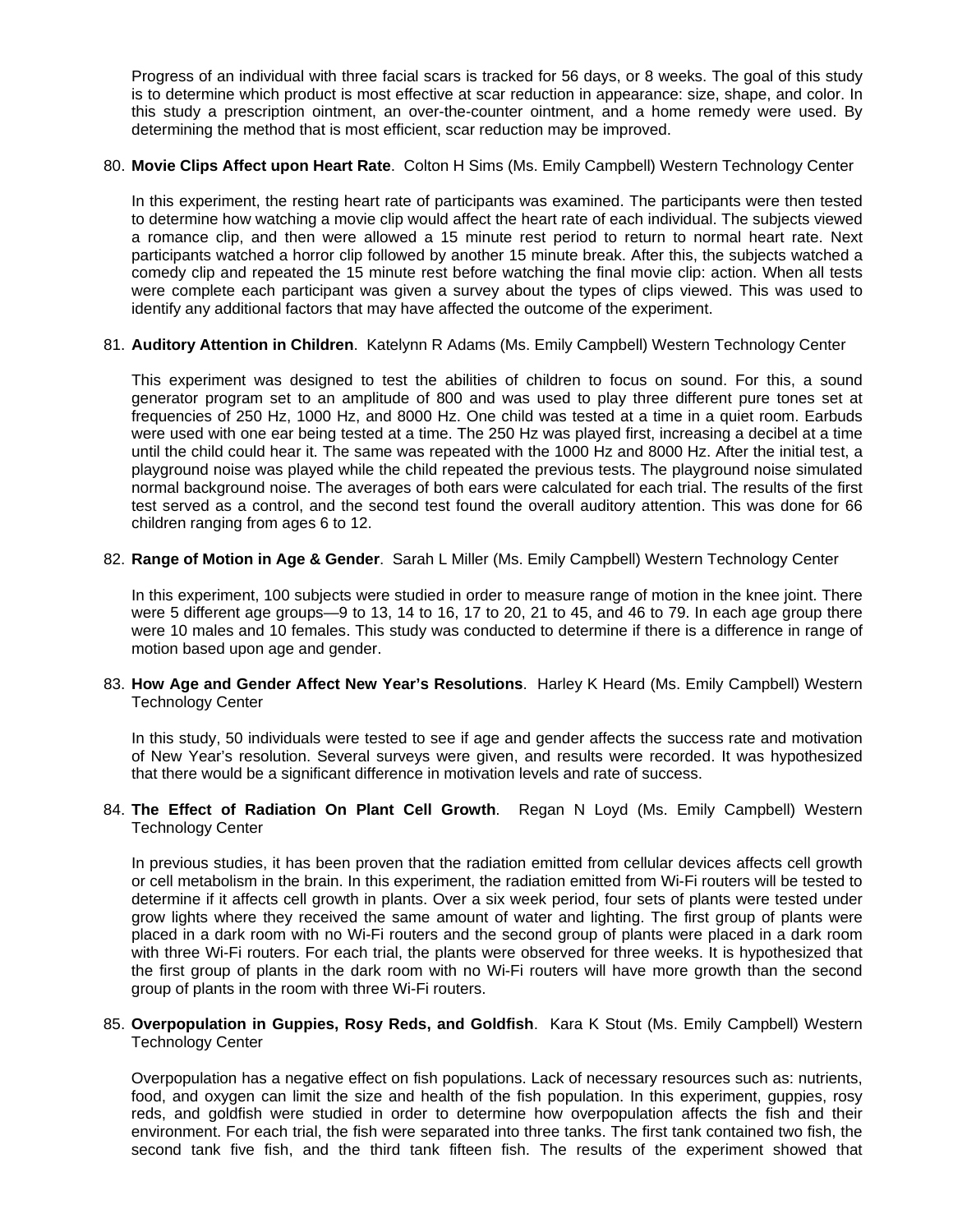Progress of an individual with three facial scars is tracked for 56 days, or 8 weeks. The goal of this study is to determine which product is most effective at scar reduction in appearance: size, shape, and color. In this study a prescription ointment, an over-the-counter ointment, and a home remedy were used. By determining the method that is most efficient, scar reduction may be improved.

80. **Movie Clips Affect upon Heart Rate**. Colton H Sims (Ms. Emily Campbell) Western Technology Center

    In this experiment, the resting heart rate of participants was examined. The participants were then tested to determine how watching a movie clip would affect the heart rate of each individual. The subjects viewed a romance clip, and then were allowed a 15 minute rest period to return to normal heart rate. Next participants watched a horror clip followed by another 15 minute break. After this, the subjects watched a comedy clip and repeated the 15 minute rest before watching the final movie clip: action. When all tests were complete each participant was given a survey about the types of clips viewed. This was used to identify any additional factors that may have affected the outcome of the experiment.

81. **Auditory Attention in Children**. Katelynn R Adams (Ms. Emily Campbell) Western Technology Center

    This experiment was designed to test the abilities of children to focus on sound. For this, a sound generator program set to an amplitude of 800 and was used to play three different pure tones set at frequencies of 250 Hz, 1000 Hz, and 8000 Hz. One child was tested at a time in a quiet room. Earbuds were used with one ear being tested at a time. The 250 Hz was played first, increasing a decibel at a time until the child could hear it. The same was repeated with the 1000 Hz and 8000 Hz. After the initial test, a playground noise was played while the child repeated the previous tests. The playground noise simulated normal background noise. The averages of both ears were calculated for each trial. The results of the first test served as a control, and the second test found the overall auditory attention. This was done for 66 children ranging from ages 6 to 12.

82. **Range of Motion in Age & Gender**. Sarah L Miller (Ms. Emily Campbell) Western Technology Center

    In this experiment, 100 subjects were studied in order to measure range of motion in the knee joint. There were 5 different age groups—9 to 13, 14 to 16, 17 to 20, 21 to 45, and 46 to 79. In each age group there were 10 males and 10 females. This study was conducted to determine if there is a difference in range of motion based upon age and gender.

83. **How Age and Gender Affect New Year's Resolutions**. Harley K Heard (Ms. Emily Campbell) Western Technology Center

    In this study, 50 individuals were tested to see if age and gender affects the success rate and motivation of New Year's resolution. Several surveys were given, and results were recorded. It was hypothesized that there would be a significant difference in motivation levels and rate of success.

84. **The Effect of Radiation On Plant Cell Growth**. Regan N Loyd (Ms. Emily Campbell) Western Technology Center

    In previous studies, it has been proven that the radiation emitted from cellular devices affects cell growth or cell metabolism in the brain. In this experiment, the radiation emitted from Wi-Fi routers will be tested to determine if it affects cell growth in plants. Over a six week period, four sets of plants were tested under grow lights where they received the same amount of water and lighting. The first group of plants were placed in a dark room with no Wi-Fi routers and the second group of plants were placed in a dark room with three Wi-Fi routers. For each trial, the plants were observed for three weeks. It is hypothesized that the first group of plants in the dark room with no Wi-Fi routers will have more growth than the second group of plants in the room with three Wi-Fi routers.

85. **Overpopulation in Guppies, Rosy Reds, and Goldfish**. Kara K Stout (Ms. Emily Campbell) Western Technology Center

    Overpopulation has a negative effect on fish populations. Lack of necessary resources such as: nutrients, food, and oxygen can limit the size and health of the fish population. In this experiment, guppies, rosy reds, and goldfish were studied in order to determine how overpopulation affects the fish and their environment. For each trial, the fish were separated into three tanks. The first tank contained two fish, the second tank five fish, and the third tank fifteen fish. The results of the experiment showed that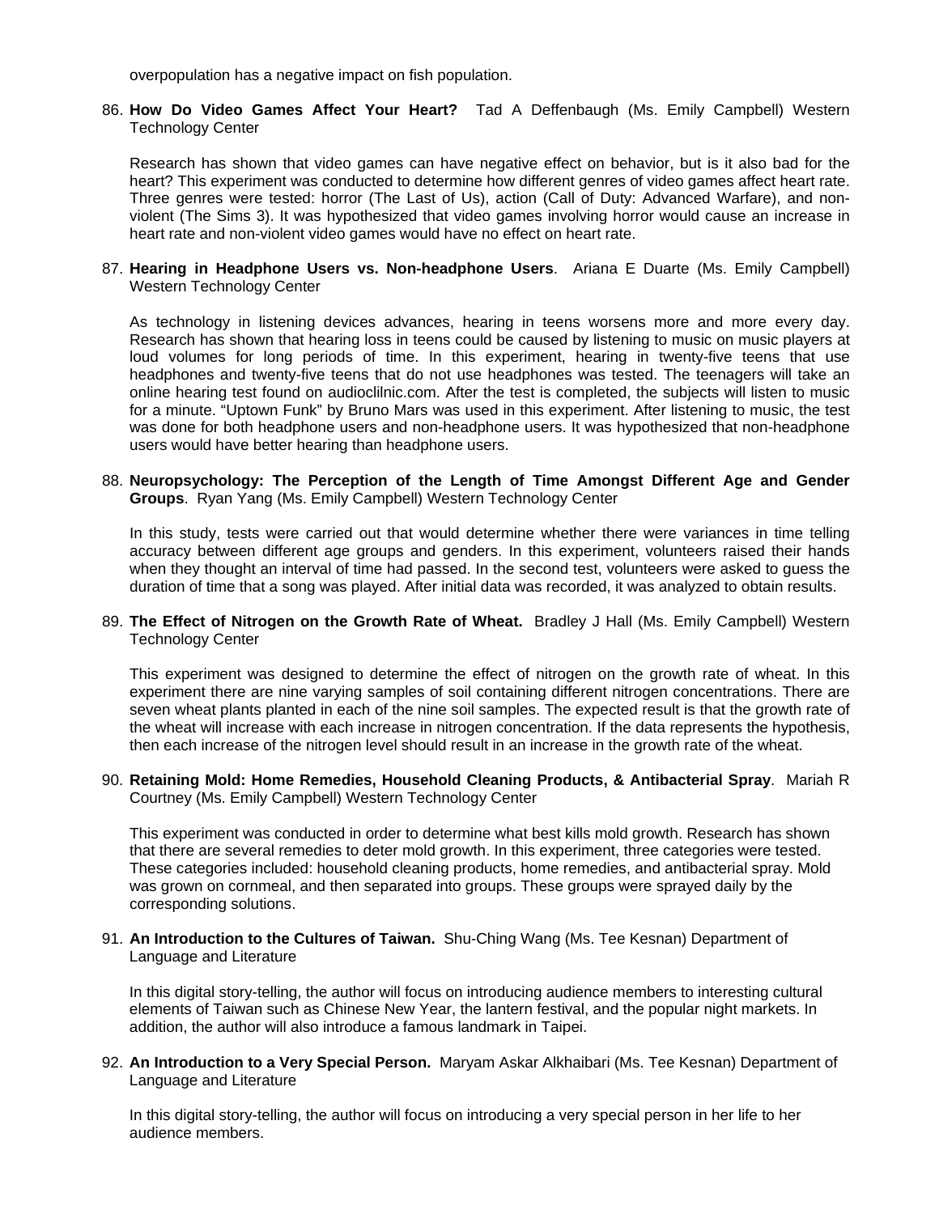overpopulation has a negative impact on fish population.

86. **How Do Video Games Affect Your Heart?** Tad A Deffenbaugh (Ms. Emily Campbell) Western Technology Center

    Research has shown that video games can have negative effect on behavior, but is it also bad for the heart? This experiment was conducted to determine how different genres of video games affect heart rate. Three genres were tested: horror (The Last of Us), action (Call of Duty: Advanced Warfare), and non-violent (The Sims 3). It was hypothesized that video games involving horror would cause an increase in heart rate and non-violent video games would have no effect on heart rate.

87. **Hearing in Headphone Users vs. Non-headphone Users**. Ariana E Duarte (Ms. Emily Campbell) Western Technology Center

    As technology in listening devices advances, hearing in teens worsens more and more every day. Research has shown that hearing loss in teens could be caused by listening to music on music players at loud volumes for long periods of time. In this experiment, hearing in twenty-five teens that use headphones and twenty-five teens that do not use headphones was tested. The teenagers will take an online hearing test found on audioclilnic.com. After the test is completed, the subjects will listen to music for a minute. "Uptown Funk" by Bruno Mars was used in this experiment. After listening to music, the test was done for both headphone users and non-headphone users. It was hypothesized that non-headphone users would have better hearing than headphone users.

88. **Neuropsychology: The Perception of the Length of Time Amongst Different Age and Gender Groups**. Ryan Yang (Ms. Emily Campbell) Western Technology Center

    In this study, tests were carried out that would determine whether there were variances in time telling accuracy between different age groups and genders. In this experiment, volunteers raised their hands when they thought an interval of time had passed. In the second test, volunteers were asked to guess the duration of time that a song was played. After initial data was recorded, it was analyzed to obtain results.

89. **The Effect of Nitrogen on the Growth Rate of Wheat.** Bradley J Hall (Ms. Emily Campbell) Western Technology Center

    This experiment was designed to determine the effect of nitrogen on the growth rate of wheat. In this experiment there are nine varying samples of soil containing different nitrogen concentrations. There are seven wheat plants planted in each of the nine soil samples. The expected result is that the growth rate of the wheat will increase with each increase in nitrogen concentration. If the data represents the hypothesis, then each increase of the nitrogen level should result in an increase in the growth rate of the wheat.

90. **Retaining Mold: Home Remedies, Household Cleaning Products, & Antibacterial Spray**. Mariah R Courtney (Ms. Emily Campbell) Western Technology Center

    This experiment was conducted in order to determine what best kills mold growth. Research has shown that there are several remedies to deter mold growth. In this experiment, three categories were tested. These categories included: household cleaning products, home remedies, and antibacterial spray. Mold was grown on cornmeal, and then separated into groups. These groups were sprayed daily by the corresponding solutions.

91. **An Introduction to the Cultures of Taiwan.** Shu-Ching Wang (Ms. Tee Kesnan) Department of Language and Literature

    In this digital story-telling, the author will focus on introducing audience members to interesting cultural elements of Taiwan such as Chinese New Year, the lantern festival, and the popular night markets. In addition, the author will also introduce a famous landmark in Taipei.

92. **An Introduction to a Very Special Person.** Maryam Askar Alkhaibari (Ms. Tee Kesnan) Department of Language and Literature

    In this digital story-telling, the author will focus on introducing a very special person in her life to her audience members.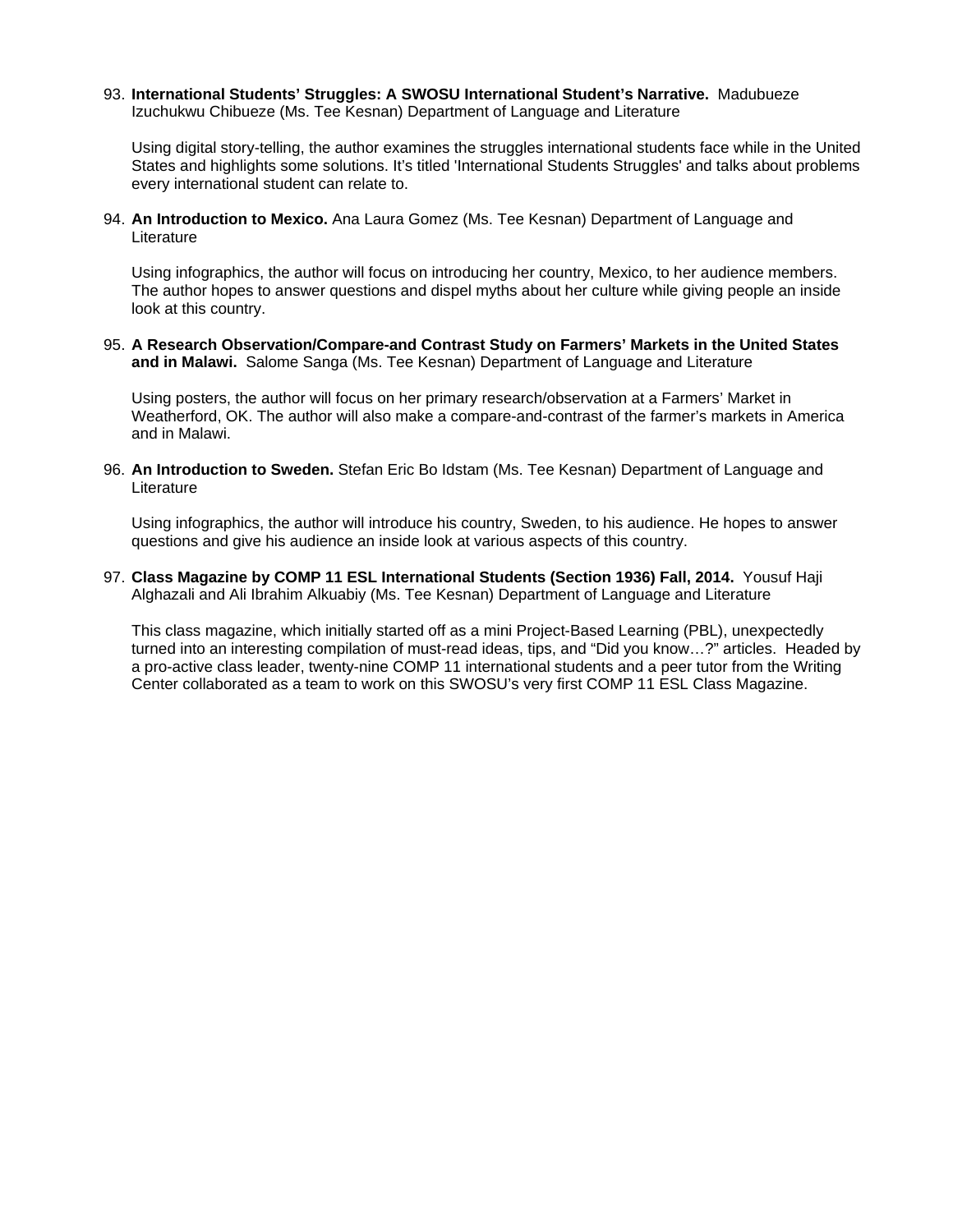93. **International Students' Struggles: A SWOSU International Student's Narrative.** Madubueze Izuchukwu Chibueze (Ms. Tee Kesnan) Department of Language and Literature

    Using digital story-telling, the author examines the struggles international students face while in the United States and highlights some solutions. It's titled 'International Students Struggles' and talks about problems every international student can relate to.

94. **An Introduction to Mexico.** Ana Laura Gomez (Ms. Tee Kesnan) Department of Language and Literature

    Using infographics, the author will focus on introducing her country, Mexico, to her audience members. The author hopes to answer questions and dispel myths about her culture while giving people an inside look at this country.

95. **A Research Observation/Compare-and Contrast Study on Farmers' Markets in the United States and in Malawi.** Salome Sanga (Ms. Tee Kesnan) Department of Language and Literature

    Using posters, the author will focus on her primary research/observation at a Farmers' Market in Weatherford, OK. The author will also make a compare-and-contrast of the farmer's markets in America and in Malawi.

96. **An Introduction to Sweden.** Stefan Eric Bo Idstam (Ms. Tee Kesnan) Department of Language and Literature

    Using infographics, the author will introduce his country, Sweden, to his audience. He hopes to answer questions and give his audience an inside look at various aspects of this country.

97. **Class Magazine by COMP 11 ESL International Students (Section 1936) Fall, 2014.** Yousuf Haji Alghazali and Ali Ibrahim Alkuabiy (Ms. Tee Kesnan) Department of Language and Literature

    This class magazine, which initially started off as a mini Project-Based Learning (PBL), unexpectedly turned into an interesting compilation of must-read ideas, tips, and "Did you know…?" articles. Headed by a pro-active class leader, twenty-nine COMP 11 international students and a peer tutor from the Writing Center collaborated as a team to work on this SWOSU's very first COMP 11 ESL Class Magazine.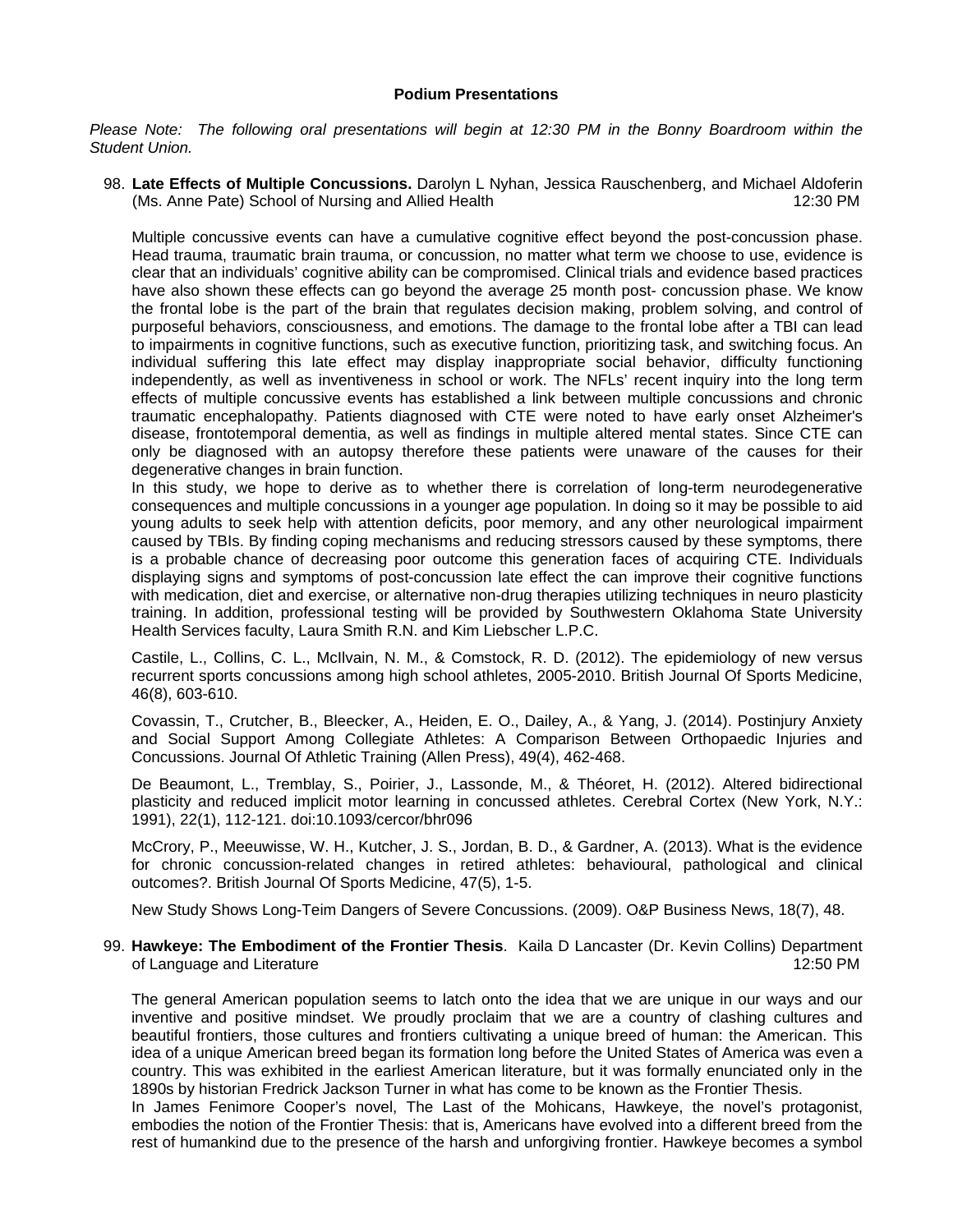## Podium Presentations

*Please Note: The following oral presentations will begin at 12:30 PM in the Bonny Boardroom within the Student Union.*

98. **Late Effects of Multiple Concussions.** Darolyn L Nyhan, Jessica Rauschenberg, and Michael Aldoferin (Ms. Anne Pate) School of Nursing and Allied Health 12:30 PM

Multiple concussive events can have a cumulative cognitive effect beyond the post-concussion phase. Head trauma, traumatic brain trauma, or concussion, no matter what term we choose to use, evidence is clear that an individuals' cognitive ability can be compromised. Clinical trials and evidence based practices have also shown these effects can go beyond the average 25 month post- concussion phase. We know the frontal lobe is the part of the brain that regulates decision making, problem solving, and control of purposeful behaviors, consciousness, and emotions. The damage to the frontal lobe after a TBI can lead to impairments in cognitive functions, such as executive function, prioritizing task, and switching focus. An individual suffering this late effect may display inappropriate social behavior, difficulty functioning independently, as well as inventiveness in school or work. The NFLs' recent inquiry into the long term effects of multiple concussive events has established a link between multiple concussions and chronic traumatic encephalopathy. Patients diagnosed with CTE were noted to have early onset Alzheimer's disease, frontotemporal dementia, as well as findings in multiple altered mental states. Since CTE can only be diagnosed with an autopsy therefore these patients were unaware of the causes for their degenerative changes in brain function.

In this study, we hope to derive as to whether there is correlation of long-term neurodegenerative consequences and multiple concussions in a younger age population. In doing so it may be possible to aid young adults to seek help with attention deficits, poor memory, and any other neurological impairment caused by TBIs. By finding coping mechanisms and reducing stressors caused by these symptoms, there is a probable chance of decreasing poor outcome this generation faces of acquiring CTE. Individuals displaying signs and symptoms of post-concussion late effect the can improve their cognitive functions with medication, diet and exercise, or alternative non-drug therapies utilizing techniques in neuro plasticity training. In addition, professional testing will be provided by Southwestern Oklahoma State University Health Services faculty, Laura Smith R.N. and Kim Liebscher L.P.C.

Castile, L., Collins, C. L., McIlvain, N. M., & Comstock, R. D. (2012). The epidemiology of new versus recurrent sports concussions among high school athletes, 2005-2010. British Journal Of Sports Medicine, 46(8), 603-610.

Covassin, T., Crutcher, B., Bleecker, A., Heiden, E. O., Dailey, A., & Yang, J. (2014). Postinjury Anxiety and Social Support Among Collegiate Athletes: A Comparison Between Orthopaedic Injuries and Concussions. Journal Of Athletic Training (Allen Press), 49(4), 462-468.

De Beaumont, L., Tremblay, S., Poirier, J., Lassonde, M., & Théoret, H. (2012). Altered bidirectional plasticity and reduced implicit motor learning in concussed athletes. Cerebral Cortex (New York, N.Y.: 1991), 22(1), 112-121. doi:10.1093/cercor/bhr096

McCrory, P., Meeuwisse, W. H., Kutcher, J. S., Jordan, B. D., & Gardner, A. (2013). What is the evidence for chronic concussion-related changes in retired athletes: behavioural, pathological and clinical outcomes?. British Journal Of Sports Medicine, 47(5), 1-5.

New Study Shows Long-Teim Dangers of Severe Concussions. (2009). O&P Business News, 18(7), 48.

99. **Hawkeye: The Embodiment of the Frontier Thesis**. Kaila D Lancaster (Dr. Kevin Collins) Department of Language and Literature 12:50 PM

The general American population seems to latch onto the idea that we are unique in our ways and our inventive and positive mindset. We proudly proclaim that we are a country of clashing cultures and beautiful frontiers, those cultures and frontiers cultivating a unique breed of human: the American. This idea of a unique American breed began its formation long before the United States of America was even a country. This was exhibited in the earliest American literature, but it was formally enunciated only in the 1890s by historian Fredrick Jackson Turner in what has come to be known as the Frontier Thesis.

In James Fenimore Cooper's novel, The Last of the Mohicans, Hawkeye, the novel's protagonist, embodies the notion of the Frontier Thesis: that is, Americans have evolved into a different breed from the rest of humankind due to the presence of the harsh and unforgiving frontier. Hawkeye becomes a symbol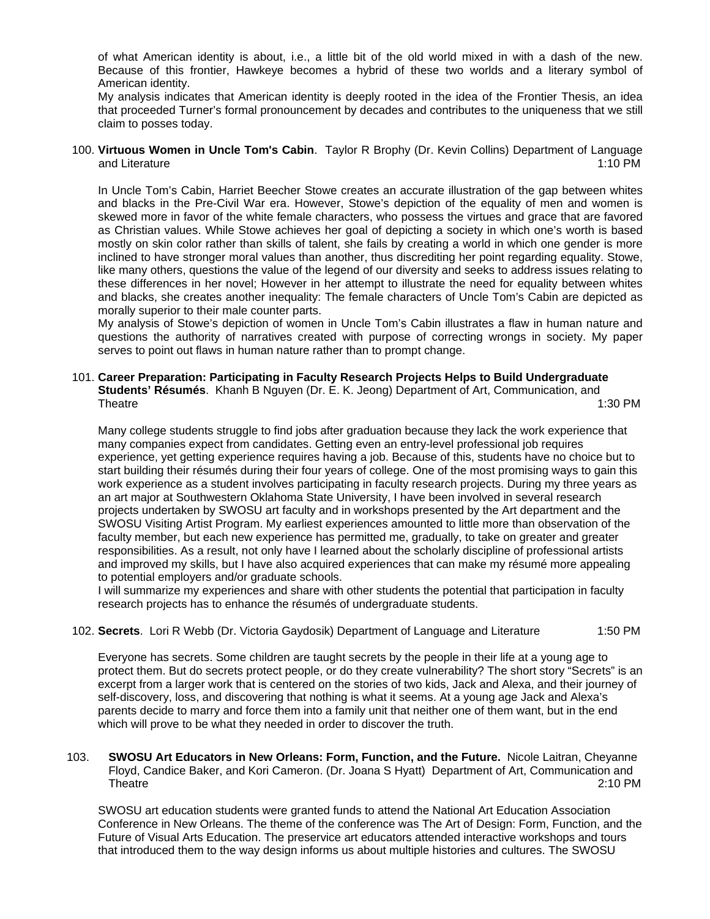of what American identity is about, i.e., a little bit of the old world mixed in with a dash of the new. Because of this frontier, Hawkeye becomes a hybrid of these two worlds and a literary symbol of American identity.

My analysis indicates that American identity is deeply rooted in the idea of the Frontier Thesis, an idea that proceeded Turner's formal pronouncement by decades and contributes to the uniqueness that we still claim to posses today.

100. **Virtuous Women in Uncle Tom's Cabin**. Taylor R Brophy (Dr. Kevin Collins) Department of Language and Literature 1:10 PM

In Uncle Tom's Cabin, Harriet Beecher Stowe creates an accurate illustration of the gap between whites and blacks in the Pre-Civil War era. However, Stowe's depiction of the equality of men and women is skewed more in favor of the white female characters, who possess the virtues and grace that are favored as Christian values. While Stowe achieves her goal of depicting a society in which one's worth is based mostly on skin color rather than skills of talent, she fails by creating a world in which one gender is more inclined to have stronger moral values than another, thus discrediting her point regarding equality. Stowe, like many others, questions the value of the legend of our diversity and seeks to address issues relating to these differences in her novel; However in her attempt to illustrate the need for equality between whites and blacks, she creates another inequality: The female characters of Uncle Tom's Cabin are depicted as morally superior to their male counter parts.

My analysis of Stowe's depiction of women in Uncle Tom's Cabin illustrates a flaw in human nature and questions the authority of narratives created with purpose of correcting wrongs in society. My paper serves to point out flaws in human nature rather than to prompt change.

101. **Career Preparation: Participating in Faculty Research Projects Helps to Build Undergraduate Students' Résumés**. Khanh B Nguyen (Dr. E. K. Jeong) Department of Art, Communication, and Theatre 1:30 PM

Many college students struggle to find jobs after graduation because they lack the work experience that many companies expect from candidates. Getting even an entry-level professional job requires experience, yet getting experience requires having a job. Because of this, students have no choice but to start building their résumés during their four years of college. One of the most promising ways to gain this work experience as a student involves participating in faculty research projects. During my three years as an art major at Southwestern Oklahoma State University, I have been involved in several research projects undertaken by SWOSU art faculty and in workshops presented by the Art department and the SWOSU Visiting Artist Program. My earliest experiences amounted to little more than observation of the faculty member, but each new experience has permitted me, gradually, to take on greater and greater responsibilities. As a result, not only have I learned about the scholarly discipline of professional artists and improved my skills, but I have also acquired experiences that can make my résumé more appealing to potential employers and/or graduate schools.

I will summarize my experiences and share with other students the potential that participation in faculty research projects has to enhance the résumés of undergraduate students.

102. **Secrets**. Lori R Webb (Dr. Victoria Gaydosik) Department of Language and Literature 1:50 PM

Everyone has secrets. Some children are taught secrets by the people in their life at a young age to protect them. But do secrets protect people, or do they create vulnerability? The short story "Secrets" is an excerpt from a larger work that is centered on the stories of two kids, Jack and Alexa, and their journey of self-discovery, loss, and discovering that nothing is what it seems. At a young age Jack and Alexa's parents decide to marry and force them into a family unit that neither one of them want, but in the end which will prove to be what they needed in order to discover the truth.

103. **SWOSU Art Educators in New Orleans: Form, Function, and the Future.** Nicole Laitran, Cheyanne Floyd, Candice Baker, and Kori Cameron. (Dr. Joana S Hyatt) Department of Art, Communication and Theatre 2:10 PM

SWOSU art education students were granted funds to attend the National Art Education Association Conference in New Orleans. The theme of the conference was The Art of Design: Form, Function, and the Future of Visual Arts Education. The preservice art educators attended interactive workshops and tours that introduced them to the way design informs us about multiple histories and cultures. The SWOSU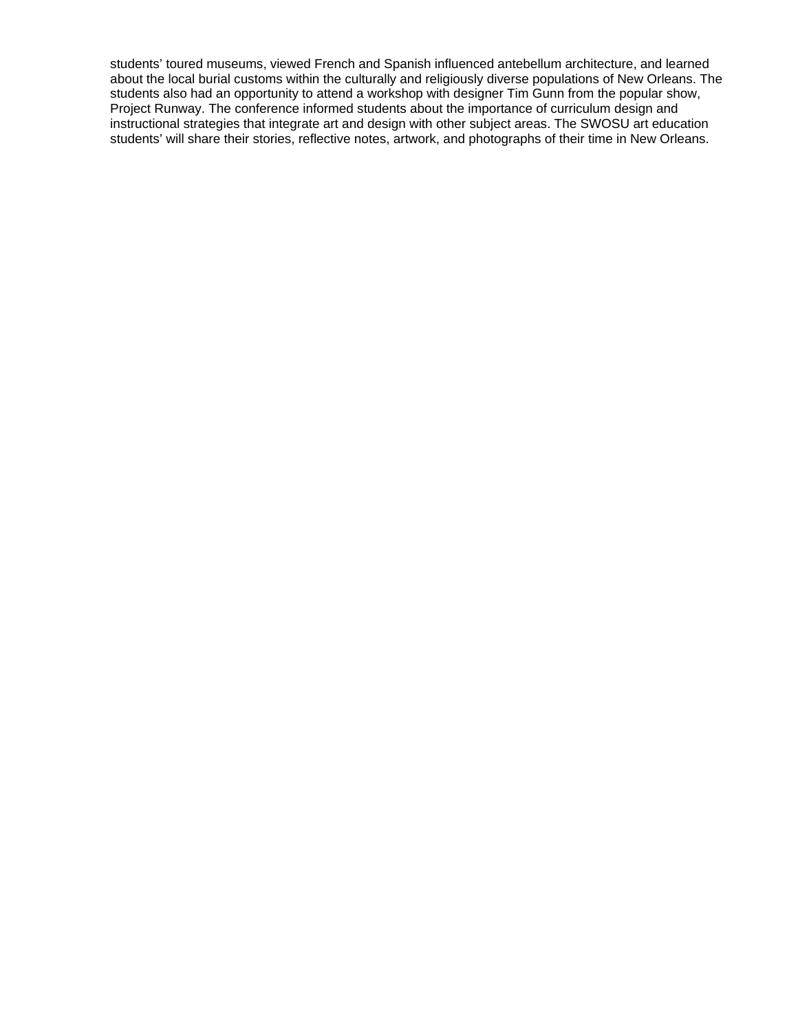students' toured museums, viewed French and Spanish influenced antebellum architecture, and learned about the local burial customs within the culturally and religiously diverse populations of New Orleans. The students also had an opportunity to attend a workshop with designer Tim Gunn from the popular show, Project Runway. The conference informed students about the importance of curriculum design and instructional strategies that integrate art and design with other subject areas. The SWOSU art education students' will share their stories, reflective notes, artwork, and photographs of their time in New Orleans.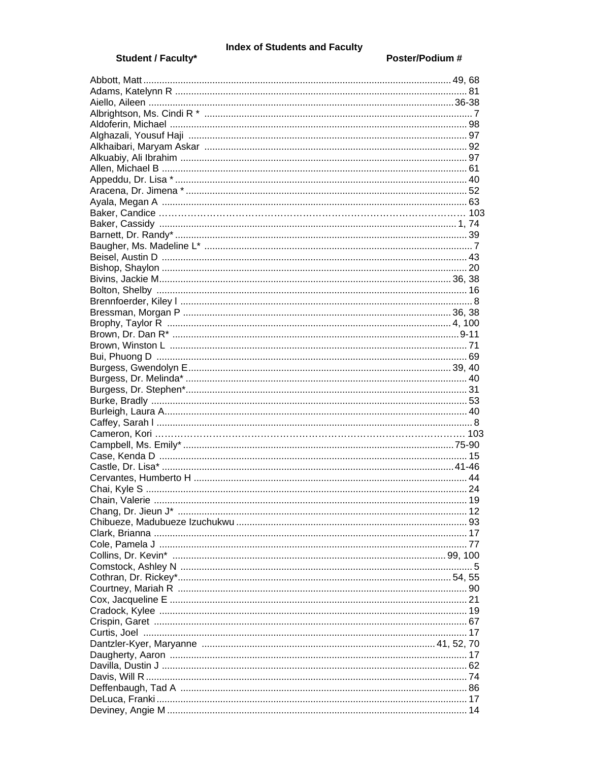# Index of Students and Faculty

| Student / Faculty* | Poster/Podium # |
|---|---|
| Abbott, Matt | 49, 68 |
| Adams, Katelynn R | 81 |
| Aiello, Aileen | 36-38 |
| Albrightson, Ms. Cindi R * | 7 |
| Aldoferin, Michael | 98 |
| Alghazali, Yousuf Haji | 97 |
| Alkhaibari, Maryam Askar | 92 |
| Alkuabiy, Ali Ibrahim | 97 |
| Allen, Michael B | 61 |
| Appeddu, Dr. Lisa * | 40 |
| Aracena, Dr. Jimena * | 52 |
| Ayala, Megan A | 63 |
| Baker, Candice | 103 |
| Baker, Cassidy | 1, 74 |
| Barnett, Dr. Randy* | 39 |
| Baugher, Ms. Madeline L* | 7 |
| Beisel, Austin D | 43 |
| Bishop, Shaylon | 20 |
| Bivins, Jackie M | 36, 38 |
| Bolton, Shelby | 16 |
| Brennfoerder, Kiley l | 8 |
| Bressman, Morgan P | 36, 38 |
| Brophy, Taylor R | 4, 100 |
| Brown, Dr. Dan R* | 9-11 |
| Brown, Winston L | 71 |
| Bui, Phuong D | 69 |
| Burgess, Gwendolyn E | 39, 40 |
| Burgess, Dr. Melinda* | 40 |
| Burgess, Dr. Stephen* | 31 |
| Burke, Bradly | 53 |
| Burleigh, Laura A | 40 |
| Caffey, Sarah l | 8 |
| Cameron, Kori | 103 |
| Campbell, Ms. Emily* | 75-90 |
| Case, Kenda D | 15 |
| Castle, Dr. Lisa* | 41-46 |
| Cervantes, Humberto H | 44 |
| Chai, Kyle S | 24 |
| Chain, Valerie | 19 |
| Chang, Dr. Jieun J* | 12 |
| Chibueze, Madubueze Izuchukwu | 93 |
| Clark, Brianna | 17 |
| Cole, Pamela J | 77 |
| Collins, Dr. Kevin* | 99, 100 |
| Comstock, Ashley N | 5 |
| Cothran, Dr. Rickey* | 54, 55 |
| Courtney, Mariah R | 90 |
| Cox, Jacqueline E | 21 |
| Cradock, Kylee | 19 |
| Crispin, Garet | 67 |
| Curtis, Joel | 17 |
| Dantzler-Kyer, Maryanne | 41, 52, 70 |
| Daugherty, Aaron | 17 |
| Davilla, Dustin J | 62 |
| Davis, Will R | 74 |
| Deffenbaugh, Tad A | 86 |
| DeLuca, Franki | 17 |
| Deviney, Angie M | 14 |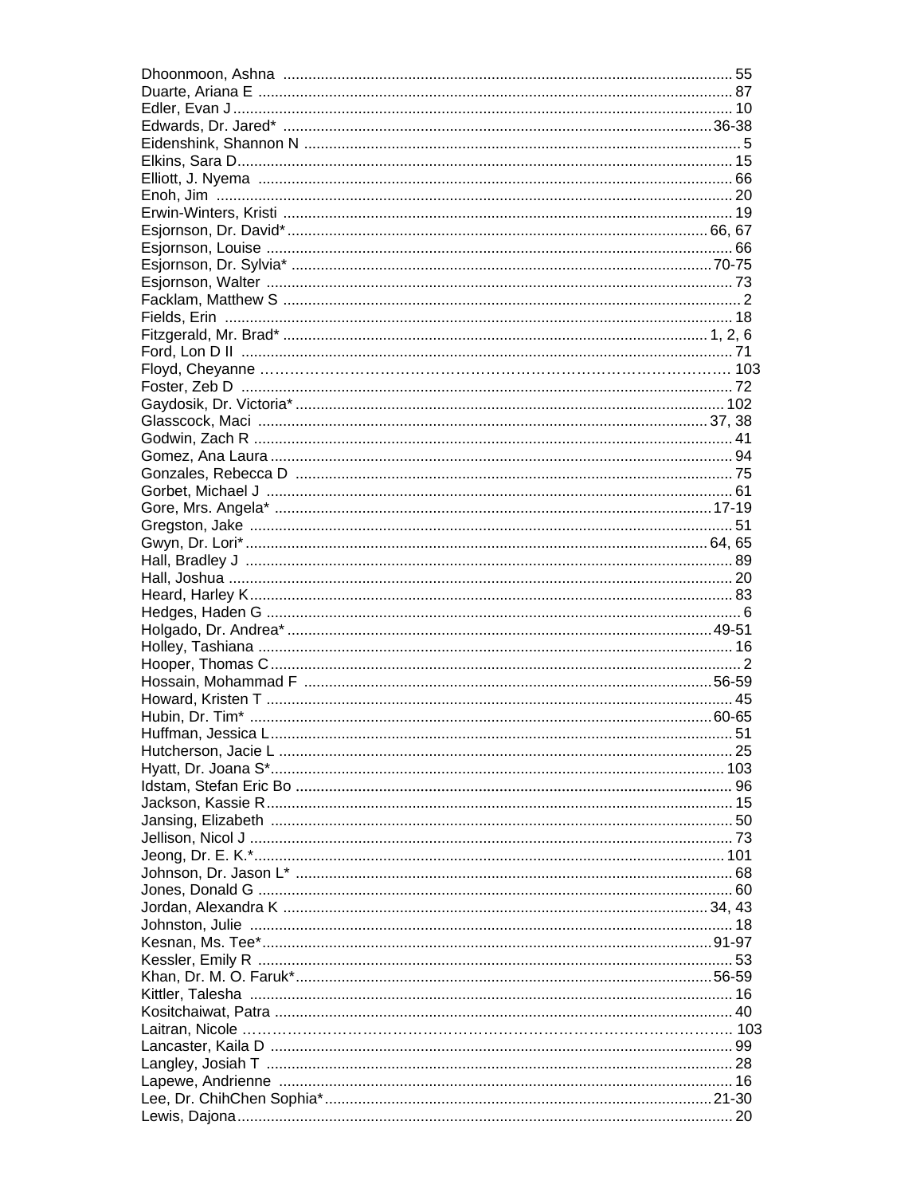Dhoonmoon, Ashna ........................................................................................................ 55
Duarte, Ariana E ........................................................................................................ 87
Edler, Evan J ............................................................................................................. 10
Edwards, Dr. Jared* ................................................................................................ 36-38
Eidenshink, Shannon N ................................................................................................ 5
Elkins, Sara D............................................................................................................. 15
Elliott, J. Nyema ........................................................................................................ 66
Enoh, Jim .................................................................................................................. 20
Erwin-Winters, Kristi ................................................................................................... 19
Esjornson, Dr. David*.............................................................................................. 66, 67
Esjornson, Louise ....................................................................................................... 66
Esjornson, Dr. Sylvia* ............................................................................................. 70-75
Esjornson, Walter ....................................................................................................... 73
Facklam, Matthew S ..................................................................................................... 2
Fields, Erin ................................................................................................................ 18
Fitzgerald, Mr. Brad* .............................................................................................. 1, 2, 6
Ford, Lon D II ............................................................................................................ 71
Floyd, Cheyanne ……………………………………………………………………………… 103
Foster, Zeb D ............................................................................................................ 72
Gaydosik, Dr. Victoria* .............................................................................................. 102
Glasscock, Maci ...................................................................................................... 37, 38
Godwin, Zach R ......................................................................................................... 41
Gomez, Ana Laura ..................................................................................................... 94
Gonzales, Rebecca D ................................................................................................. 75
Gorbet, Michael J ....................................................................................................... 61
Gore, Mrs. Angela* ................................................................................................. 17-19
Gregston, Jake .......................................................................................................... 51
Gwyn, Dr. Lori* ...................................................................................................... 64, 65
Hall, Bradley J ........................................................................................................... 89
Hall, Joshua .............................................................................................................. 20
Heard, Harley K.......................................................................................................... 83
Hedges, Haden G ......................................................................................................... 6
Holgado, Dr. Andrea* .............................................................................................. 49-51
Holley, Tashiana ........................................................................................................ 16
Hooper, Thomas C ....................................................................................................... 2
Hossain, Mohammad F ............................................................................................ 56-59
Howard, Kristen T ...................................................................................................... 45
Hubin, Dr. Tim* ....................................................................................................... 60-65
Huffman, Jessica L..................................................................................................... 51
Hutcherson, Jacie L ................................................................................................... 25
Hyatt, Dr. Joana S*.................................................................................................... 103
Idstam, Stefan Eric Bo ................................................................................................ 96
Jackson, Kassie R...................................................................................................... 15
Jansing, Elizabeth ..................................................................................................... 50
Jellison, Nicol J .......................................................................................................... 73
Jeong, Dr. E. K.*........................................................................................................ 101
Johnson, Dr. Jason L* ................................................................................................ 68
Jones, Donald G ........................................................................................................ 60
Jordan, Alexandra K ............................................................................................... 34, 43
Johnston, Julie .......................................................................................................... 18
Kesnan, Ms. Tee*.................................................................................................... 91-97
Kessler, Emily R ........................................................................................................ 53
Khan, Dr. M. O. Faruk*............................................................................................ 56-59
Kittler, Talesha .......................................................................................................... 16
Kositchaiwat, Patra .................................................................................................... 40
Laitran, Nicole ………………………………………………………………………………. 103
Lancaster, Kaila D ..................................................................................................... 99
Langley, Josiah T ...................................................................................................... 28
Lapewe, Andrienne .................................................................................................... 16
Lee, Dr. ChihChen Sophia*....................................................................................... 21-30
Lewis, Dajona............................................................................................................ 20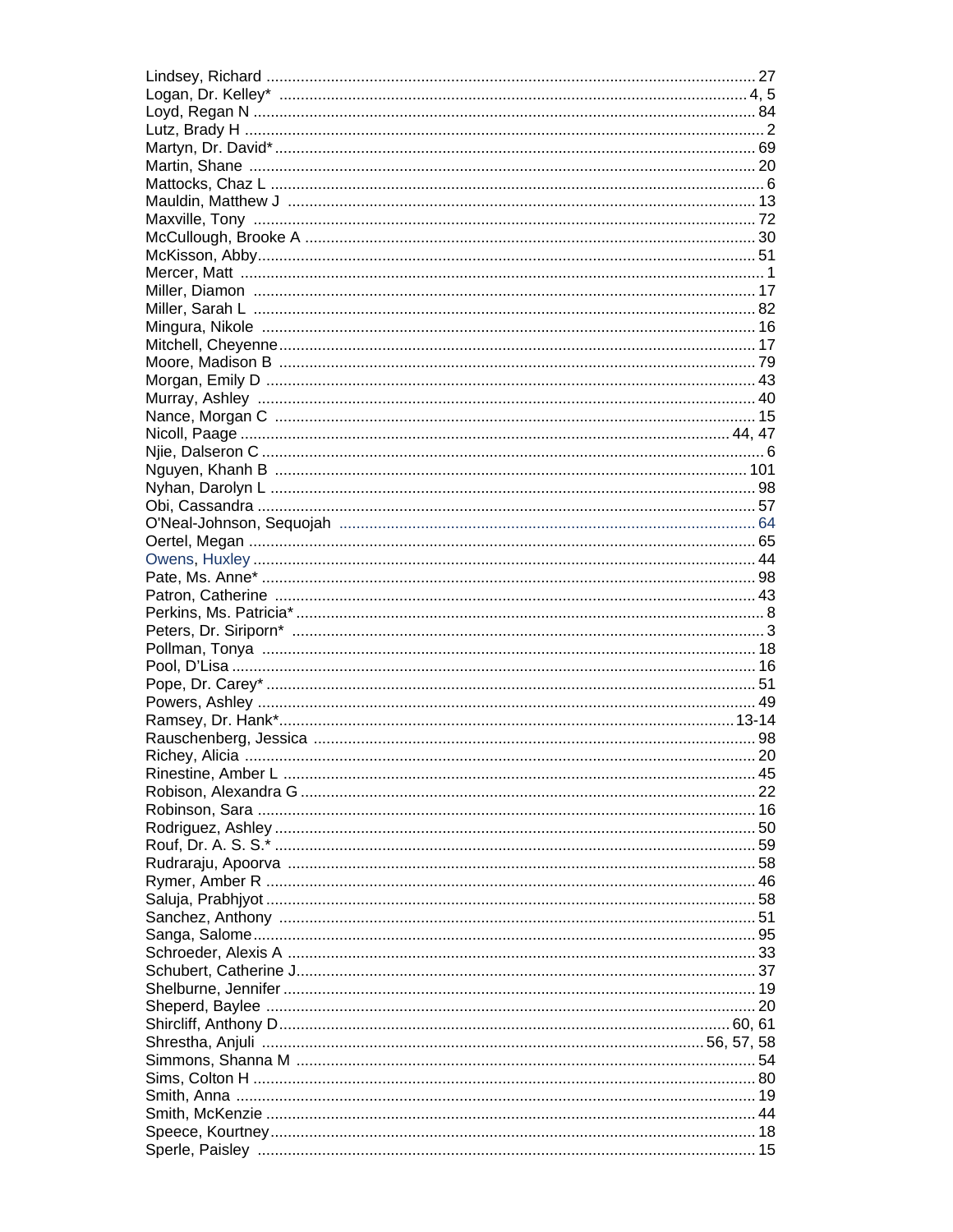Lindsey, Richard .......... 27
Logan, Dr. Kelley* .......... 4, 5
Loyd, Regan N .......... 84
Lutz, Brady H .......... 2
Martyn, Dr. David* .......... 69
Martin, Shane .......... 20
Mattocks, Chaz L .......... 6
Mauldin, Matthew J .......... 13
Maxville, Tony .......... 72
McCullough, Brooke A .......... 30
McKisson, Abby .......... 51
Mercer, Matt .......... 1
Miller, Diamon .......... 17
Miller, Sarah L .......... 82
Mingura, Nikole .......... 16
Mitchell, Cheyenne .......... 17
Moore, Madison B .......... 79
Morgan, Emily D .......... 43
Murray, Ashley .......... 40
Nance, Morgan C .......... 15
Nicoll, Paage .......... 44, 47
Njie, Dalseron C .......... 6
Nguyen, Khanh B .......... 101
Nyhan, Darolyn L .......... 98
Obi, Cassandra .......... 57
O'Neal-Johnson, Sequojah .......... 64
Oertel, Megan .......... 65
Owens, Huxley .......... 44
Pate, Ms. Anne* .......... 98
Patron, Catherine .......... 43
Perkins, Ms. Patricia* .......... 8
Peters, Dr. Siriporn* .......... 3
Pollman, Tonya .......... 18
Pool, D'Lisa .......... 16
Pope, Dr. Carey* .......... 51
Powers, Ashley .......... 49
Ramsey, Dr. Hank* .......... 13-14
Rauschenberg, Jessica .......... 98
Richey, Alicia .......... 20
Rinestine, Amber L .......... 45
Robison, Alexandra G .......... 22
Robinson, Sara .......... 16
Rodriguez, Ashley .......... 50
Rouf, Dr. A. S. S.* .......... 59
Rudraraju, Apoorva .......... 58
Rymer, Amber R .......... 46
Saluja, Prabhjyot .......... 58
Sanchez, Anthony .......... 51
Sanga, Salome .......... 95
Schroeder, Alexis A .......... 33
Schubert, Catherine J .......... 37
Shelburne, Jennifer .......... 19
Sheperd, Baylee .......... 20
Shircliff, Anthony D .......... 60, 61
Shrestha, Anjuli .......... 56, 57, 58
Simmons, Shanna M .......... 54
Sims, Colton H .......... 80
Smith, Anna .......... 19
Smith, McKenzie .......... 44
Speece, Kourtney .......... 18
Sperle, Paisley .......... 15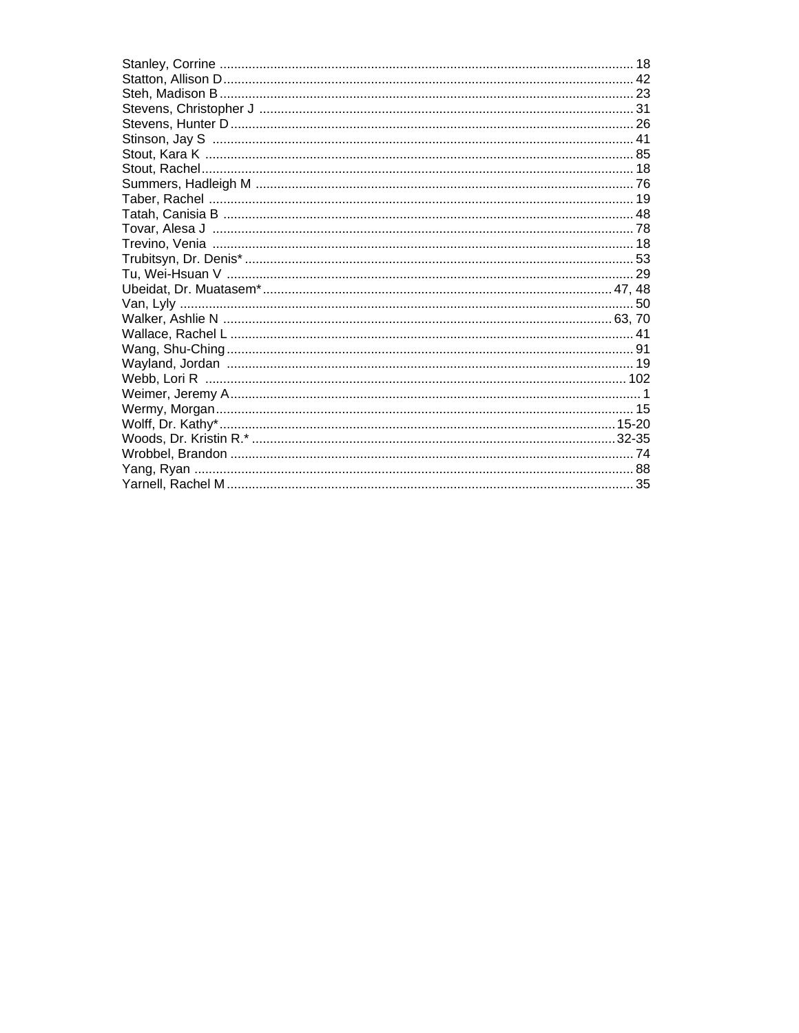Stanley, Corrine ........................................................................................................ 18
Statton, Allison D ....................................................................................................... 42
Steh, Madison B ........................................................................................................ 23
Stevens, Christopher J .............................................................................................. 31
Stevens, Hunter D ..................................................................................................... 26
Stinson, Jay S ........................................................................................................... 41
Stout, Kara K ............................................................................................................. 85
Stout, Rachel ............................................................................................................. 18
Summers, Hadleigh M ............................................................................................... 76
Taber, Rachel ............................................................................................................ 19
Tatah, Canisia B ........................................................................................................ 48
Tovar, Alesa J ............................................................................................................ 78
Trevino, Venia ............................................................................................................ 18
Trubitsyn, Dr. Denis* ................................................................................................. 53
Tu, Wei-Hsuan V ........................................................................................................ 29
Ubeidat, Dr. Muatasem* ....................................................................................... 47, 48
Van, Lyly .................................................................................................................... 50
Walker, Ashlie N ................................................................................................... 63, 70
Wallace, Rachel L ...................................................................................................... 41
Wang, Shu-Ching ....................................................................................................... 91
Wayland, Jordan ........................................................................................................ 19
Webb, Lori R ............................................................................................................ 102
Weimer, Jeremy A ....................................................................................................... 1
Wermy, Morgan .......................................................................................................... 15
Wolff, Dr. Kathy* ................................................................................................... 15-20
Woods, Dr. Kristin R.* ........................................................................................... 32-35
Wrobbel, Brandon ...................................................................................................... 74
Yang, Ryan ................................................................................................................ 88
Yarnell, Rachel M ....................................................................................................... 35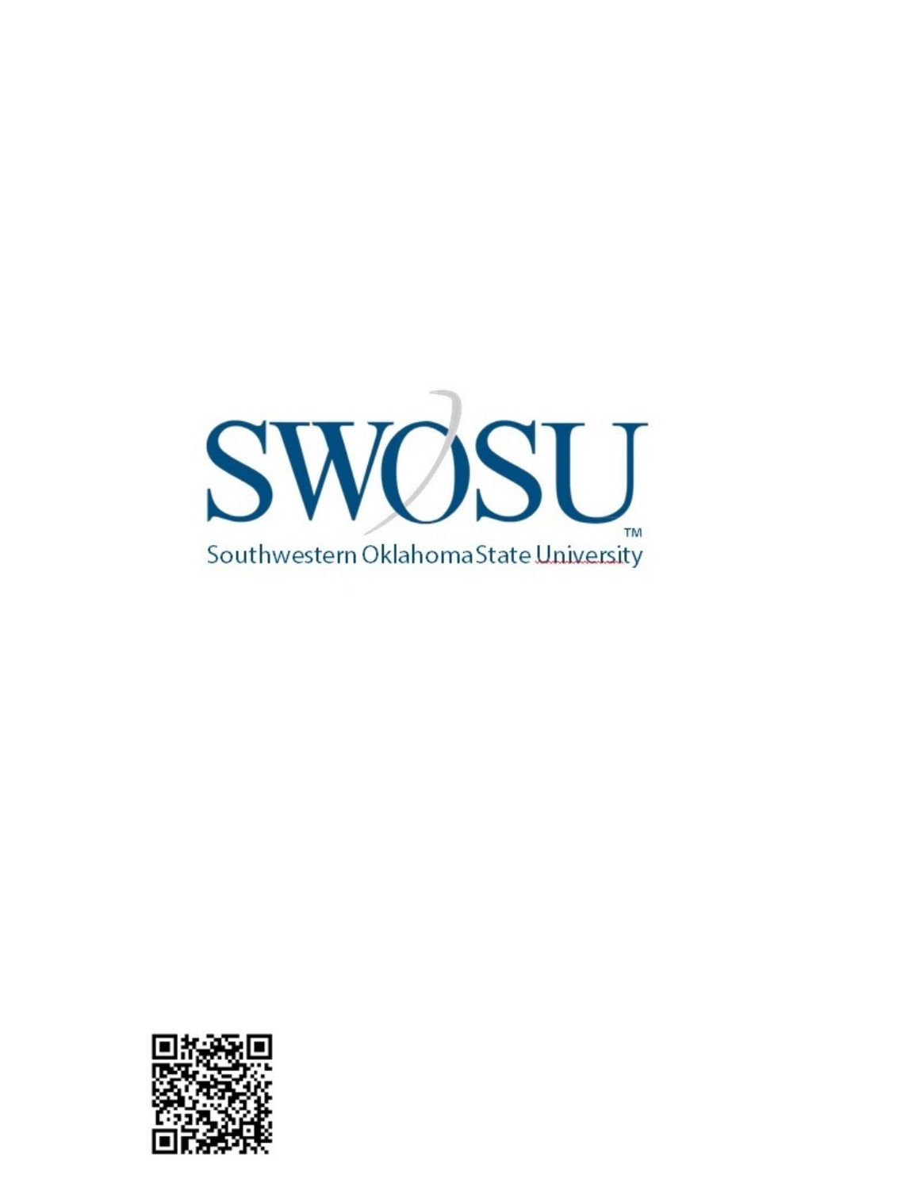SWOSU

Southwestern Oklahoma State University